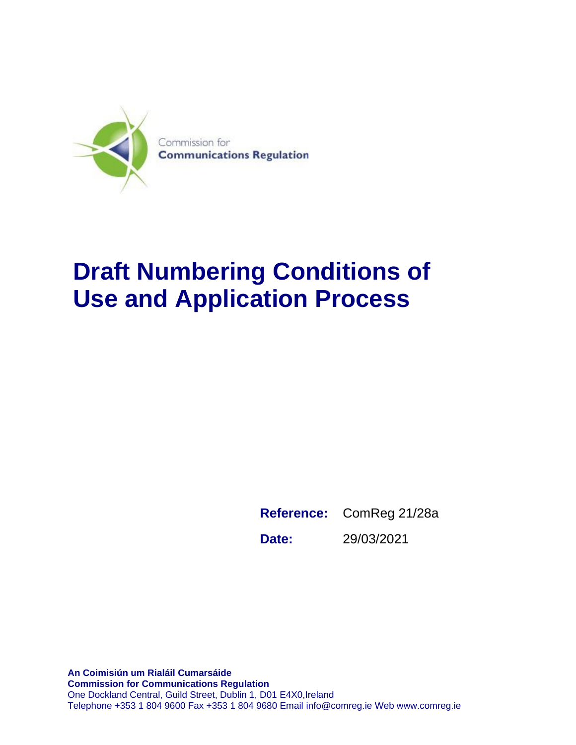Commission for
**Communications Regulation**

# Draft Numbering Conditions of Use and Application Process

| | |
|---|---|
| **Reference:** | ComReg 21/28a |
| **Date:** | 29/03/2021 |

**An Coimisiún um Rialáil Cumarsáide**
**Commission for Communications Regulation**
One Dockland Central, Guild Street, Dublin 1, D01 E4X0,Ireland
Telephone +353 1 804 9600 Fax +353 1 804 9680 Email info@comreg.ie Web www.comreg.ie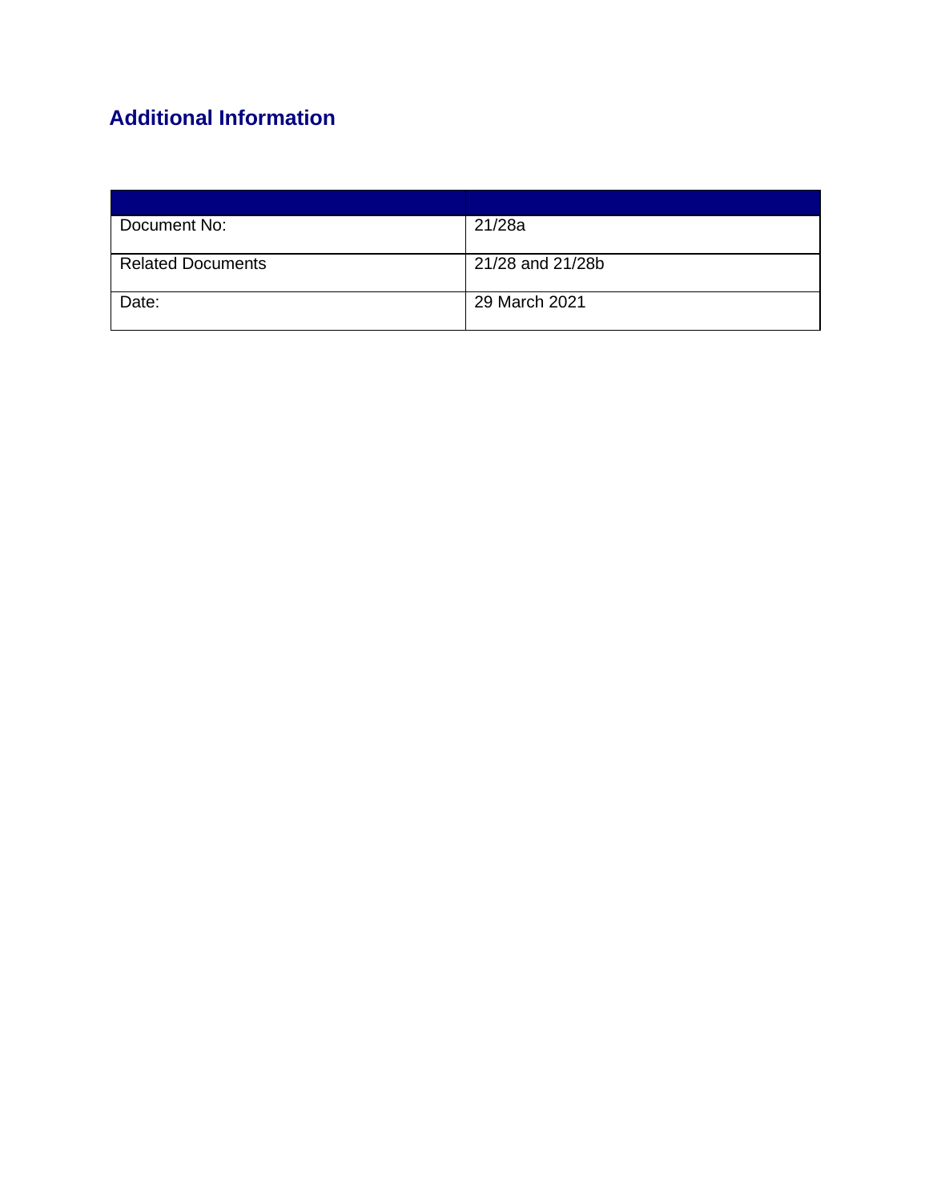## Additional Information

| | |
|---|---|
| Document No: | 21/28a |
| Related Documents | 21/28 and 21/28b |
| Date: | 29 March 2021 |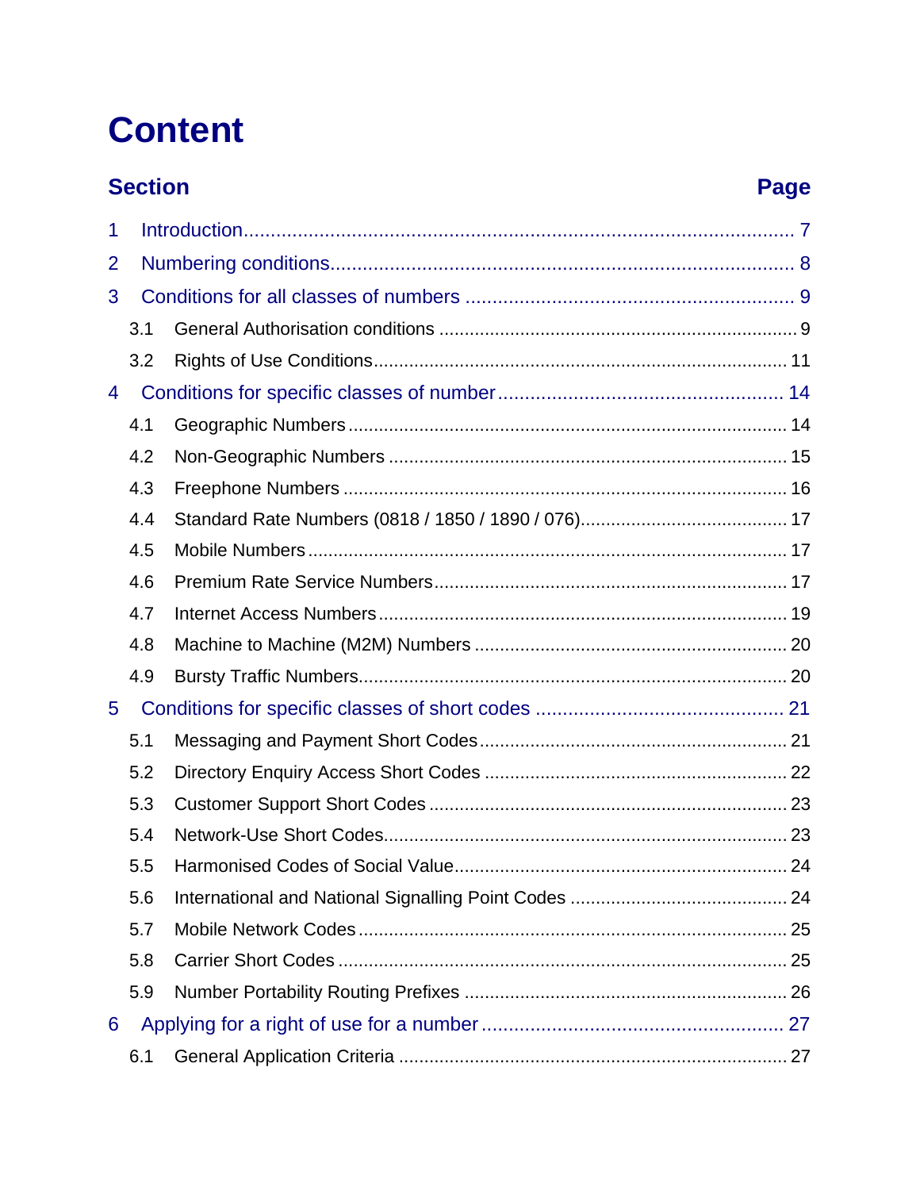# Content

| Section | | Page |
|---|---|---|
| 1 | Introduction | 7 |
| 2 | Numbering conditions | 8 |
| 3 | Conditions for all classes of numbers | 9 |
| 3.1 | General Authorisation conditions | 9 |
| 3.2 | Rights of Use Conditions | 11 |
| 4 | Conditions for specific classes of number | 14 |
| 4.1 | Geographic Numbers | 14 |
| 4.2 | Non-Geographic Numbers | 15 |
| 4.3 | Freephone Numbers | 16 |
| 4.4 | Standard Rate Numbers (0818 / 1850 / 1890 / 076) | 17 |
| 4.5 | Mobile Numbers | 17 |
| 4.6 | Premium Rate Service Numbers | 17 |
| 4.7 | Internet Access Numbers | 19 |
| 4.8 | Machine to Machine (M2M) Numbers | 20 |
| 4.9 | Bursty Traffic Numbers | 20 |
| 5 | Conditions for specific classes of short codes | 21 |
| 5.1 | Messaging and Payment Short Codes | 21 |
| 5.2 | Directory Enquiry Access Short Codes | 22 |
| 5.3 | Customer Support Short Codes | 23 |
| 5.4 | Network-Use Short Codes | 23 |
| 5.5 | Harmonised Codes of Social Value | 24 |
| 5.6 | International and National Signalling Point Codes | 24 |
| 5.7 | Mobile Network Codes | 25 |
| 5.8 | Carrier Short Codes | 25 |
| 5.9 | Number Portability Routing Prefixes | 26 |
| 6 | Applying for a right of use for a number | 27 |
| 6.1 | General Application Criteria | 27 |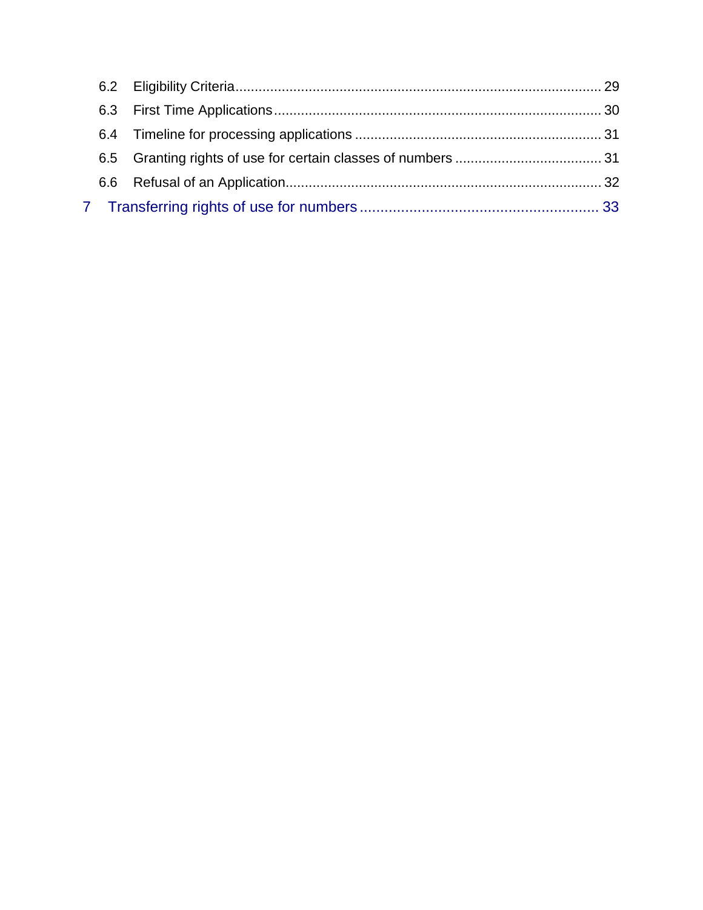6.2 Eligibility Criteria .......... 29

6.3 First Time Applications .......... 30

6.4 Timeline for processing applications .......... 31

6.5 Granting rights of use for certain classes of numbers .......... 31

6.6 Refusal of an Application .......... 32

7 Transferring rights of use for numbers .......... 33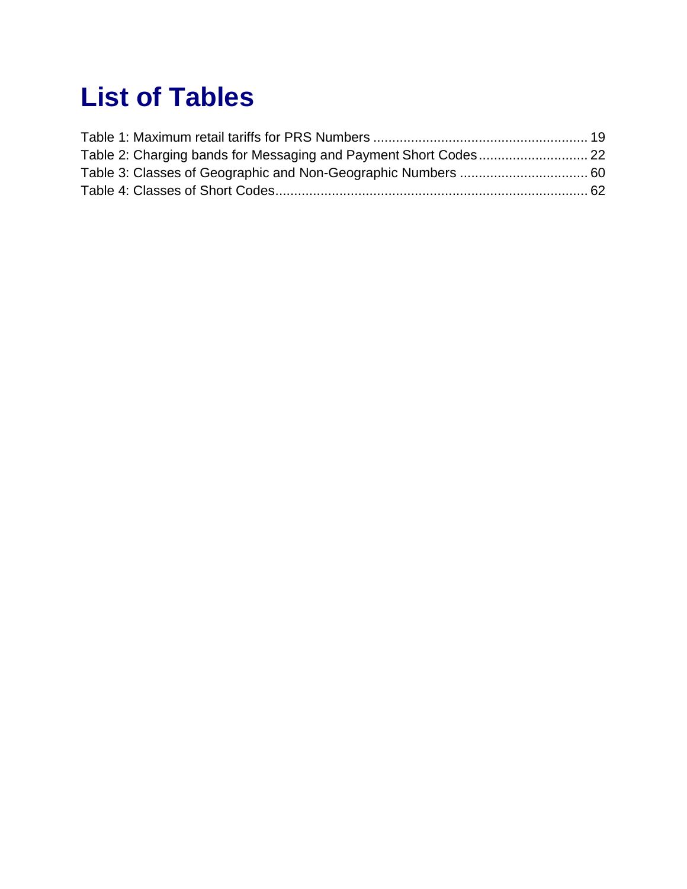# List of Tables

Table 1: Maximum retail tariffs for PRS Numbers ........................................................ 19
Table 2: Charging bands for Messaging and Payment Short Codes ............................ 22
Table 3: Classes of Geographic and Non-Geographic Numbers ................................. 60
Table 4: Classes of Short Codes................................................................................. 62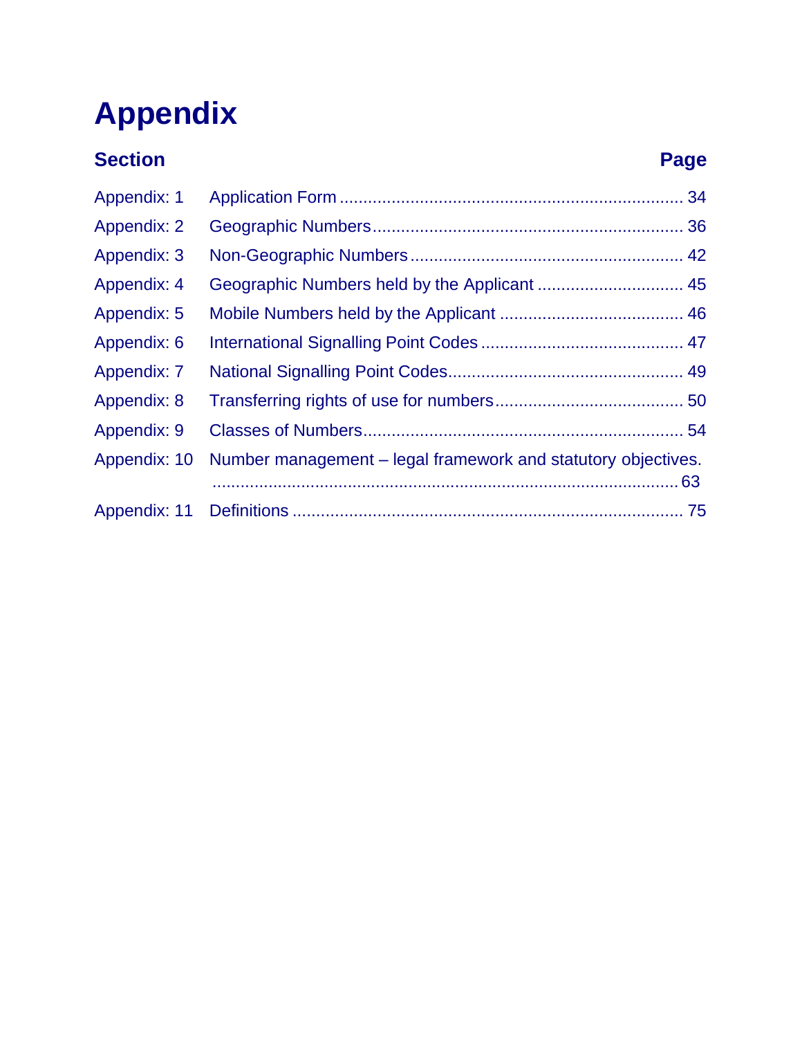# Appendix

| Section | | Page |
|---|---|---|
| Appendix: 1 | Application Form | 34 |
| Appendix: 2 | Geographic Numbers | 36 |
| Appendix: 3 | Non-Geographic Numbers | 42 |
| Appendix: 4 | Geographic Numbers held by the Applicant | 45 |
| Appendix: 5 | Mobile Numbers held by the Applicant | 46 |
| Appendix: 6 | International Signalling Point Codes | 47 |
| Appendix: 7 | National Signalling Point Codes | 49 |
| Appendix: 8 | Transferring rights of use for numbers | 50 |
| Appendix: 9 | Classes of Numbers | 54 |
| Appendix: 10 | Number management – legal framework and statutory objectives. | 63 |
| Appendix: 11 | Definitions | 75 |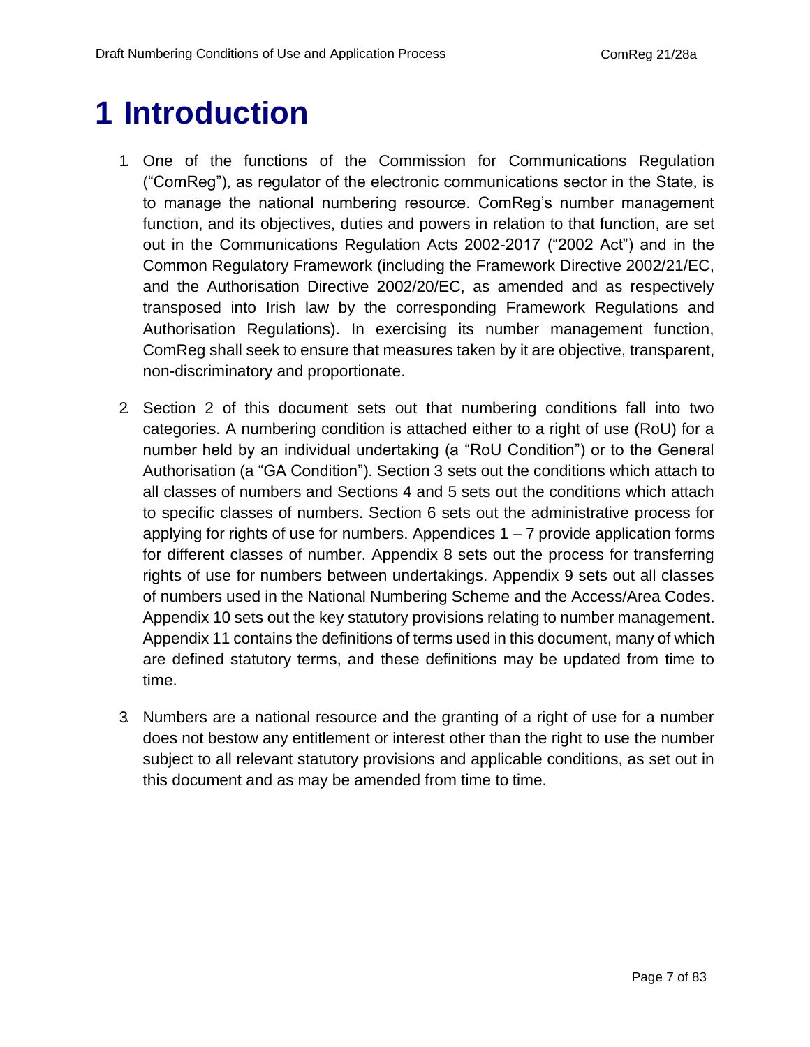# 1 Introduction

1. One of the functions of the Commission for Communications Regulation ("ComReg"), as regulator of the electronic communications sector in the State, is to manage the national numbering resource. ComReg's number management function, and its objectives, duties and powers in relation to that function, are set out in the Communications Regulation Acts 2002-2017 ("2002 Act") and in the Common Regulatory Framework (including the Framework Directive 2002/21/EC, and the Authorisation Directive 2002/20/EC, as amended and as respectively transposed into Irish law by the corresponding Framework Regulations and Authorisation Regulations). In exercising its number management function, ComReg shall seek to ensure that measures taken by it are objective, transparent, non-discriminatory and proportionate.

2. Section 2 of this document sets out that numbering conditions fall into two categories. A numbering condition is attached either to a right of use (RoU) for a number held by an individual undertaking (a "RoU Condition") or to the General Authorisation (a "GA Condition"). Section 3 sets out the conditions which attach to all classes of numbers and Sections 4 and 5 sets out the conditions which attach to specific classes of numbers. Section 6 sets out the administrative process for applying for rights of use for numbers. Appendices 1 – 7 provide application forms for different classes of number. Appendix 8 sets out the process for transferring rights of use for numbers between undertakings. Appendix 9 sets out all classes of numbers used in the National Numbering Scheme and the Access/Area Codes. Appendix 10 sets out the key statutory provisions relating to number management. Appendix 11 contains the definitions of terms used in this document, many of which are defined statutory terms, and these definitions may be updated from time to time.

3. Numbers are a national resource and the granting of a right of use for a number does not bestow any entitlement or interest other than the right to use the number subject to all relevant statutory provisions and applicable conditions, as set out in this document and as may be amended from time to time.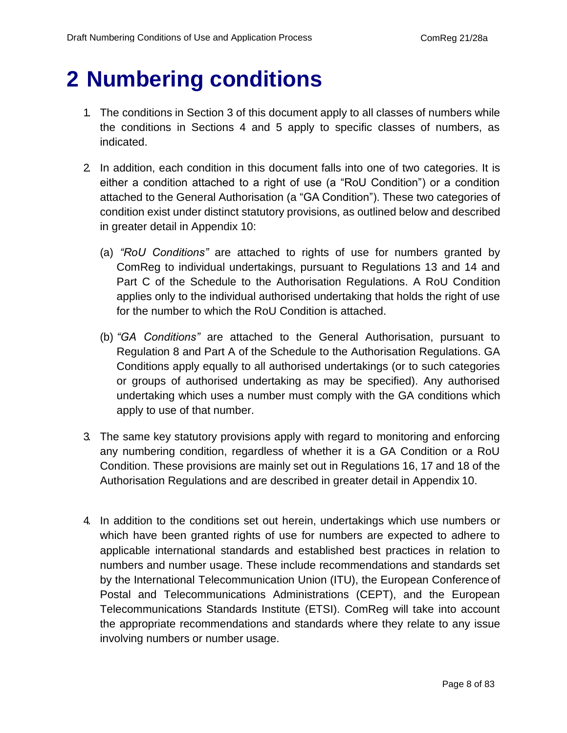# 2 Numbering conditions

1. The conditions in Section 3 of this document apply to all classes of numbers while the conditions in Sections 4 and 5 apply to specific classes of numbers, as indicated.

2. In addition, each condition in this document falls into one of two categories. It is either a condition attached to a right of use (a "RoU Condition") or a condition attached to the General Authorisation (a "GA Condition"). These two categories of condition exist under distinct statutory provisions, as outlined below and described in greater detail in Appendix 10:

   (a) *"RoU Conditions"* are attached to rights of use for numbers granted by ComReg to individual undertakings, pursuant to Regulations 13 and 14 and Part C of the Schedule to the Authorisation Regulations. A RoU Condition applies only to the individual authorised undertaking that holds the right of use for the number to which the RoU Condition is attached.

   (b) *"GA Conditions"* are attached to the General Authorisation, pursuant to Regulation 8 and Part A of the Schedule to the Authorisation Regulations. GA Conditions apply equally to all authorised undertakings (or to such categories or groups of authorised undertaking as may be specified). Any authorised undertaking which uses a number must comply with the GA conditions which apply to use of that number.

3. The same key statutory provisions apply with regard to monitoring and enforcing any numbering condition, regardless of whether it is a GA Condition or a RoU Condition. These provisions are mainly set out in Regulations 16, 17 and 18 of the Authorisation Regulations and are described in greater detail in Appendix 10.

4. In addition to the conditions set out herein, undertakings which use numbers or which have been granted rights of use for numbers are expected to adhere to applicable international standards and established best practices in relation to numbers and number usage. These include recommendations and standards set by the International Telecommunication Union (ITU), the European Conference of Postal and Telecommunications Administrations (CEPT), and the European Telecommunications Standards Institute (ETSI). ComReg will take into account the appropriate recommendations and standards where they relate to any issue involving numbers or number usage.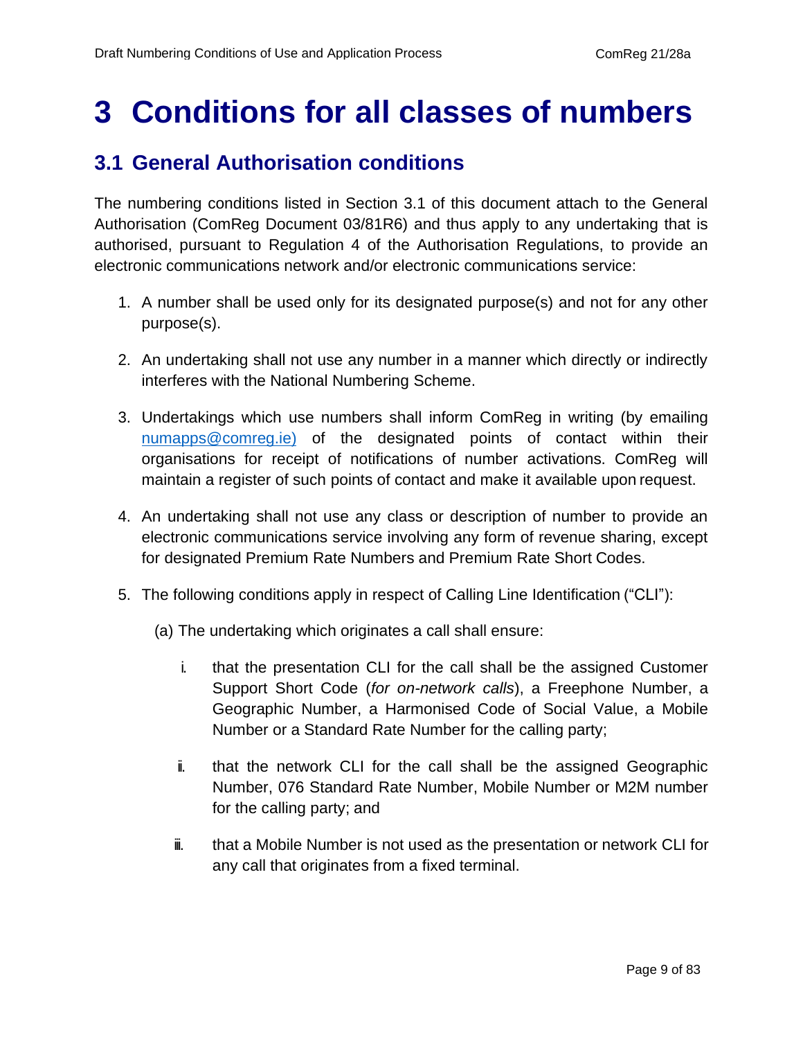# 3 Conditions for all classes of numbers

## 3.1 General Authorisation conditions

The numbering conditions listed in Section 3.1 of this document attach to the General Authorisation (ComReg Document 03/81R6) and thus apply to any undertaking that is authorised, pursuant to Regulation 4 of the Authorisation Regulations, to provide an electronic communications network and/or electronic communications service:

1. A number shall be used only for its designated purpose(s) and not for any other purpose(s).

2. An undertaking shall not use any number in a manner which directly or indirectly interferes with the National Numbering Scheme.

3. Undertakings which use numbers shall inform ComReg in writing (by emailing numapps@comreg.ie) of the designated points of contact within their organisations for receipt of notifications of number activations. ComReg will maintain a register of such points of contact and make it available upon request.

4. An undertaking shall not use any class or description of number to provide an electronic communications service involving any form of revenue sharing, except for designated Premium Rate Numbers and Premium Rate Short Codes.

5. The following conditions apply in respect of Calling Line Identification ("CLI"):

   (a) The undertaking which originates a call shall ensure:

      i. that the presentation CLI for the call shall be the assigned Customer Support Short Code (*for on-network calls*), a Freephone Number, a Geographic Number, a Harmonised Code of Social Value, a Mobile Number or a Standard Rate Number for the calling party;

      ii. that the network CLI for the call shall be the assigned Geographic Number, 076 Standard Rate Number, Mobile Number or M2M number for the calling party; and

      iii. that a Mobile Number is not used as the presentation or network CLI for any call that originates from a fixed terminal.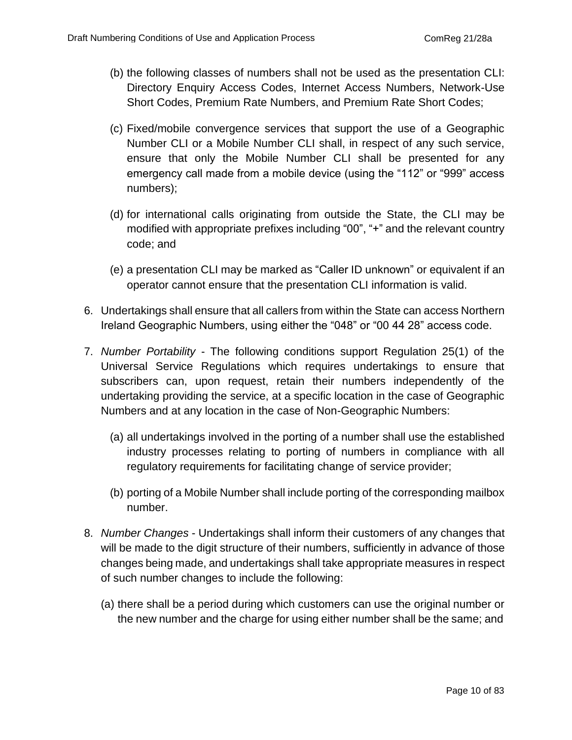(b) the following classes of numbers shall not be used as the presentation CLI: Directory Enquiry Access Codes, Internet Access Numbers, Network-Use Short Codes, Premium Rate Numbers, and Premium Rate Short Codes;

(c) Fixed/mobile convergence services that support the use of a Geographic Number CLI or a Mobile Number CLI shall, in respect of any such service, ensure that only the Mobile Number CLI shall be presented for any emergency call made from a mobile device (using the "112" or "999" access numbers);

(d) for international calls originating from outside the State, the CLI may be modified with appropriate prefixes including "00", "+" and the relevant country code; and

(e) a presentation CLI may be marked as "Caller ID unknown" or equivalent if an operator cannot ensure that the presentation CLI information is valid.

6. Undertakings shall ensure that all callers from within the State can access Northern Ireland Geographic Numbers, using either the "048" or "00 44 28" access code.

7. *Number Portability* - The following conditions support Regulation 25(1) of the Universal Service Regulations which requires undertakings to ensure that subscribers can, upon request, retain their numbers independently of the undertaking providing the service, at a specific location in the case of Geographic Numbers and at any location in the case of Non-Geographic Numbers:

   (a) all undertakings involved in the porting of a number shall use the established industry processes relating to porting of numbers in compliance with all regulatory requirements for facilitating change of service provider;

   (b) porting of a Mobile Number shall include porting of the corresponding mailbox number.

8. *Number Changes* - Undertakings shall inform their customers of any changes that will be made to the digit structure of their numbers, sufficiently in advance of those changes being made, and undertakings shall take appropriate measures in respect of such number changes to include the following:

   (a) there shall be a period during which customers can use the original number or the new number and the charge for using either number shall be the same; and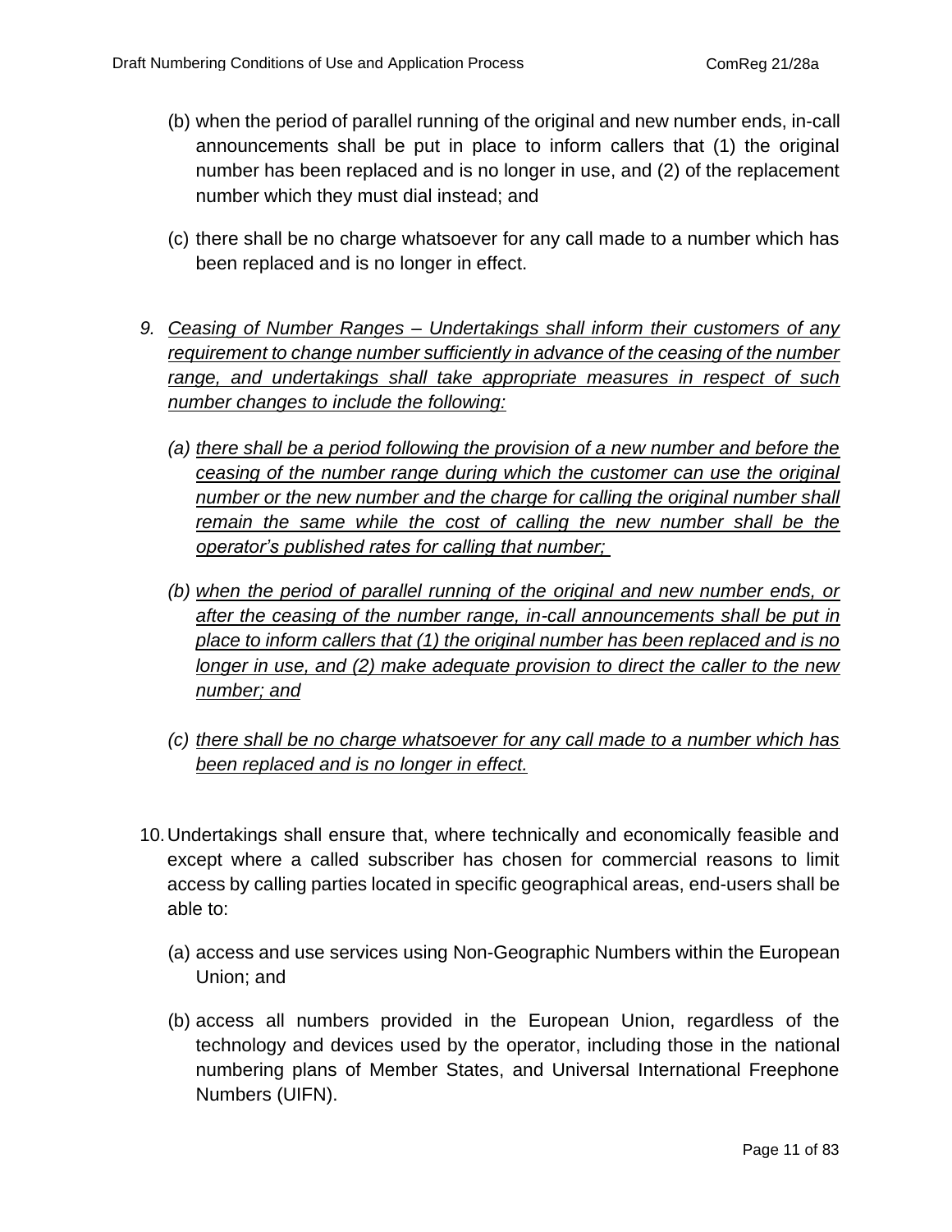(b) when the period of parallel running of the original and new number ends, in-call announcements shall be put in place to inform callers that (1) the original number has been replaced and is no longer in use, and (2) of the replacement number which they must dial instead; and

(c) there shall be no charge whatsoever for any call made to a number which has been replaced and is no longer in effect.

9. *Ceasing of Number Ranges – Undertakings shall inform their customers of any requirement to change number sufficiently in advance of the ceasing of the number range, and undertakings shall take appropriate measures in respect of such number changes to include the following:*

   *(a) there shall be a period following the provision of a new number and before the ceasing of the number range during which the customer can use the original number or the new number and the charge for calling the original number shall remain the same while the cost of calling the new number shall be the operator's published rates for calling that number;*

   *(b) when the period of parallel running of the original and new number ends, or after the ceasing of the number range, in-call announcements shall be put in place to inform callers that (1) the original number has been replaced and is no longer in use, and (2) make adequate provision to direct the caller to the new number; and*

   *(c) there shall be no charge whatsoever for any call made to a number which has been replaced and is no longer in effect.*

10. Undertakings shall ensure that, where technically and economically feasible and except where a called subscriber has chosen for commercial reasons to limit access by calling parties located in specific geographical areas, end-users shall be able to:

    (a) access and use services using Non-Geographic Numbers within the European Union; and

    (b) access all numbers provided in the European Union, regardless of the technology and devices used by the operator, including those in the national numbering plans of Member States, and Universal International Freephone Numbers (UIFN).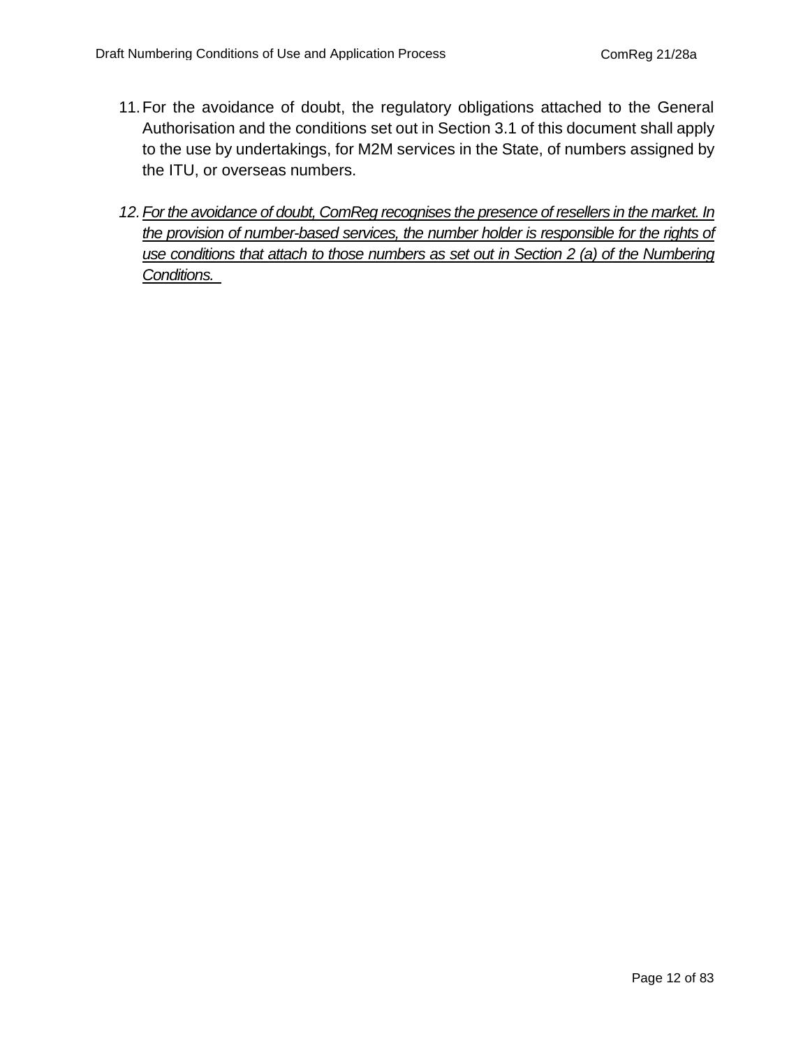11. For the avoidance of doubt, the regulatory obligations attached to the General Authorisation and the conditions set out in Section 3.1 of this document shall apply to the use by undertakings, for M2M services in the State, of numbers assigned by the ITU, or overseas numbers.

12. <u>*For the avoidance of doubt, ComReg recognises the presence of resellers in the market. In the provision of number-based services, the number holder is responsible for the rights of use conditions that attach to those numbers as set out in Section 2 (a) of the Numbering Conditions.*</u>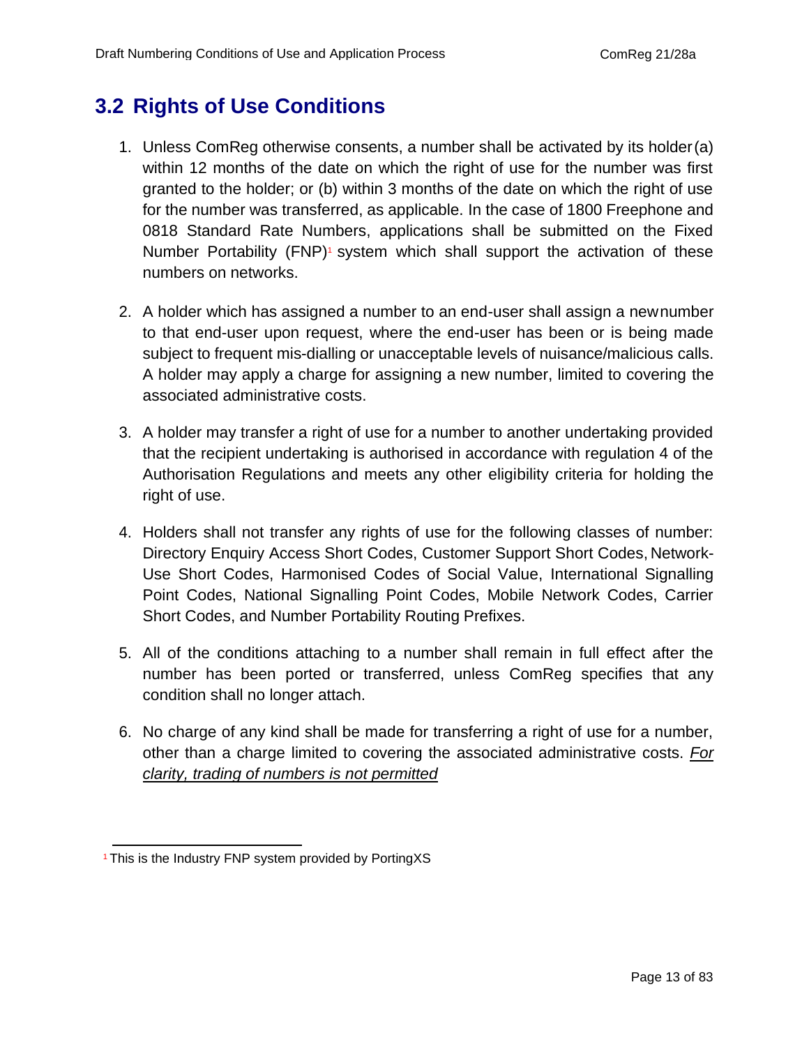## 3.2 Rights of Use Conditions

1. Unless ComReg otherwise consents, a number shall be activated by its holder (a) within 12 months of the date on which the right of use for the number was first granted to the holder; or (b) within 3 months of the date on which the right of use for the number was transferred, as applicable. In the case of 1800 Freephone and 0818 Standard Rate Numbers, applications shall be submitted on the Fixed Number Portability (FNP)[1] system which shall support the activation of these numbers on networks.

2. A holder which has assigned a number to an end-user shall assign a new number to that end-user upon request, where the end-user has been or is being made subject to frequent mis-dialling or unacceptable levels of nuisance/malicious calls. A holder may apply a charge for assigning a new number, limited to covering the associated administrative costs.

3. A holder may transfer a right of use for a number to another undertaking provided that the recipient undertaking is authorised in accordance with regulation 4 of the Authorisation Regulations and meets any other eligibility criteria for holding the right of use.

4. Holders shall not transfer any rights of use for the following classes of number: Directory Enquiry Access Short Codes, Customer Support Short Codes, Network-Use Short Codes, Harmonised Codes of Social Value, International Signalling Point Codes, National Signalling Point Codes, Mobile Network Codes, Carrier Short Codes, and Number Portability Routing Prefixes.

5. All of the conditions attaching to a number shall remain in full effect after the number has been ported or transferred, unless ComReg specifies that any condition shall no longer attach.

6. No charge of any kind shall be made for transferring a right of use for a number, other than a charge limited to covering the associated administrative costs. *<u>For clarity, trading of numbers is not permitted</u>*

[1] This is the Industry FNP system provided by PortingXS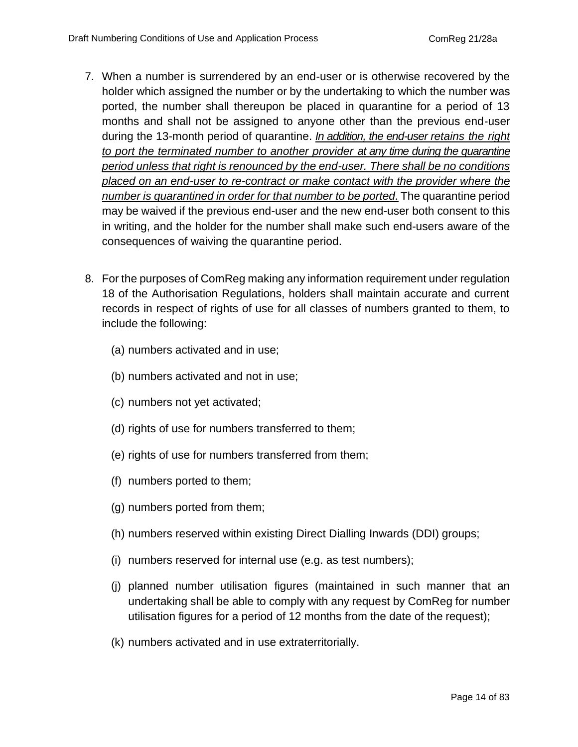7. When a number is surrendered by an end-user or is otherwise recovered by the holder which assigned the number or by the undertaking to which the number was ported, the number shall thereupon be placed in quarantine for a period of 13 months and shall not be assigned to anyone other than the previous end-user during the 13-month period of quarantine. <u>*In addition, the end-user retains the right to port the terminated number to another provider at any time during the quarantine period unless that right is renounced by the end-user. There shall be no conditions placed on an end-user to re-contract or make contact with the provider where the number is quarantined in order for that number to be ported.*</u> The quarantine period may be waived if the previous end-user and the new end-user both consent to this in writing, and the holder for the number shall make such end-users aware of the consequences of waiving the quarantine period.

8. For the purposes of ComReg making any information requirement under regulation 18 of the Authorisation Regulations, holders shall maintain accurate and current records in respect of rights of use for all classes of numbers granted to them, to include the following:

   (a) numbers activated and in use;

   (b) numbers activated and not in use;

   (c) numbers not yet activated;

   (d) rights of use for numbers transferred to them;

   (e) rights of use for numbers transferred from them;

   (f) numbers ported to them;

   (g) numbers ported from them;

   (h) numbers reserved within existing Direct Dialling Inwards (DDI) groups;

   (i) numbers reserved for internal use (e.g. as test numbers);

   (j) planned number utilisation figures (maintained in such manner that an undertaking shall be able to comply with any request by ComReg for number utilisation figures for a period of 12 months from the date of the request);

   (k) numbers activated and in use extraterritorially.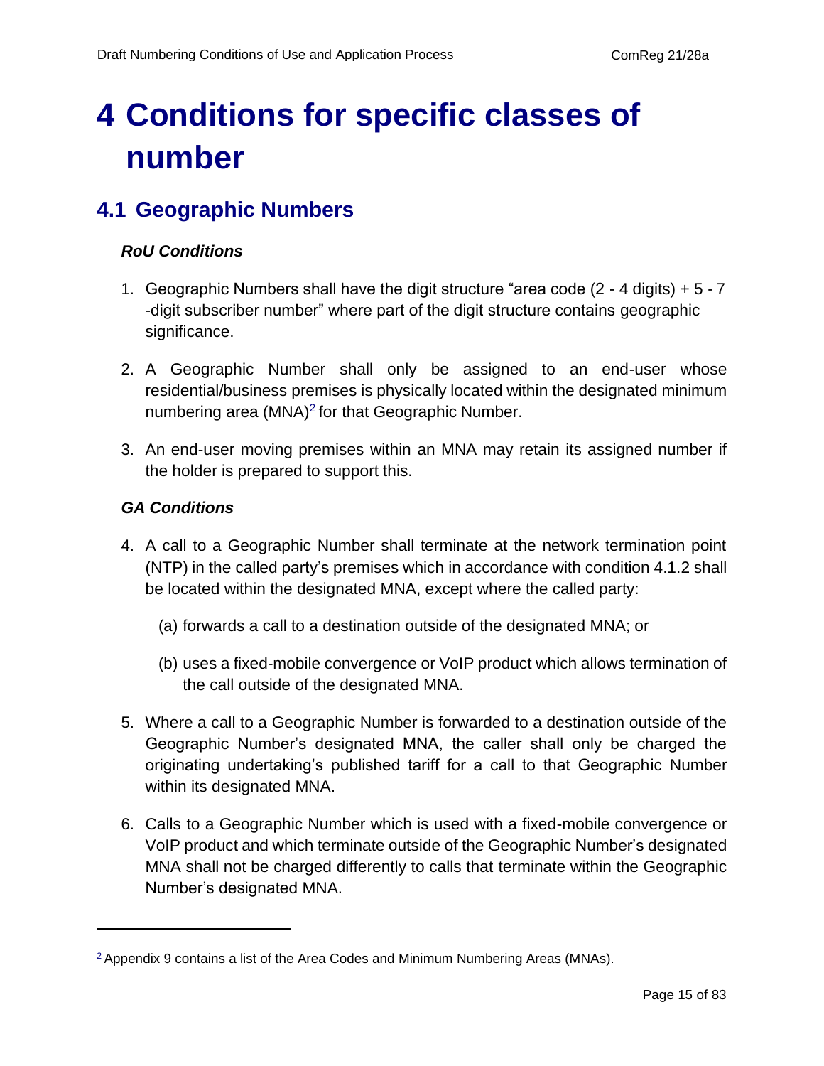# 4 Conditions for specific classes of number

## 4.1 Geographic Numbers

***RoU Conditions***

1. Geographic Numbers shall have the digit structure "area code (2 - 4 digits) + 5 - 7 -digit subscriber number" where part of the digit structure contains geographic significance.

2. A Geographic Number shall only be assigned to an end-user whose residential/business premises is physically located within the designated minimum numbering area (MNA)[2] for that Geographic Number.

3. An end-user moving premises within an MNA may retain its assigned number if the holder is prepared to support this.

***GA Conditions***

4. A call to a Geographic Number shall terminate at the network termination point (NTP) in the called party's premises which in accordance with condition 4.1.2 shall be located within the designated MNA, except where the called party:

   (a) forwards a call to a destination outside of the designated MNA; or

   (b) uses a fixed-mobile convergence or VoIP product which allows termination of the call outside of the designated MNA.

5. Where a call to a Geographic Number is forwarded to a destination outside of the Geographic Number's designated MNA, the caller shall only be charged the originating undertaking's published tariff for a call to that Geographic Number within its designated MNA.

6. Calls to a Geographic Number which is used with a fixed-mobile convergence or VoIP product and which terminate outside of the Geographic Number's designated MNA shall not be charged differently to calls that terminate within the Geographic Number's designated MNA.

---

[2] Appendix 9 contains a list of the Area Codes and Minimum Numbering Areas (MNAs).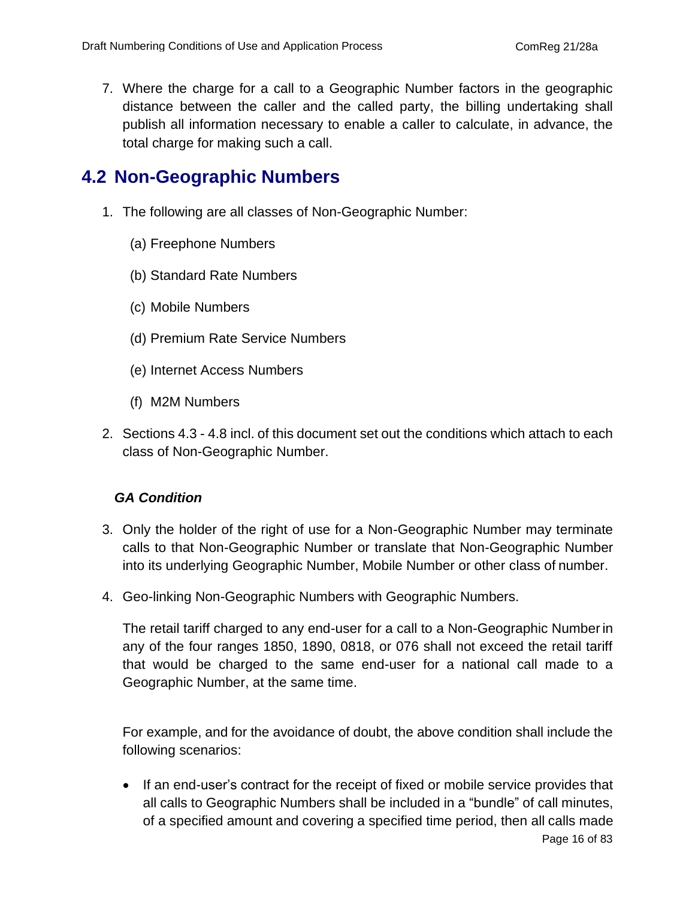7. Where the charge for a call to a Geographic Number factors in the geographic distance between the caller and the called party, the billing undertaking shall publish all information necessary to enable a caller to calculate, in advance, the total charge for making such a call.

## 4.2 Non-Geographic Numbers

1. The following are all classes of Non-Geographic Number:

   (a) Freephone Numbers

   (b) Standard Rate Numbers

   (c) Mobile Numbers

   (d) Premium Rate Service Numbers

   (e) Internet Access Numbers

   (f) M2M Numbers

2. Sections 4.3 - 4.8 incl. of this document set out the conditions which attach to each class of Non-Geographic Number.

***GA Condition***

3. Only the holder of the right of use for a Non-Geographic Number may terminate calls to that Non-Geographic Number or translate that Non-Geographic Number into its underlying Geographic Number, Mobile Number or other class of number.

4. Geo-linking Non-Geographic Numbers with Geographic Numbers.

   The retail tariff charged to any end-user for a call to a Non-Geographic Number in any of the four ranges 1850, 1890, 0818, or 076 shall not exceed the retail tariff that would be charged to the same end-user for a national call made to a Geographic Number, at the same time.

   For example, and for the avoidance of doubt, the above condition shall include the following scenarios:

   - If an end-user's contract for the receipt of fixed or mobile service provides that all calls to Geographic Numbers shall be included in a "bundle" of call minutes, of a specified amount and covering a specified time period, then all calls made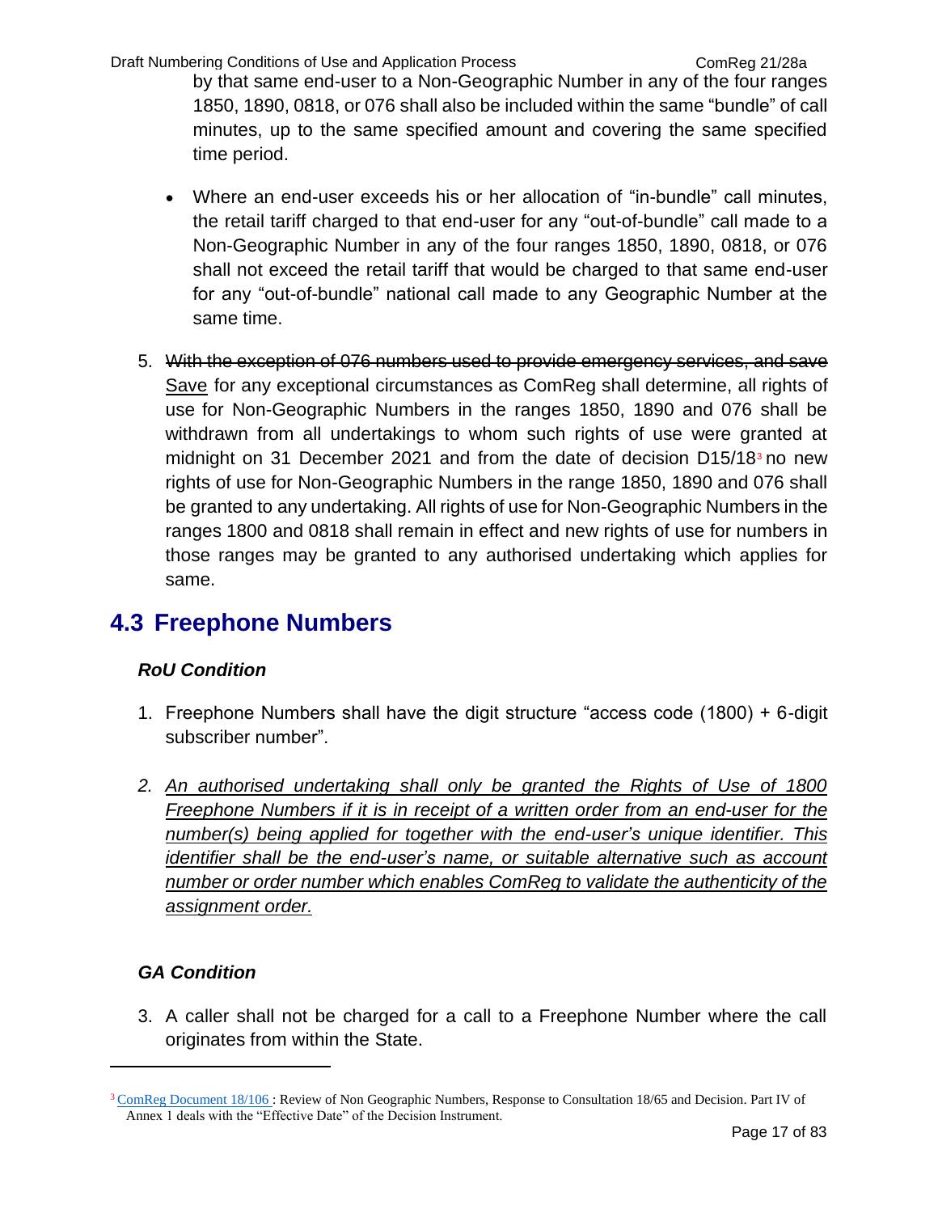by that same end-user to a Non-Geographic Number in any of the four ranges 1850, 1890, 0818, or 076 shall also be included within the same "bundle" of call minutes, up to the same specified amount and covering the same specified time period.

- Where an end-user exceeds his or her allocation of "in-bundle" call minutes, the retail tariff charged to that end-user for any "out-of-bundle" call made to a Non-Geographic Number in any of the four ranges 1850, 1890, 0818, or 076 shall not exceed the retail tariff that would be charged to that same end-user for any "out-of-bundle" national call made to any Geographic Number at the same time.

5. ~~With the exception of 076 numbers used to provide emergency services, and save~~ <u>Save</u> for any exceptional circumstances as ComReg shall determine, all rights of use for Non-Geographic Numbers in the ranges 1850, 1890 and 076 shall be withdrawn from all undertakings to whom such rights of use were granted at midnight on 31 December 2021 and from the date of decision D15/18[3] no new rights of use for Non-Geographic Numbers in the range 1850, 1890 and 076 shall be granted to any undertaking. All rights of use for Non-Geographic Numbers in the ranges 1800 and 0818 shall remain in effect and new rights of use for numbers in those ranges may be granted to any authorised undertaking which applies for same.

## 4.3 Freephone Numbers

### *RoU Condition*

1. Freephone Numbers shall have the digit structure "access code (1800) + 6-digit subscriber number".

2. <u>*An authorised undertaking shall only be granted the Rights of Use of 1800 Freephone Numbers if it is in receipt of a written order from an end-user for the number(s) being applied for together with the end-user's unique identifier. This identifier shall be the end-user's name, or suitable alternative such as account number or order number which enables ComReg to validate the authenticity of the assignment order.*</u>

### *GA Condition*

3. A caller shall not be charged for a call to a Freephone Number where the call originates from within the State.

---

[3] ComReg Document 18/106 : Review of Non Geographic Numbers, Response to Consultation 18/65 and Decision. Part IV of Annex 1 deals with the "Effective Date" of the Decision Instrument.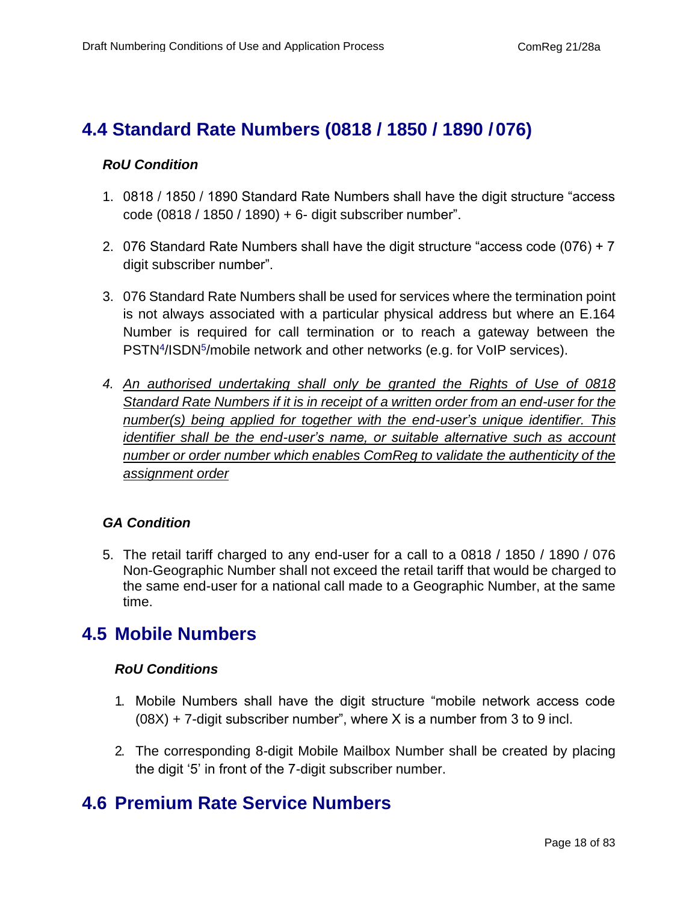## 4.4 Standard Rate Numbers (0818 / 1850 / 1890 / 076)

### *RoU Condition*

1. 0818 / 1850 / 1890 Standard Rate Numbers shall have the digit structure "access code (0818 / 1850 / 1890) + 6- digit subscriber number".

2. 076 Standard Rate Numbers shall have the digit structure "access code (076) + 7 digit subscriber number".

3. 076 Standard Rate Numbers shall be used for services where the termination point is not always associated with a particular physical address but where an E.164 Number is required for call termination or to reach a gateway between the PSTN[4]/ISDN[5]/mobile network and other networks (e.g. for VoIP services).

4. <u>*An authorised undertaking shall only be granted the Rights of Use of 0818 Standard Rate Numbers if it is in receipt of a written order from an end-user for the number(s) being applied for together with the end-user's unique identifier. This identifier shall be the end-user's name, or suitable alternative such as account number or order number which enables ComReg to validate the authenticity of the assignment order*</u>

### *GA Condition*

5. The retail tariff charged to any end-user for a call to a 0818 / 1850 / 1890 / 076 Non-Geographic Number shall not exceed the retail tariff that would be charged to the same end-user for a national call made to a Geographic Number, at the same time.

## 4.5 Mobile Numbers

### *RoU Conditions*

1. Mobile Numbers shall have the digit structure "mobile network access code (08X) + 7-digit subscriber number", where X is a number from 3 to 9 incl.

2. The corresponding 8-digit Mobile Mailbox Number shall be created by placing the digit '5' in front of the 7-digit subscriber number.

## 4.6 Premium Rate Service Numbers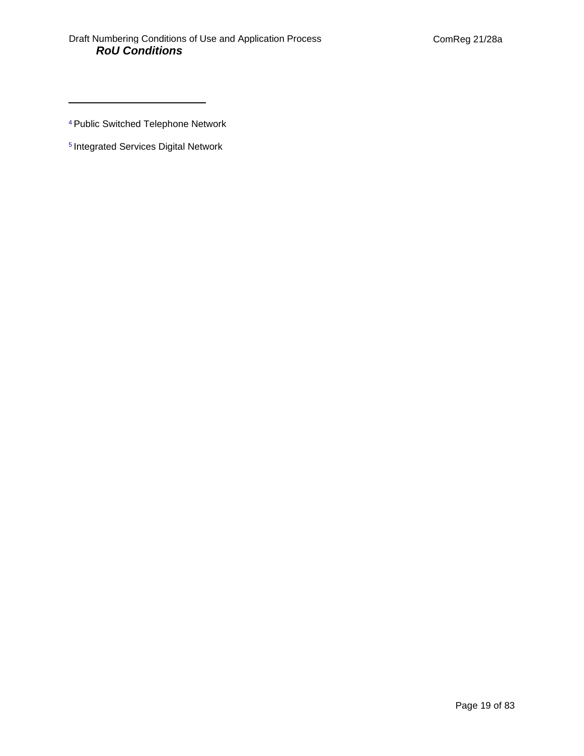[4] Public Switched Telephone Network

[5] Integrated Services Digital Network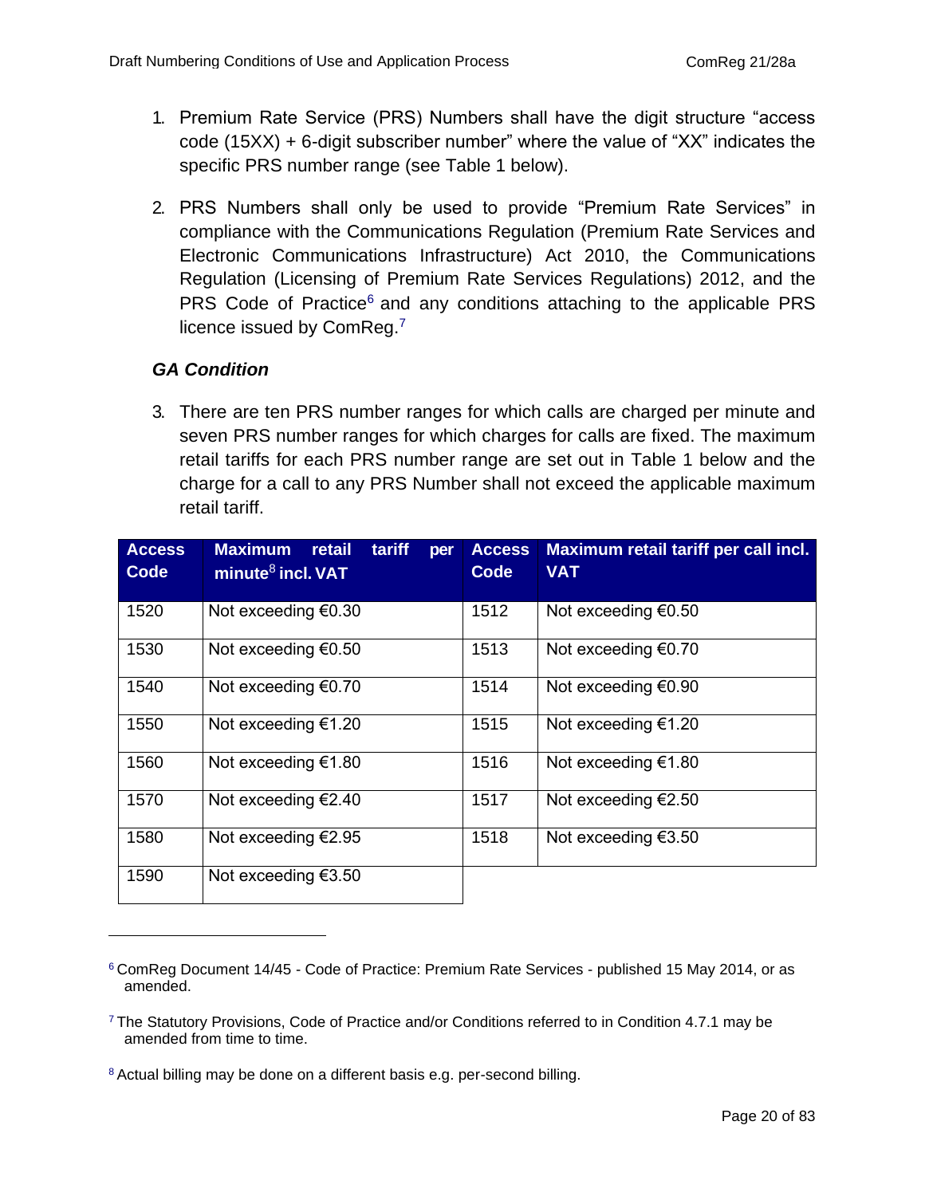1. Premium Rate Service (PRS) Numbers shall have the digit structure "access code (15XX) + 6-digit subscriber number" where the value of "XX" indicates the specific PRS number range (see Table 1 below).

2. PRS Numbers shall only be used to provide "Premium Rate Services" in compliance with the Communications Regulation (Premium Rate Services and Electronic Communications Infrastructure) Act 2010, the Communications Regulation (Licensing of Premium Rate Services Regulations) 2012, and the PRS Code of Practice[6] and any conditions attaching to the applicable PRS licence issued by ComReg.[7]

***GA Condition***

3. There are ten PRS number ranges for which calls are charged per minute and seven PRS number ranges for which charges for calls are fixed. The maximum retail tariffs for each PRS number range are set out in Table 1 below and the charge for a call to any PRS Number shall not exceed the applicable maximum retail tariff.

| Access Code | Maximum retail tariff per minute[8] incl. VAT | Access Code | Maximum retail tariff per call incl. VAT |
|---|---|---|---|
| 1520 | Not exceeding €0.30 | 1512 | Not exceeding €0.50 |
| 1530 | Not exceeding €0.50 | 1513 | Not exceeding €0.70 |
| 1540 | Not exceeding €0.70 | 1514 | Not exceeding €0.90 |
| 1550 | Not exceeding €1.20 | 1515 | Not exceeding €1.20 |
| 1560 | Not exceeding €1.80 | 1516 | Not exceeding €1.80 |
| 1570 | Not exceeding €2.40 | 1517 | Not exceeding €2.50 |
| 1580 | Not exceeding €2.95 | 1518 | Not exceeding €3.50 |
| 1590 | Not exceeding €3.50 | | |

---

[6] ComReg Document 14/45 - Code of Practice: Premium Rate Services - published 15 May 2014, or as amended.

[7] The Statutory Provisions, Code of Practice and/or Conditions referred to in Condition 4.7.1 may be amended from time to time.

[8] Actual billing may be done on a different basis e.g. per-second billing.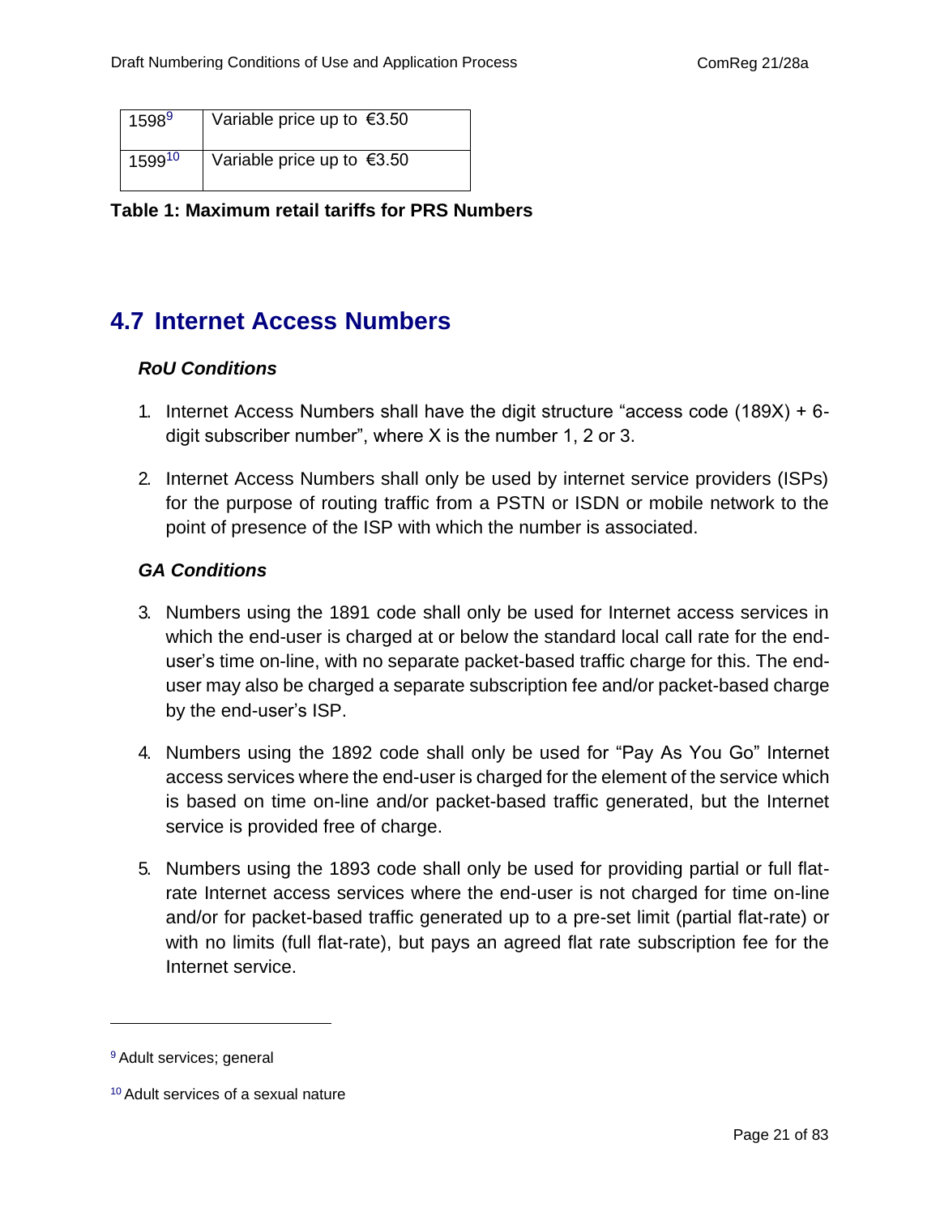| 1598[9] | Variable price up to €3.50 |
| --- | --- |
| 1599[10] | Variable price up to €3.50 |

**Table 1: Maximum retail tariffs for PRS Numbers**

## 4.7 Internet Access Numbers

***RoU Conditions***

1. Internet Access Numbers shall have the digit structure "access code (189X) + 6-digit subscriber number", where X is the number 1, 2 or 3.

2. Internet Access Numbers shall only be used by internet service providers (ISPs) for the purpose of routing traffic from a PSTN or ISDN or mobile network to the point of presence of the ISP with which the number is associated.

***GA Conditions***

3. Numbers using the 1891 code shall only be used for Internet access services in which the end-user is charged at or below the standard local call rate for the end-user's time on-line, with no separate packet-based traffic charge for this. The end-user may also be charged a separate subscription fee and/or packet-based charge by the end-user's ISP.

4. Numbers using the 1892 code shall only be used for "Pay As You Go" Internet access services where the end-user is charged for the element of the service which is based on time on-line and/or packet-based traffic generated, but the Internet service is provided free of charge.

5. Numbers using the 1893 code shall only be used for providing partial or full flat-rate Internet access services where the end-user is not charged for time on-line and/or for packet-based traffic generated up to a pre-set limit (partial flat-rate) or with no limits (full flat-rate), but pays an agreed flat rate subscription fee for the Internet service.

---

[9] Adult services; general

[10] Adult services of a sexual nature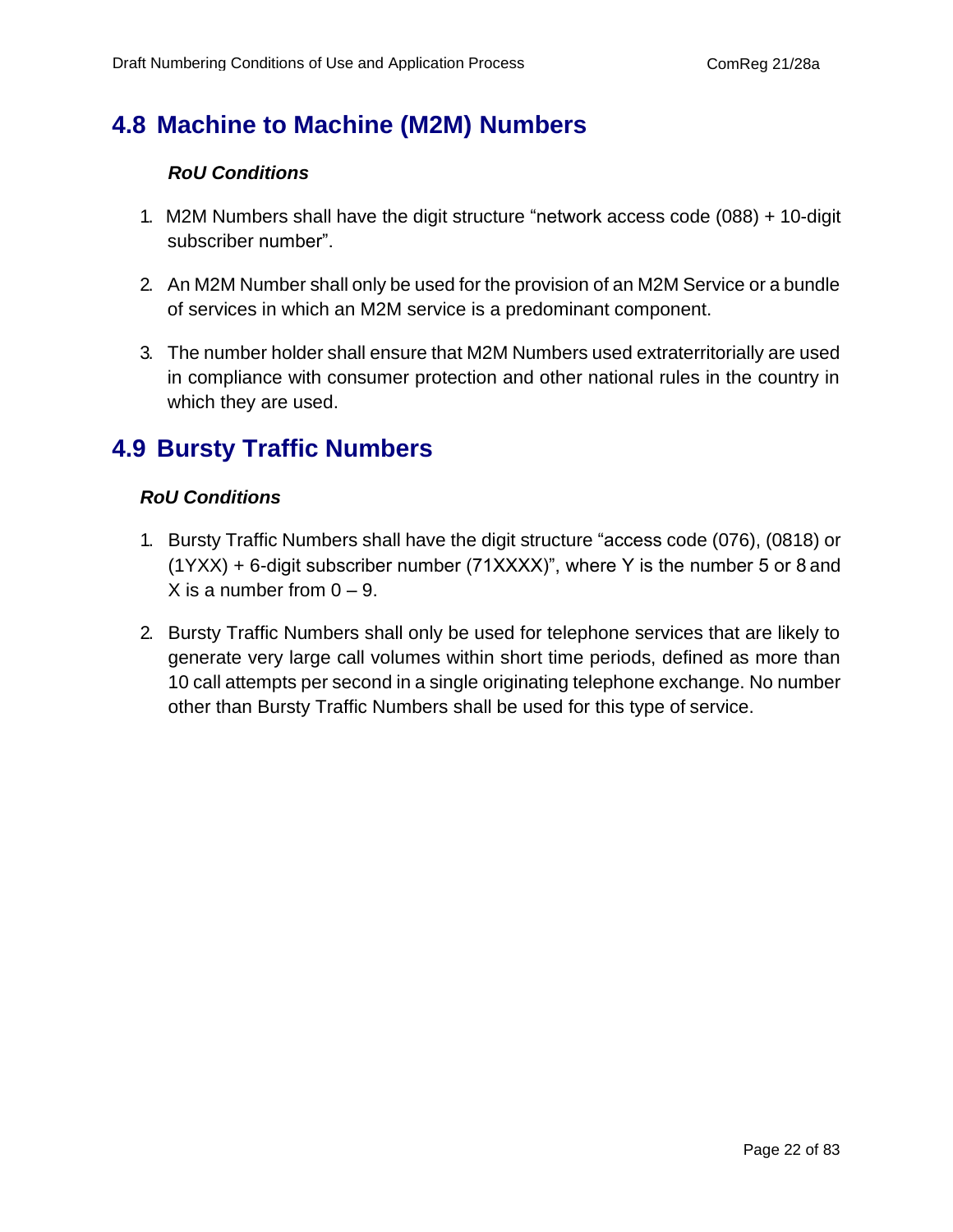## 4.8 Machine to Machine (M2M) Numbers

***RoU Conditions***

1. M2M Numbers shall have the digit structure “network access code (088) + 10-digit subscriber number”.

2. An M2M Number shall only be used for the provision of an M2M Service or a bundle of services in which an M2M service is a predominant component.

3. The number holder shall ensure that M2M Numbers used extraterritorially are used in compliance with consumer protection and other national rules in the country in which they are used.

## 4.9 Bursty Traffic Numbers

***RoU Conditions***

1. Bursty Traffic Numbers shall have the digit structure “access code (076), (0818) or (1YXX) + 6-digit subscriber number (71XXXX)”, where Y is the number 5 or 8 and X is a number from 0 – 9.

2. Bursty Traffic Numbers shall only be used for telephone services that are likely to generate very large call volumes within short time periods, defined as more than 10 call attempts per second in a single originating telephone exchange. No number other than Bursty Traffic Numbers shall be used for this type of service.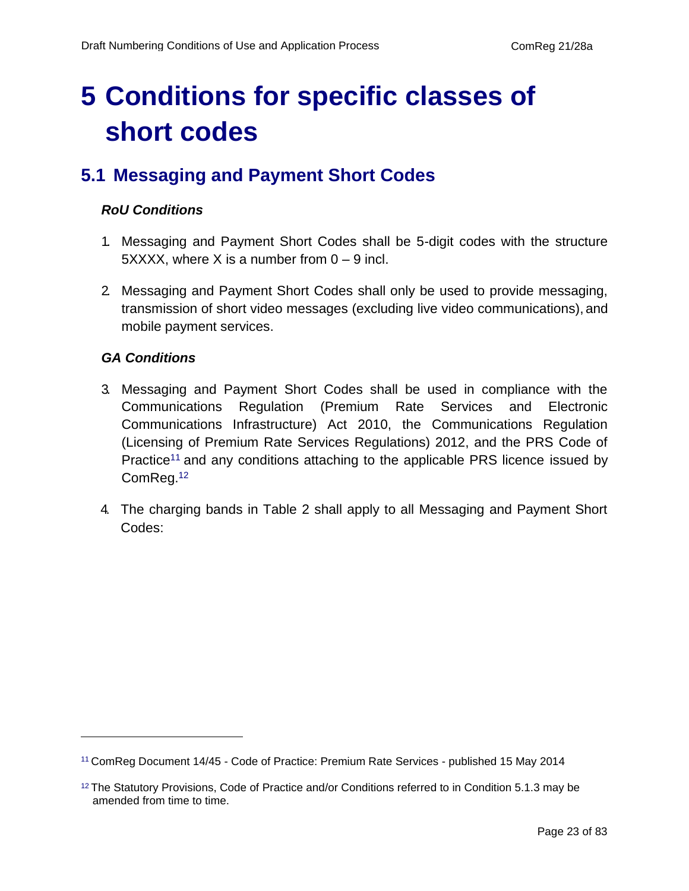# 5 Conditions for specific classes of short codes

## 5.1 Messaging and Payment Short Codes

***RoU Conditions***

1. Messaging and Payment Short Codes shall be 5-digit codes with the structure 5XXXX, where X is a number from 0 – 9 incl.

2. Messaging and Payment Short Codes shall only be used to provide messaging, transmission of short video messages (excluding live video communications), and mobile payment services.

***GA Conditions***

3. Messaging and Payment Short Codes shall be used in compliance with the Communications Regulation (Premium Rate Services and Electronic Communications Infrastructure) Act 2010, the Communications Regulation (Licensing of Premium Rate Services Regulations) 2012, and the PRS Code of Practice[11] and any conditions attaching to the applicable PRS licence issued by ComReg.[12]

4. The charging bands in Table 2 shall apply to all Messaging and Payment Short Codes:

---

[11] ComReg Document 14/45 - Code of Practice: Premium Rate Services - published 15 May 2014

[12] The Statutory Provisions, Code of Practice and/or Conditions referred to in Condition 5.1.3 may be amended from time to time.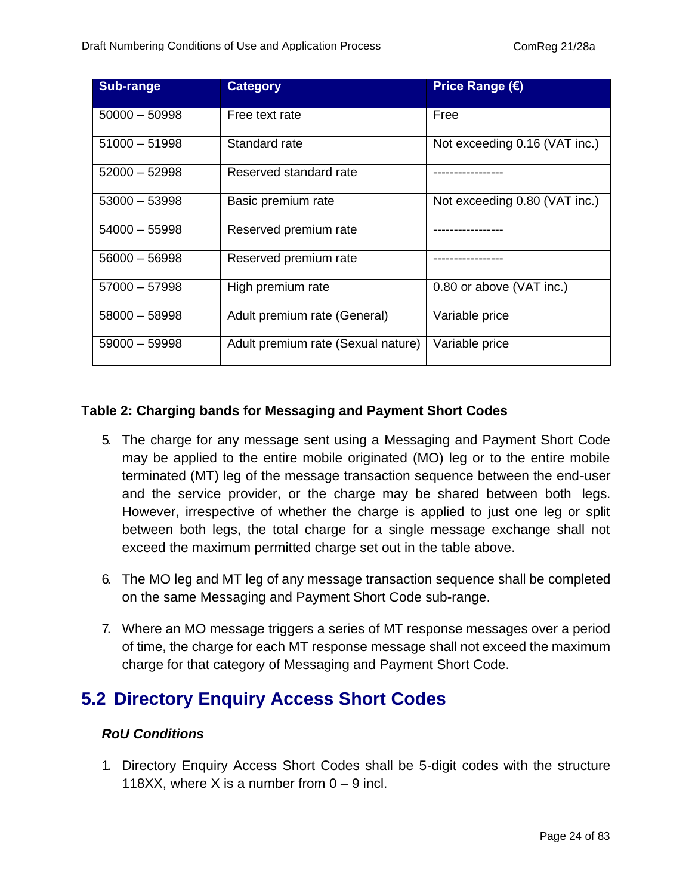| Sub-range | Category | Price Range (€) |
|---|---|---|
| 50000 – 50998 | Free text rate | Free |
| 51000 – 51998 | Standard rate | Not exceeding 0.16 (VAT inc.) |
| 52000 – 52998 | Reserved standard rate | ----------------- |
| 53000 – 53998 | Basic premium rate | Not exceeding 0.80 (VAT inc.) |
| 54000 – 55998 | Reserved premium rate | ----------------- |
| 56000 – 56998 | Reserved premium rate | ----------------- |
| 57000 – 57998 | High premium rate | 0.80 or above (VAT inc.) |
| 58000 – 58998 | Adult premium rate (General) | Variable price |
| 59000 – 59998 | Adult premium rate (Sexual nature) | Variable price |

**Table 2: Charging bands for Messaging and Payment Short Codes**

5. The charge for any message sent using a Messaging and Payment Short Code may be applied to the entire mobile originated (MO) leg or to the entire mobile terminated (MT) leg of the message transaction sequence between the end-user and the service provider, or the charge may be shared between both legs. However, irrespective of whether the charge is applied to just one leg or split between both legs, the total charge for a single message exchange shall not exceed the maximum permitted charge set out in the table above.

6. The MO leg and MT leg of any message transaction sequence shall be completed on the same Messaging and Payment Short Code sub-range.

7. Where an MO message triggers a series of MT response messages over a period of time, the charge for each MT response message shall not exceed the maximum charge for that category of Messaging and Payment Short Code.

## 5.2 Directory Enquiry Access Short Codes

### *RoU Conditions*

1. Directory Enquiry Access Short Codes shall be 5-digit codes with the structure 118XX, where X is a number from 0 – 9 incl.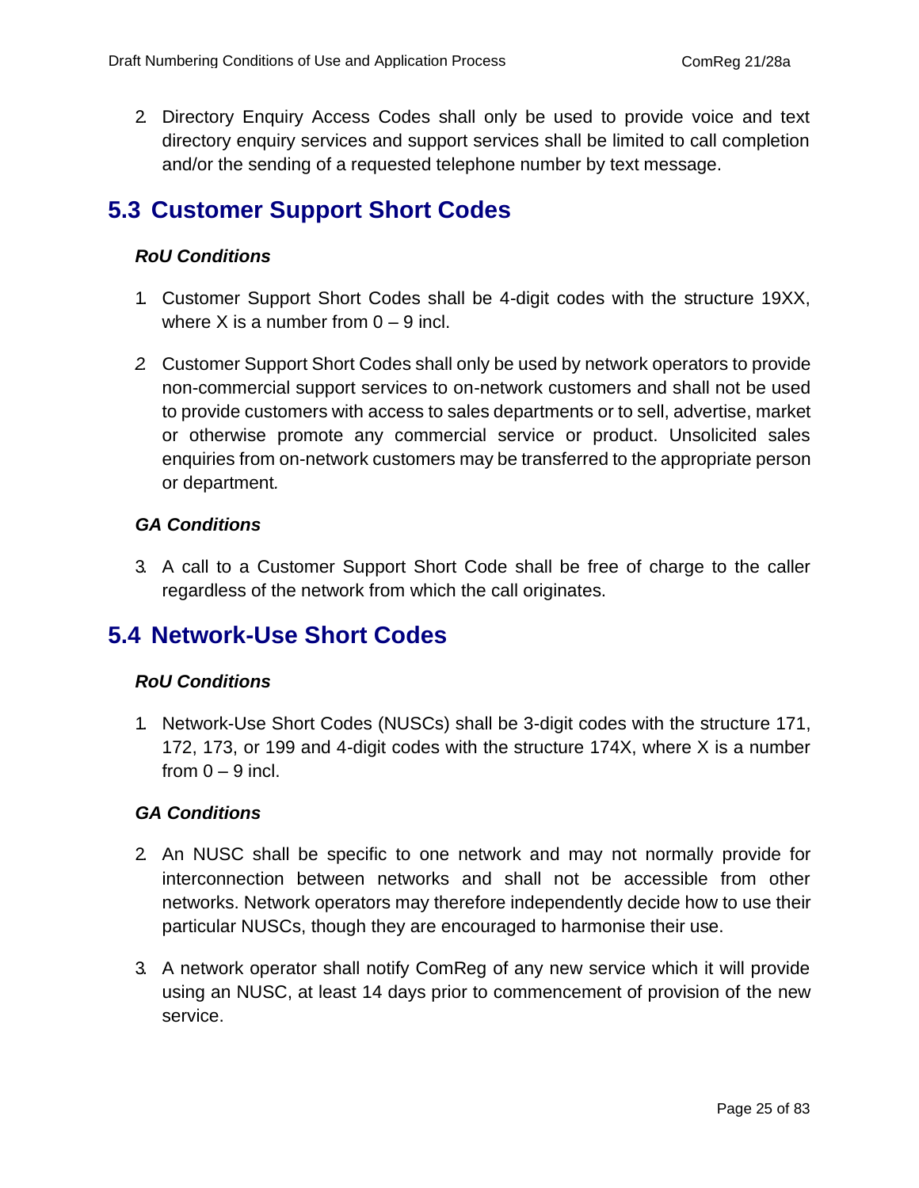2. Directory Enquiry Access Codes shall only be used to provide voice and text directory enquiry services and support services shall be limited to call completion and/or the sending of a requested telephone number by text message.

## 5.3 Customer Support Short Codes

***RoU Conditions***

1. Customer Support Short Codes shall be 4-digit codes with the structure 19XX, where X is a number from 0 – 9 incl.

2. Customer Support Short Codes shall only be used by network operators to provide non-commercial support services to on-network customers and shall not be used to provide customers with access to sales departments or to sell, advertise, market or otherwise promote any commercial service or product. Unsolicited sales enquiries from on-network customers may be transferred to the appropriate person or department.

***GA Conditions***

3. A call to a Customer Support Short Code shall be free of charge to the caller regardless of the network from which the call originates.

## 5.4 Network-Use Short Codes

***RoU Conditions***

1. Network-Use Short Codes (NUSCs) shall be 3-digit codes with the structure 171, 172, 173, or 199 and 4-digit codes with the structure 174X, where X is a number from 0 – 9 incl.

***GA Conditions***

2. An NUSC shall be specific to one network and may not normally provide for interconnection between networks and shall not be accessible from other networks. Network operators may therefore independently decide how to use their particular NUSCs, though they are encouraged to harmonise their use.

3. A network operator shall notify ComReg of any new service which it will provide using an NUSC, at least 14 days prior to commencement of provision of the new service.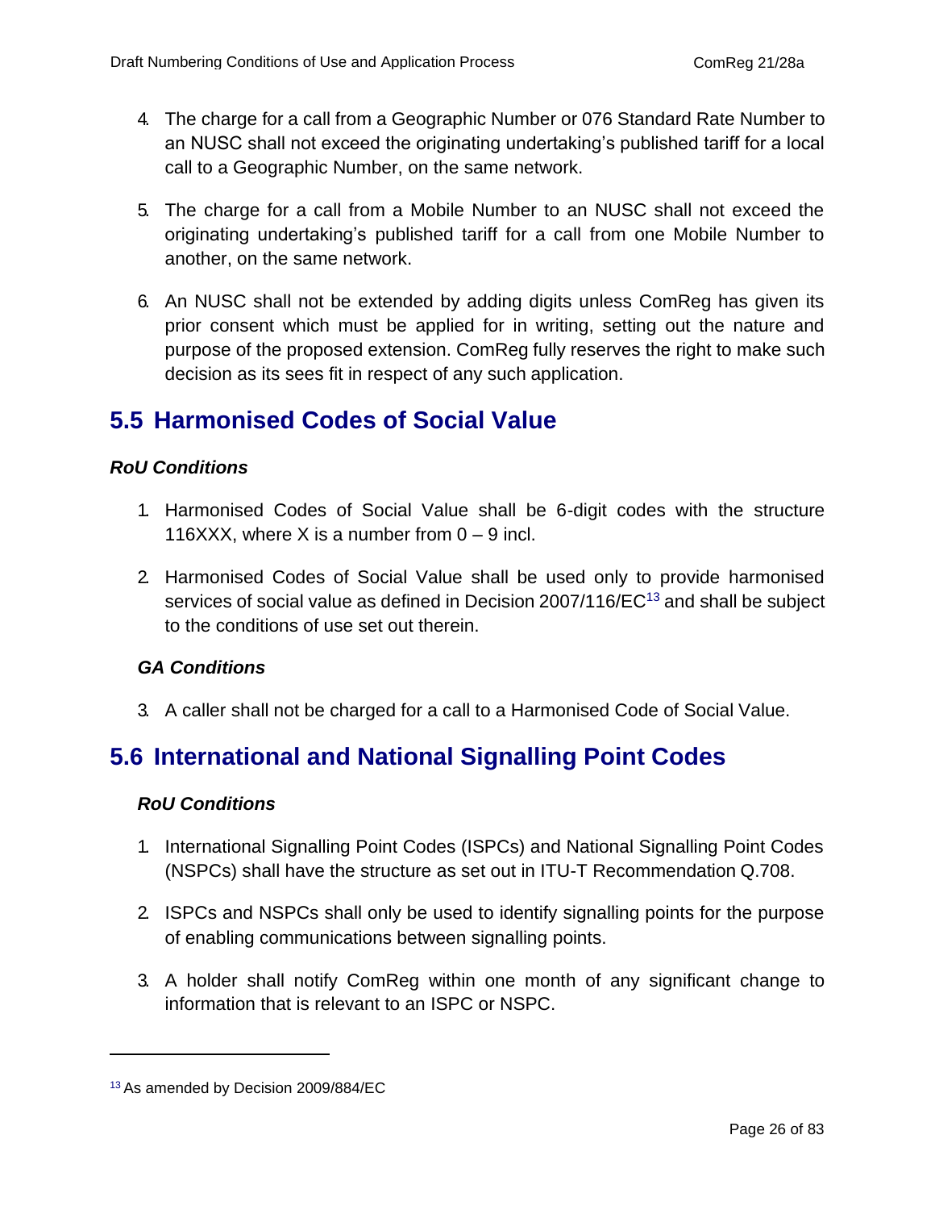4. The charge for a call from a Geographic Number or 076 Standard Rate Number to an NUSC shall not exceed the originating undertaking's published tariff for a local call to a Geographic Number, on the same network.

5. The charge for a call from a Mobile Number to an NUSC shall not exceed the originating undertaking's published tariff for a call from one Mobile Number to another, on the same network.

6. An NUSC shall not be extended by adding digits unless ComReg has given its prior consent which must be applied for in writing, setting out the nature and purpose of the proposed extension. ComReg fully reserves the right to make such decision as its sees fit in respect of any such application.

## 5.5 Harmonised Codes of Social Value

***RoU Conditions***

1. Harmonised Codes of Social Value shall be 6-digit codes with the structure 116XXX, where X is a number from 0 – 9 incl.

2. Harmonised Codes of Social Value shall be used only to provide harmonised services of social value as defined in Decision 2007/116/EC[13] and shall be subject to the conditions of use set out therein.

***GA Conditions***

3. A caller shall not be charged for a call to a Harmonised Code of Social Value.

## 5.6 International and National Signalling Point Codes

***RoU Conditions***

1. International Signalling Point Codes (ISPCs) and National Signalling Point Codes (NSPCs) shall have the structure as set out in ITU-T Recommendation Q.708.

2. ISPCs and NSPCs shall only be used to identify signalling points for the purpose of enabling communications between signalling points.

3. A holder shall notify ComReg within one month of any significant change to information that is relevant to an ISPC or NSPC.

---

[13] As amended by Decision 2009/884/EC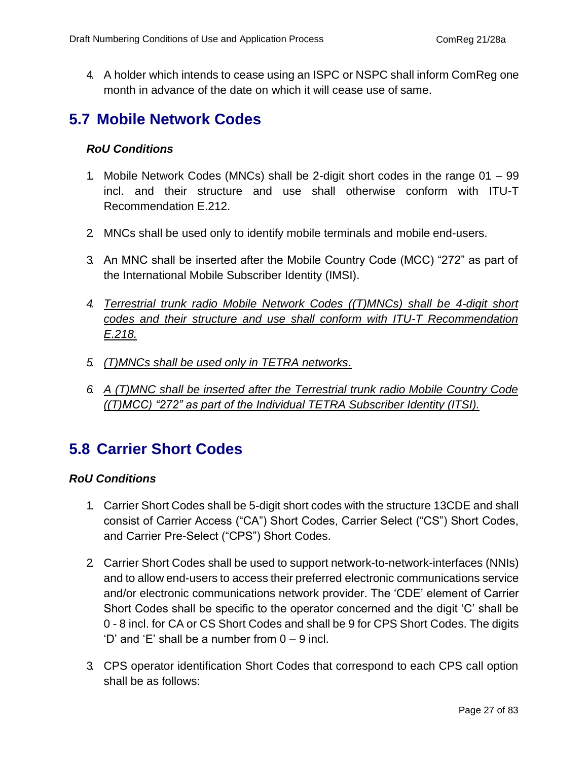4. A holder which intends to cease using an ISPC or NSPC shall inform ComReg one month in advance of the date on which it will cease use of same.

## 5.7 Mobile Network Codes

***RoU Conditions***

1. Mobile Network Codes (MNCs) shall be 2-digit short codes in the range 01 – 99 incl. and their structure and use shall otherwise conform with ITU-T Recommendation E.212.

2. MNCs shall be used only to identify mobile terminals and mobile end-users.

3. An MNC shall be inserted after the Mobile Country Code (MCC) “272” as part of the International Mobile Subscriber Identity (IMSI).

4. <u>*Terrestrial trunk radio Mobile Network Codes ((T)MNCs) shall be 4-digit short codes and their structure and use shall conform with ITU-T Recommendation E.218.*</u>

5. <u>*(T)MNCs shall be used only in TETRA networks.*</u>

6. <u>*A (T)MNC shall be inserted after the Terrestrial trunk radio Mobile Country Code ((T)MCC) “272” as part of the Individual TETRA Subscriber Identity (ITSI).*</u>

## 5.8 Carrier Short Codes

***RoU Conditions***

1. Carrier Short Codes shall be 5-digit short codes with the structure 13CDE and shall consist of Carrier Access (“CA”) Short Codes, Carrier Select (“CS”) Short Codes, and Carrier Pre-Select (“CPS”) Short Codes.

2. Carrier Short Codes shall be used to support network-to-network-interfaces (NNIs) and to allow end-users to access their preferred electronic communications service and/or electronic communications network provider. The ‘CDE’ element of Carrier Short Codes shall be specific to the operator concerned and the digit ‘C’ shall be 0 - 8 incl. for CA or CS Short Codes and shall be 9 for CPS Short Codes. The digits ‘D’ and ‘E’ shall be a number from 0 – 9 incl.

3. CPS operator identification Short Codes that correspond to each CPS call option shall be as follows: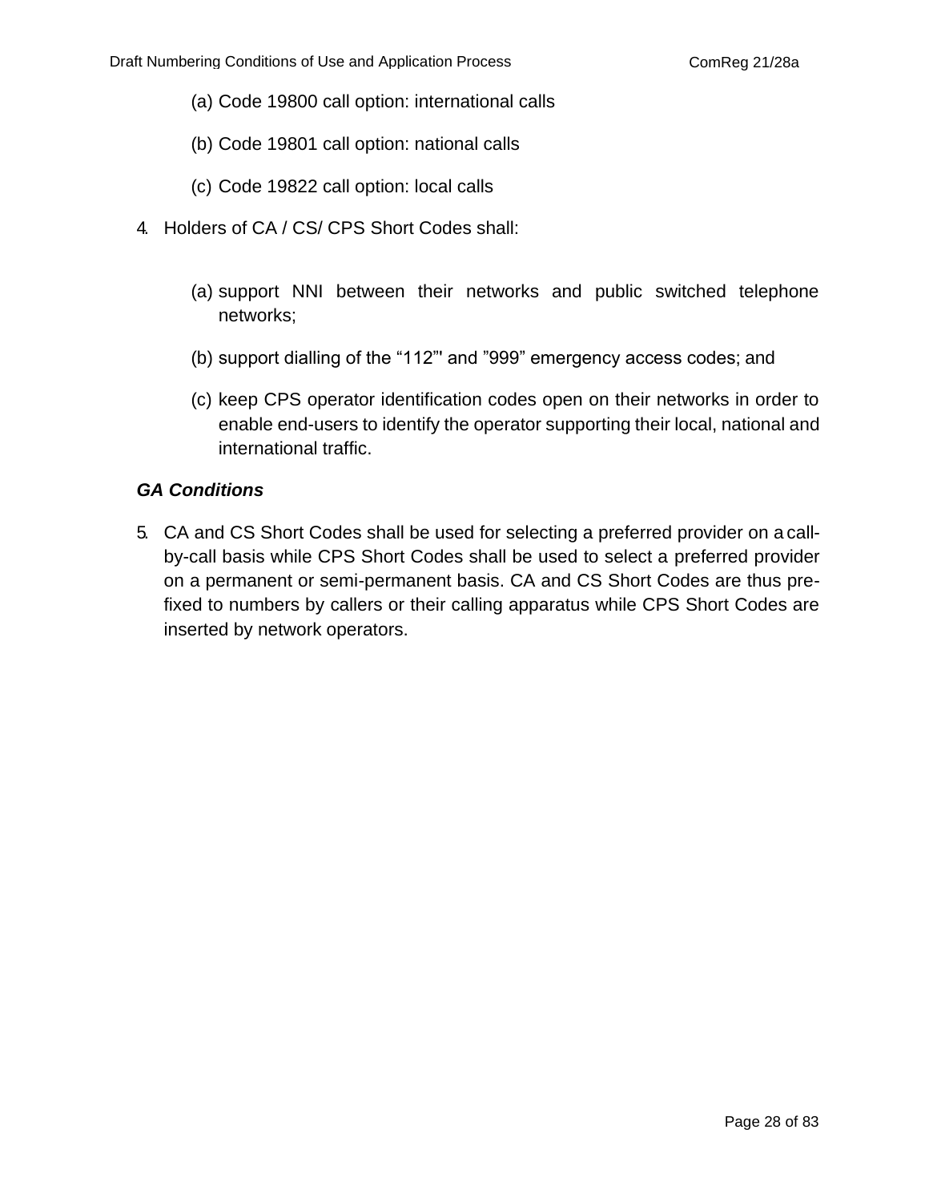(a) Code 19800 call option: international calls

(b) Code 19801 call option: national calls

(c) Code 19822 call option: local calls

4. Holders of CA / CS/ CPS Short Codes shall:

   (a) support NNI between their networks and public switched telephone networks;

   (b) support dialling of the “112”' and ”999” emergency access codes; and

   (c) keep CPS operator identification codes open on their networks in order to enable end-users to identify the operator supporting their local, national and international traffic.

***GA Conditions***

5. CA and CS Short Codes shall be used for selecting a preferred provider on a call-by-call basis while CPS Short Codes shall be used to select a preferred provider on a permanent or semi-permanent basis. CA and CS Short Codes are thus pre-fixed to numbers by callers or their calling apparatus while CPS Short Codes are inserted by network operators.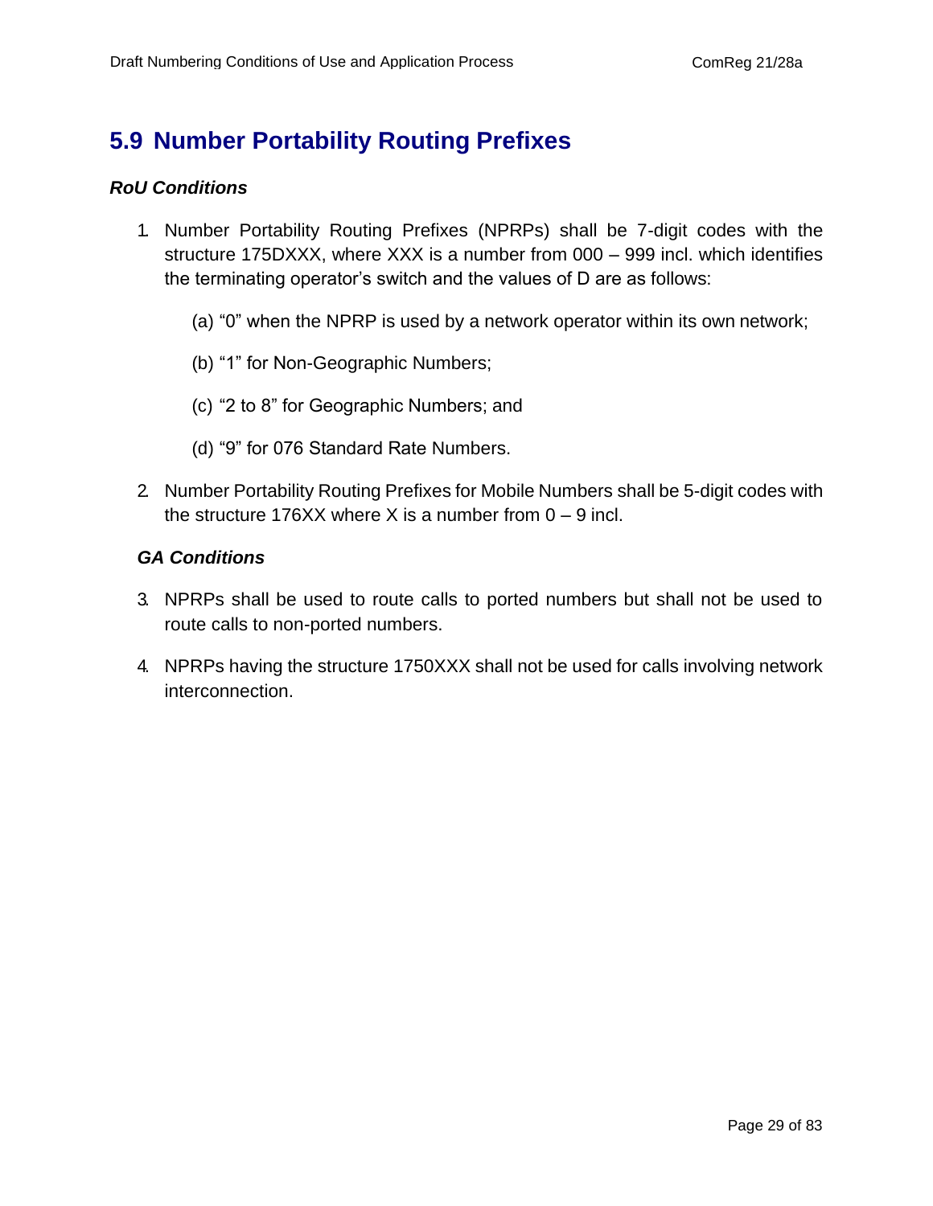## 5.9 Number Portability Routing Prefixes

***RoU Conditions***

1. Number Portability Routing Prefixes (NPRPs) shall be 7-digit codes with the structure 175DXXX, where XXX is a number from 000 – 999 incl. which identifies the terminating operator's switch and the values of D are as follows:

   (a) "0" when the NPRP is used by a network operator within its own network;

   (b) "1" for Non-Geographic Numbers;

   (c) "2 to 8" for Geographic Numbers; and

   (d) "9" for 076 Standard Rate Numbers.

2. Number Portability Routing Prefixes for Mobile Numbers shall be 5-digit codes with the structure 176XX where X is a number from 0 – 9 incl.

***GA Conditions***

3. NPRPs shall be used to route calls to ported numbers but shall not be used to route calls to non-ported numbers.

4. NPRPs having the structure 1750XXX shall not be used for calls involving network interconnection.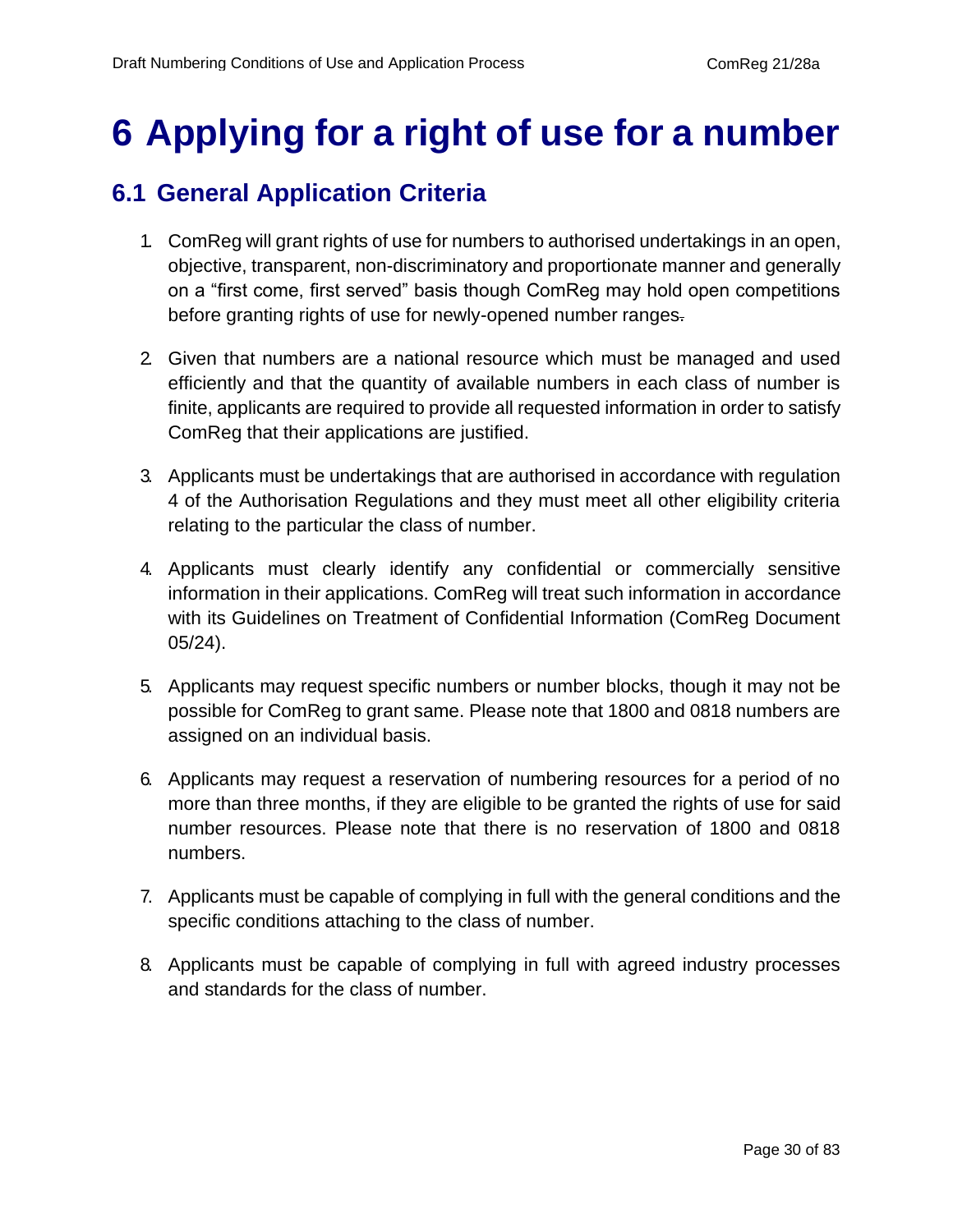# 6 Applying for a right of use for a number

## 6.1 General Application Criteria

1. ComReg will grant rights of use for numbers to authorised undertakings in an open, objective, transparent, non-discriminatory and proportionate manner and generally on a "first come, first served" basis though ComReg may hold open competitions before granting rights of use for newly-opened number ranges.

2. Given that numbers are a national resource which must be managed and used efficiently and that the quantity of available numbers in each class of number is finite, applicants are required to provide all requested information in order to satisfy ComReg that their applications are justified.

3. Applicants must be undertakings that are authorised in accordance with regulation 4 of the Authorisation Regulations and they must meet all other eligibility criteria relating to the particular the class of number.

4. Applicants must clearly identify any confidential or commercially sensitive information in their applications. ComReg will treat such information in accordance with its Guidelines on Treatment of Confidential Information (ComReg Document 05/24).

5. Applicants may request specific numbers or number blocks, though it may not be possible for ComReg to grant same. Please note that 1800 and 0818 numbers are assigned on an individual basis.

6. Applicants may request a reservation of numbering resources for a period of no more than three months, if they are eligible to be granted the rights of use for said number resources. Please note that there is no reservation of 1800 and 0818 numbers.

7. Applicants must be capable of complying in full with the general conditions and the specific conditions attaching to the class of number.

8. Applicants must be capable of complying in full with agreed industry processes and standards for the class of number.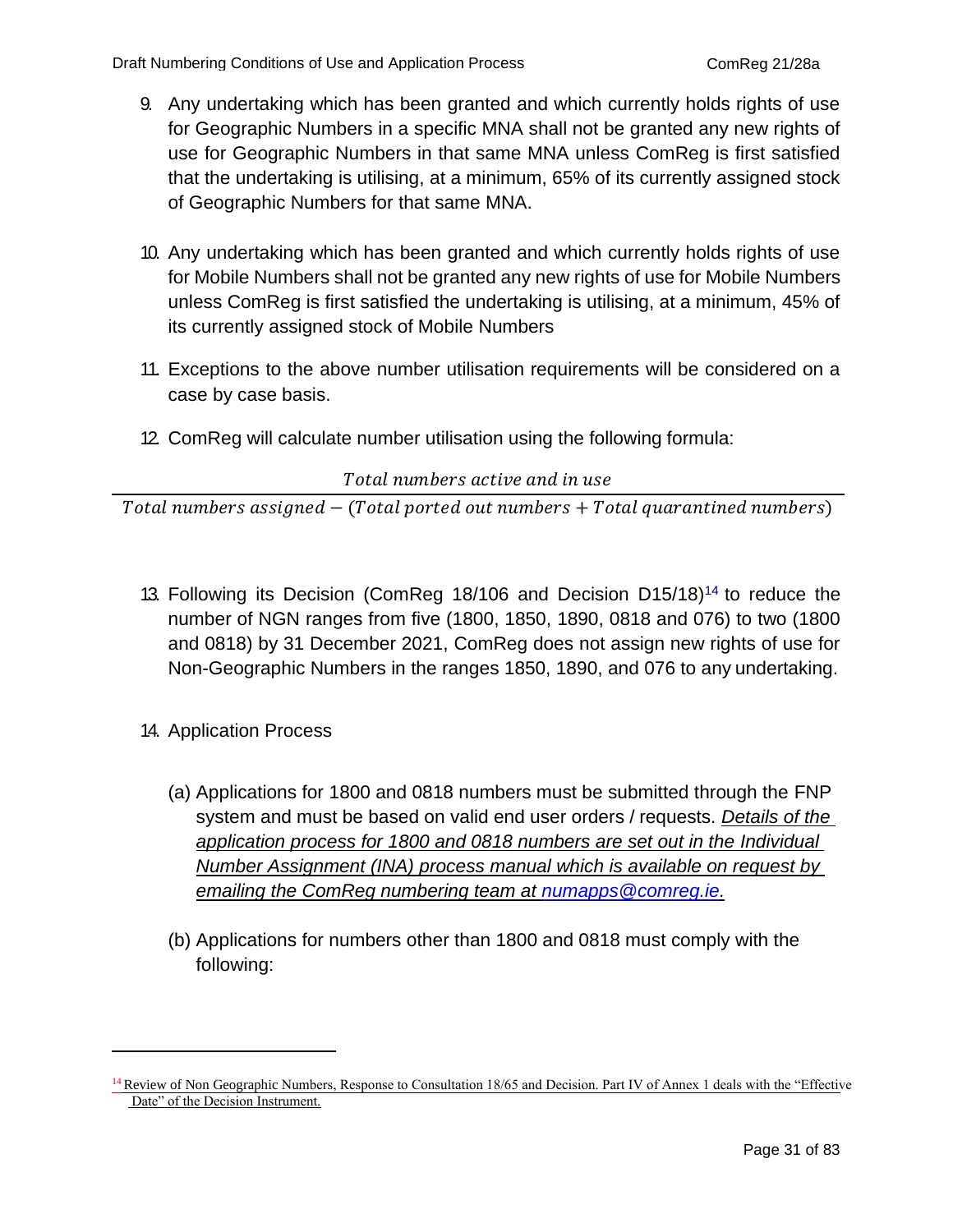9. Any undertaking which has been granted and which currently holds rights of use for Geographic Numbers in a specific MNA shall not be granted any new rights of use for Geographic Numbers in that same MNA unless ComReg is first satisfied that the undertaking is utilising, at a minimum, 65% of its currently assigned stock of Geographic Numbers for that same MNA.

10. Any undertaking which has been granted and which currently holds rights of use for Mobile Numbers shall not be granted any new rights of use for Mobile Numbers unless ComReg is first satisfied the undertaking is utilising, at a minimum, 45% of its currently assigned stock of Mobile Numbers

11. Exceptions to the above number utilisation requirements will be considered on a case by case basis.

12. ComReg will calculate number utilisation using the following formula:

$$\frac{Total\ numbers\ active\ and\ in\ use}{Total\ numbers\ assigned - (Total\ ported\ out\ numbers + Total\ quarantined\ numbers)}$$

13. Following its Decision (ComReg 18/106 and Decision D15/18)[14] to reduce the number of NGN ranges from five (1800, 1850, 1890, 0818 and 076) to two (1800 and 0818) by 31 December 2021, ComReg does not assign new rights of use for Non-Geographic Numbers in the ranges 1850, 1890, and 076 to any undertaking.

14. Application Process

    (a) Applications for 1800 and 0818 numbers must be submitted through the FNP system and must be based on valid end user orders / requests. *Details of the application process for 1800 and 0818 numbers are set out in the Individual Number Assignment (INA) process manual which is available on request by emailing the ComReg numbering team at numapps@comreg.ie.*

    (b) Applications for numbers other than 1800 and 0818 must comply with the following:

[14] Review of Non Geographic Numbers, Response to Consultation 18/65 and Decision. Part IV of Annex 1 deals with the "Effective Date" of the Decision Instrument.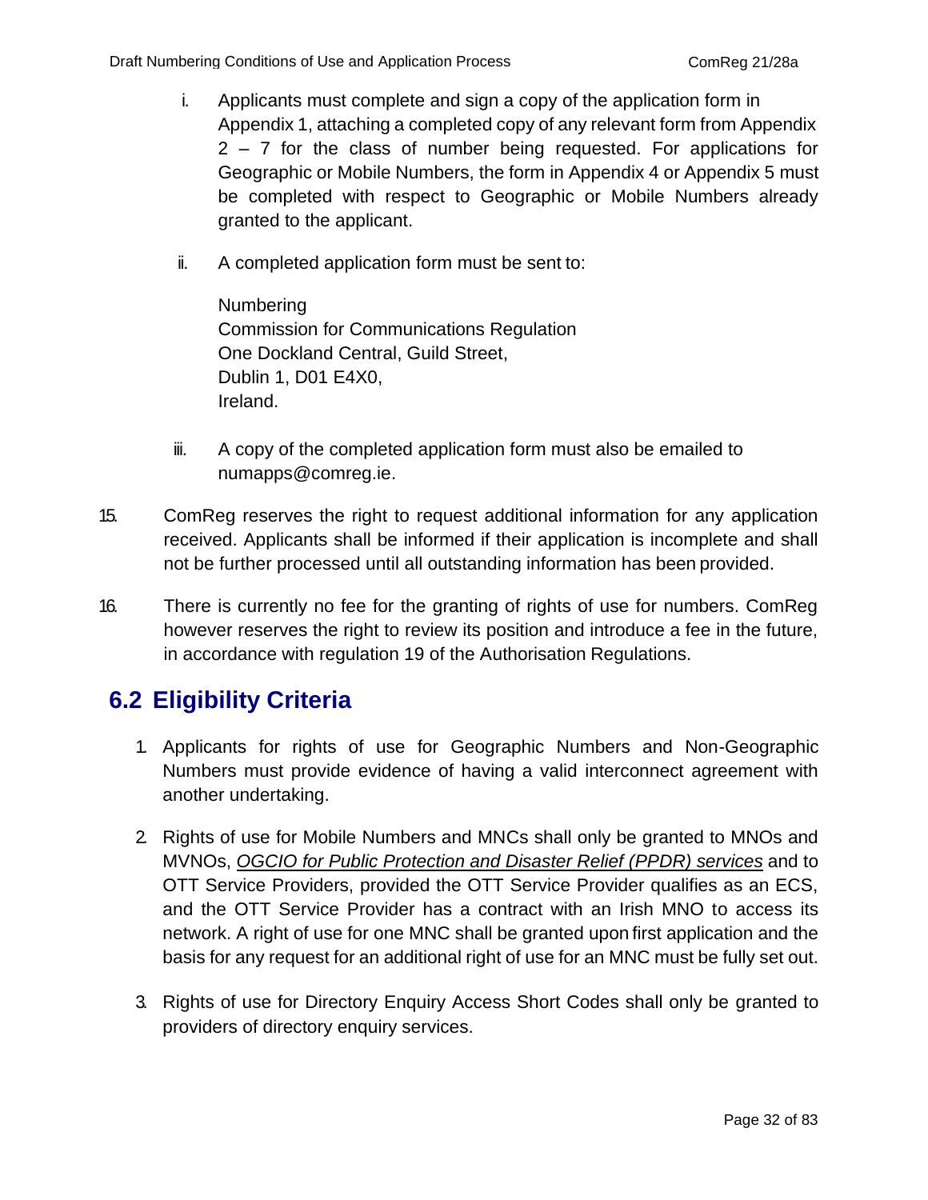i. Applicants must complete and sign a copy of the application form in Appendix 1, attaching a completed copy of any relevant form from Appendix 2 – 7 for the class of number being requested. For applications for Geographic or Mobile Numbers, the form in Appendix 4 or Appendix 5 must be completed with respect to Geographic or Mobile Numbers already granted to the applicant.

ii. A completed application form must be sent to:

   Numbering
   Commission for Communications Regulation
   One Dockland Central, Guild Street,
   Dublin 1, D01 E4X0,
   Ireland.

iii. A copy of the completed application form must also be emailed to numapps@comreg.ie.

15. ComReg reserves the right to request additional information for any application received. Applicants shall be informed if their application is incomplete and shall not be further processed until all outstanding information has been provided.

16. There is currently no fee for the granting of rights of use for numbers. ComReg however reserves the right to review its position and introduce a fee in the future, in accordance with regulation 19 of the Authorisation Regulations.

## 6.2 Eligibility Criteria

1. Applicants for rights of use for Geographic Numbers and Non-Geographic Numbers must provide evidence of having a valid interconnect agreement with another undertaking.

2. Rights of use for Mobile Numbers and MNCs shall only be granted to MNOs and MVNOs, *OGCIO for Public Protection and Disaster Relief (PPDR) services* and to OTT Service Providers, provided the OTT Service Provider qualifies as an ECS, and the OTT Service Provider has a contract with an Irish MNO to access its network. A right of use for one MNC shall be granted upon first application and the basis for any request for an additional right of use for an MNC must be fully set out.

3. Rights of use for Directory Enquiry Access Short Codes shall only be granted to providers of directory enquiry services.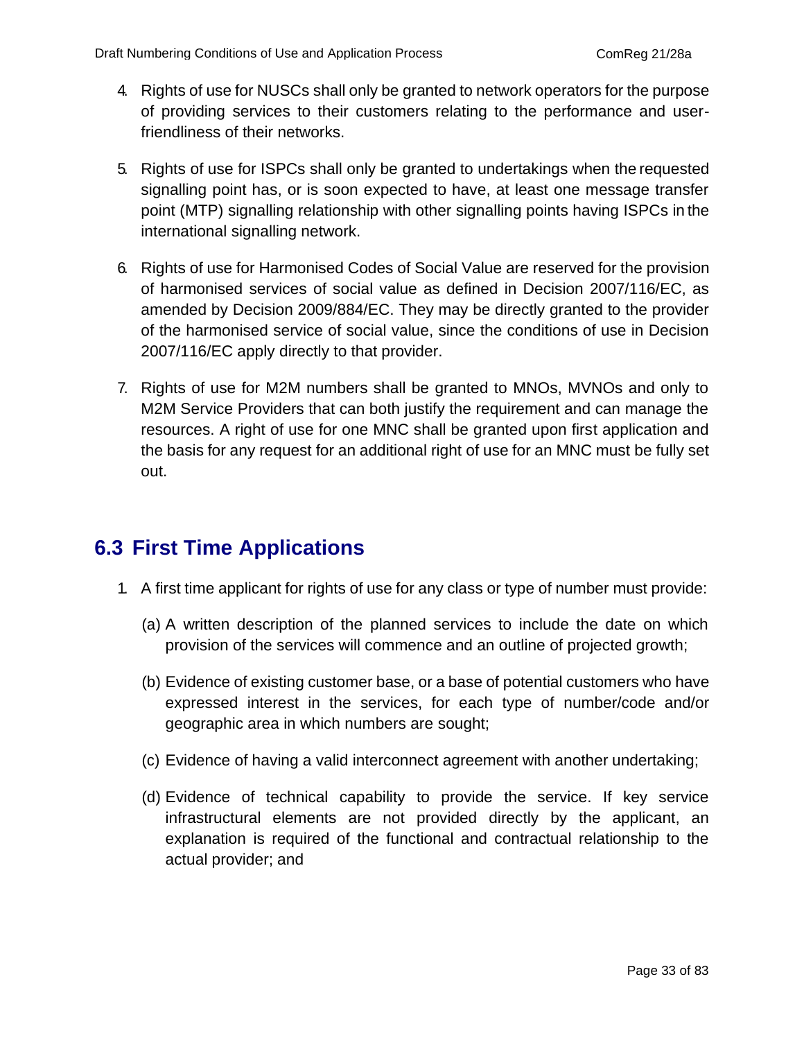4. Rights of use for NUSCs shall only be granted to network operators for the purpose of providing services to their customers relating to the performance and user-friendliness of their networks.

5. Rights of use for ISPCs shall only be granted to undertakings when the requested signalling point has, or is soon expected to have, at least one message transfer point (MTP) signalling relationship with other signalling points having ISPCs in the international signalling network.

6. Rights of use for Harmonised Codes of Social Value are reserved for the provision of harmonised services of social value as defined in Decision 2007/116/EC, as amended by Decision 2009/884/EC. They may be directly granted to the provider of the harmonised service of social value, since the conditions of use in Decision 2007/116/EC apply directly to that provider.

7. Rights of use for M2M numbers shall be granted to MNOs, MVNOs and only to M2M Service Providers that can both justify the requirement and can manage the resources. A right of use for one MNC shall be granted upon first application and the basis for any request for an additional right of use for an MNC must be fully set out.

## 6.3 First Time Applications

1. A first time applicant for rights of use for any class or type of number must provide:

   (a) A written description of the planned services to include the date on which provision of the services will commence and an outline of projected growth;

   (b) Evidence of existing customer base, or a base of potential customers who have expressed interest in the services, for each type of number/code and/or geographic area in which numbers are sought;

   (c) Evidence of having a valid interconnect agreement with another undertaking;

   (d) Evidence of technical capability to provide the service. If key service infrastructural elements are not provided directly by the applicant, an explanation is required of the functional and contractual relationship to the actual provider; and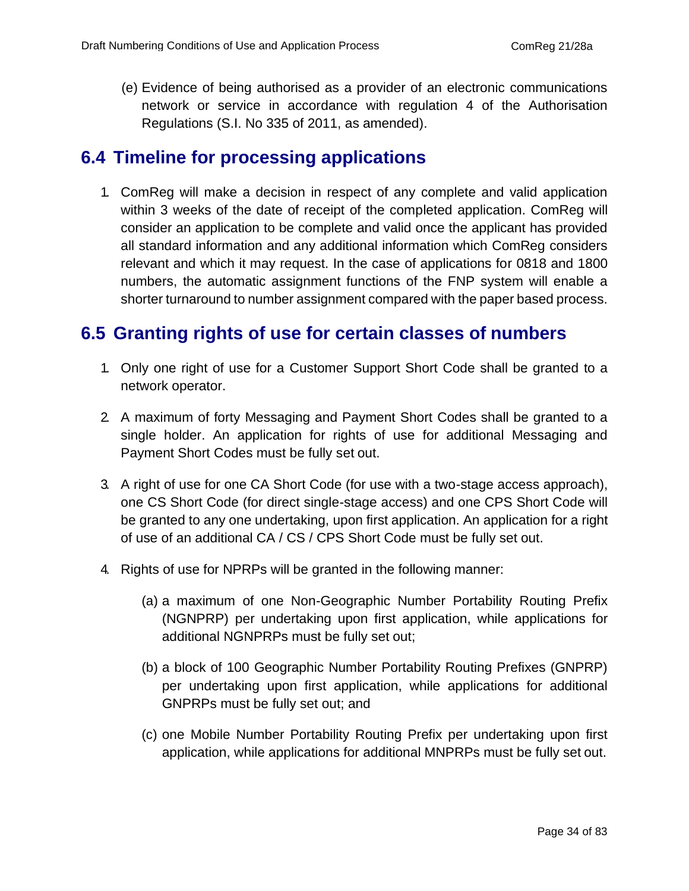(e) Evidence of being authorised as a provider of an electronic communications network or service in accordance with regulation 4 of the Authorisation Regulations (S.I. No 335 of 2011, as amended).

## 6.4 Timeline for processing applications

1. ComReg will make a decision in respect of any complete and valid application within 3 weeks of the date of receipt of the completed application. ComReg will consider an application to be complete and valid once the applicant has provided all standard information and any additional information which ComReg considers relevant and which it may request. In the case of applications for 0818 and 1800 numbers, the automatic assignment functions of the FNP system will enable a shorter turnaround to number assignment compared with the paper based process.

## 6.5 Granting rights of use for certain classes of numbers

1. Only one right of use for a Customer Support Short Code shall be granted to a network operator.

2. A maximum of forty Messaging and Payment Short Codes shall be granted to a single holder. An application for rights of use for additional Messaging and Payment Short Codes must be fully set out.

3. A right of use for one CA Short Code (for use with a two-stage access approach), one CS Short Code (for direct single-stage access) and one CPS Short Code will be granted to any one undertaking, upon first application. An application for a right of use of an additional CA / CS / CPS Short Code must be fully set out.

4. Rights of use for NPRPs will be granted in the following manner:

   (a) a maximum of one Non-Geographic Number Portability Routing Prefix (NGNPRP) per undertaking upon first application, while applications for additional NGNPRPs must be fully set out;

   (b) a block of 100 Geographic Number Portability Routing Prefixes (GNPRP) per undertaking upon first application, while applications for additional GNPRPs must be fully set out; and

   (c) one Mobile Number Portability Routing Prefix per undertaking upon first application, while applications for additional MNPRPs must be fully set out.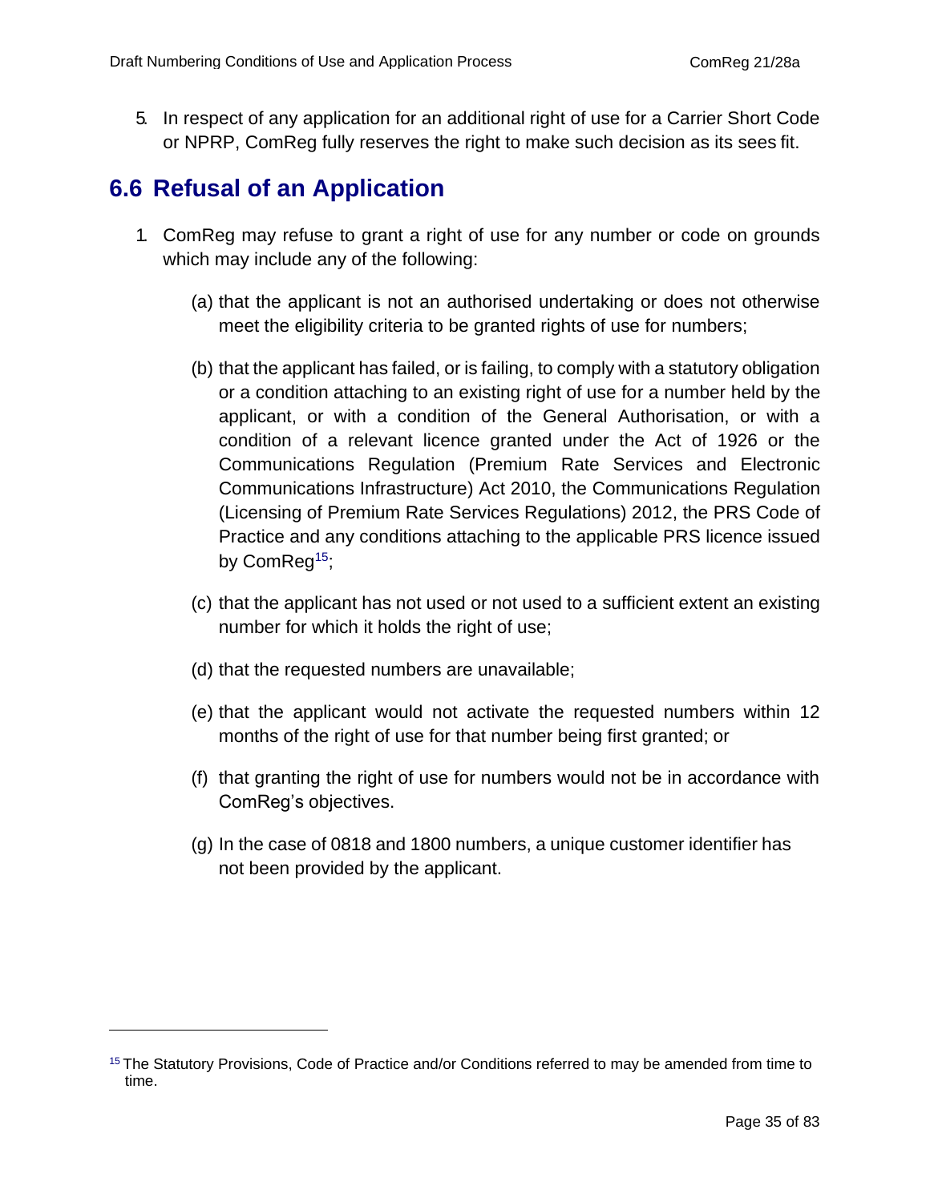5. In respect of any application for an additional right of use for a Carrier Short Code or NPRP, ComReg fully reserves the right to make such decision as its sees fit.

## 6.6 Refusal of an Application

1. ComReg may refuse to grant a right of use for any number or code on grounds which may include any of the following:

   (a) that the applicant is not an authorised undertaking or does not otherwise meet the eligibility criteria to be granted rights of use for numbers;

   (b) that the applicant has failed, or is failing, to comply with a statutory obligation or a condition attaching to an existing right of use for a number held by the applicant, or with a condition of the General Authorisation, or with a condition of a relevant licence granted under the Act of 1926 or the Communications Regulation (Premium Rate Services and Electronic Communications Infrastructure) Act 2010, the Communications Regulation (Licensing of Premium Rate Services Regulations) 2012, the PRS Code of Practice and any conditions attaching to the applicable PRS licence issued by ComReg[15];

   (c) that the applicant has not used or not used to a sufficient extent an existing number for which it holds the right of use;

   (d) that the requested numbers are unavailable;

   (e) that the applicant would not activate the requested numbers within 12 months of the right of use for that number being first granted; or

   (f) that granting the right of use for numbers would not be in accordance with ComReg's objectives.

   (g) In the case of 0818 and 1800 numbers, a unique customer identifier has not been provided by the applicant.

[15] The Statutory Provisions, Code of Practice and/or Conditions referred to may be amended from time to time.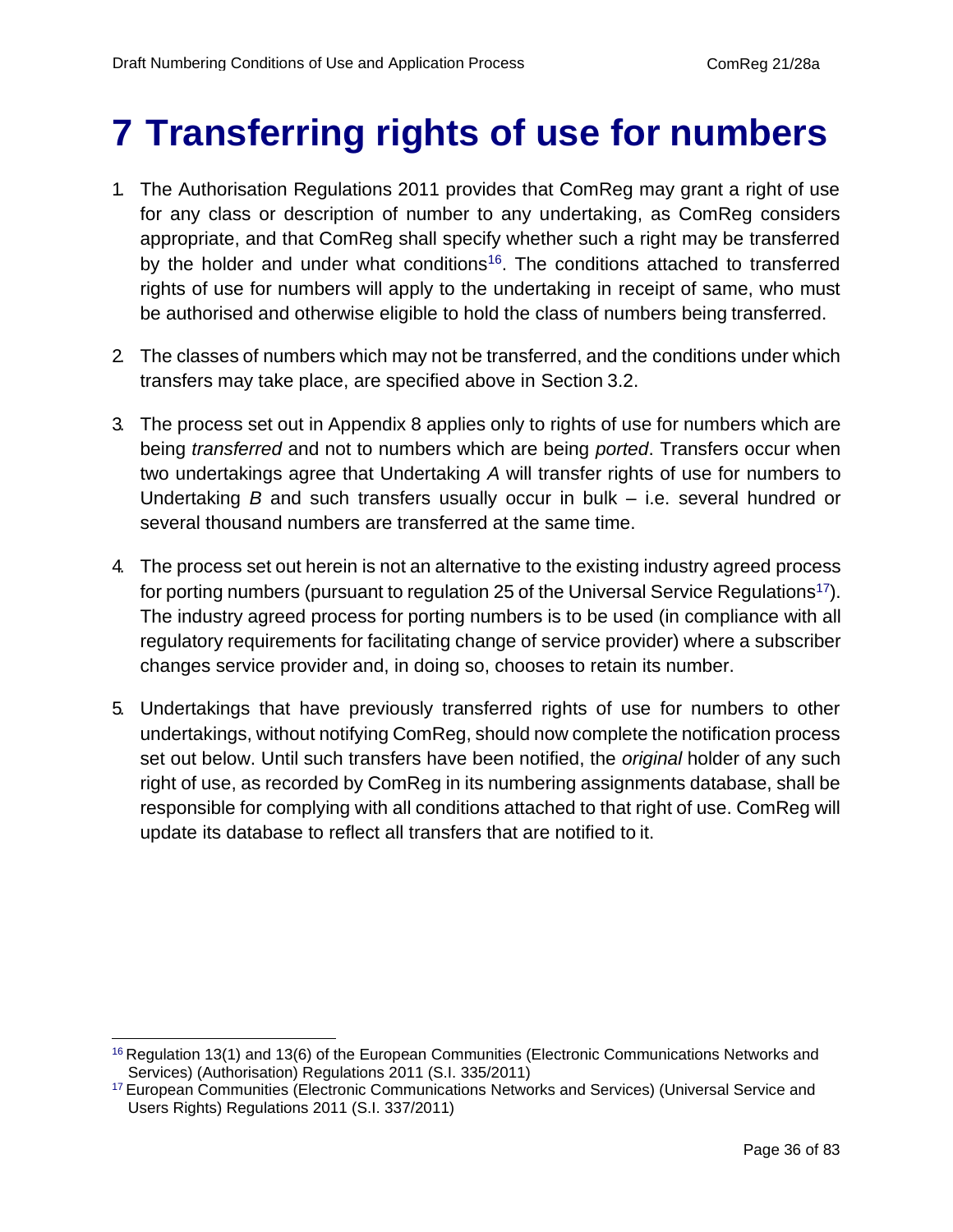# 7 Transferring rights of use for numbers

1. The Authorisation Regulations 2011 provides that ComReg may grant a right of use for any class or description of number to any undertaking, as ComReg considers appropriate, and that ComReg shall specify whether such a right may be transferred by the holder and under what conditions[16]. The conditions attached to transferred rights of use for numbers will apply to the undertaking in receipt of same, who must be authorised and otherwise eligible to hold the class of numbers being transferred.

2. The classes of numbers which may not be transferred, and the conditions under which transfers may take place, are specified above in Section 3.2.

3. The process set out in Appendix 8 applies only to rights of use for numbers which are being *transferred* and not to numbers which are being *ported*. Transfers occur when two undertakings agree that Undertaking *A* will transfer rights of use for numbers to Undertaking *B* and such transfers usually occur in bulk – i.e. several hundred or several thousand numbers are transferred at the same time.

4. The process set out herein is not an alternative to the existing industry agreed process for porting numbers (pursuant to regulation 25 of the Universal Service Regulations[17]). The industry agreed process for porting numbers is to be used (in compliance with all regulatory requirements for facilitating change of service provider) where a subscriber changes service provider and, in doing so, chooses to retain its number.

5. Undertakings that have previously transferred rights of use for numbers to other undertakings, without notifying ComReg, should now complete the notification process set out below. Until such transfers have been notified, the *original* holder of any such right of use, as recorded by ComReg in its numbering assignments database, shall be responsible for complying with all conditions attached to that right of use. ComReg will update its database to reflect all transfers that are notified to it.

---

[16] Regulation 13(1) and 13(6) of the European Communities (Electronic Communications Networks and Services) (Authorisation) Regulations 2011 (S.I. 335/2011)

[17] European Communities (Electronic Communications Networks and Services) (Universal Service and Users Rights) Regulations 2011 (S.I. 337/2011)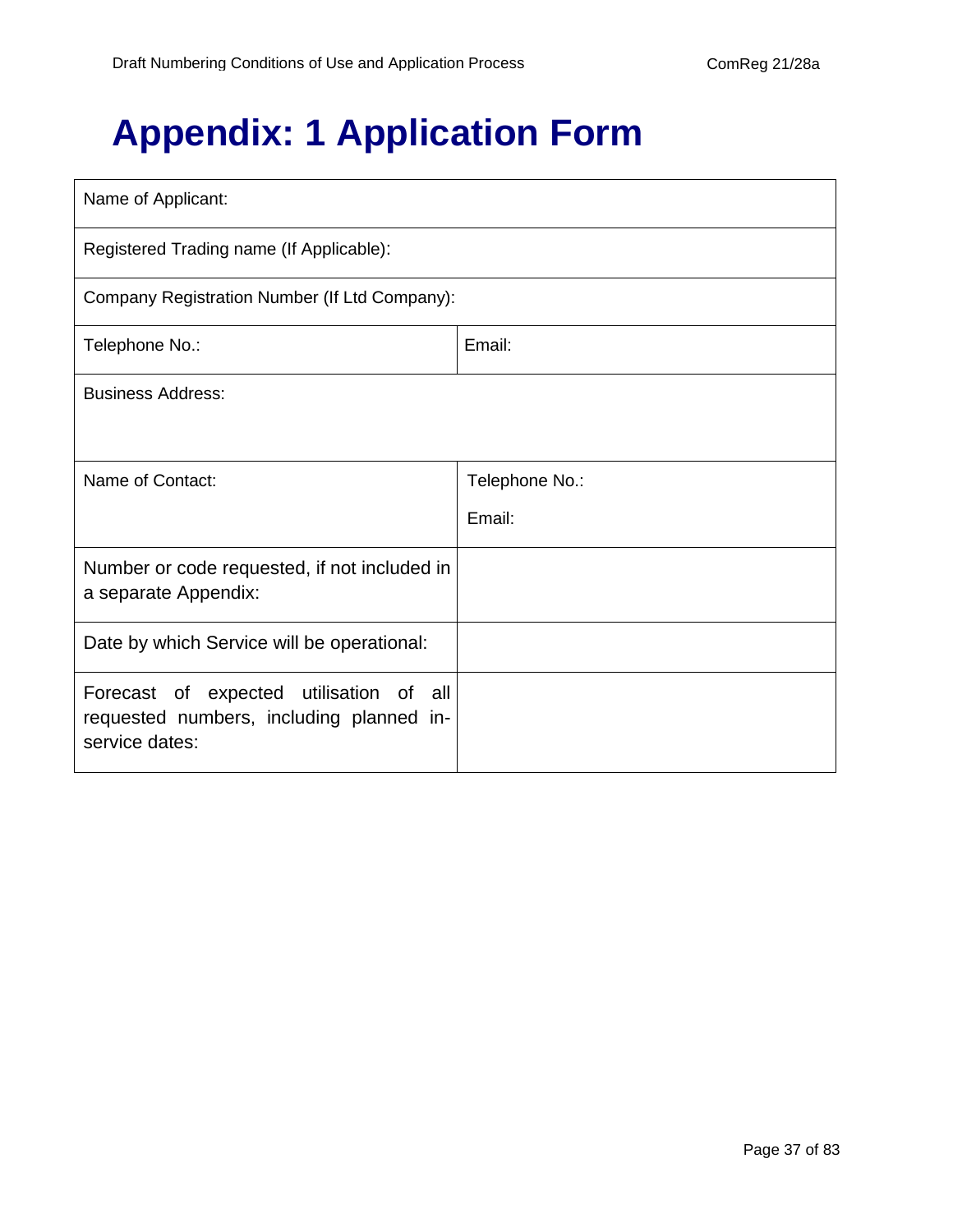# Appendix: 1 Application Form

| Name of Applicant: | |
|---|---|
| Registered Trading name (If Applicable): | |
| Company Registration Number (If Ltd Company): | |
| Telephone No.: | Email: |
| Business Address: | |
| Name of Contact: | Telephone No.:<br>Email: |
| Number or code requested, if not included in a separate Appendix: | |
| Date by which Service will be operational: | |
| Forecast of expected utilisation of all requested numbers, including planned in-service dates: | |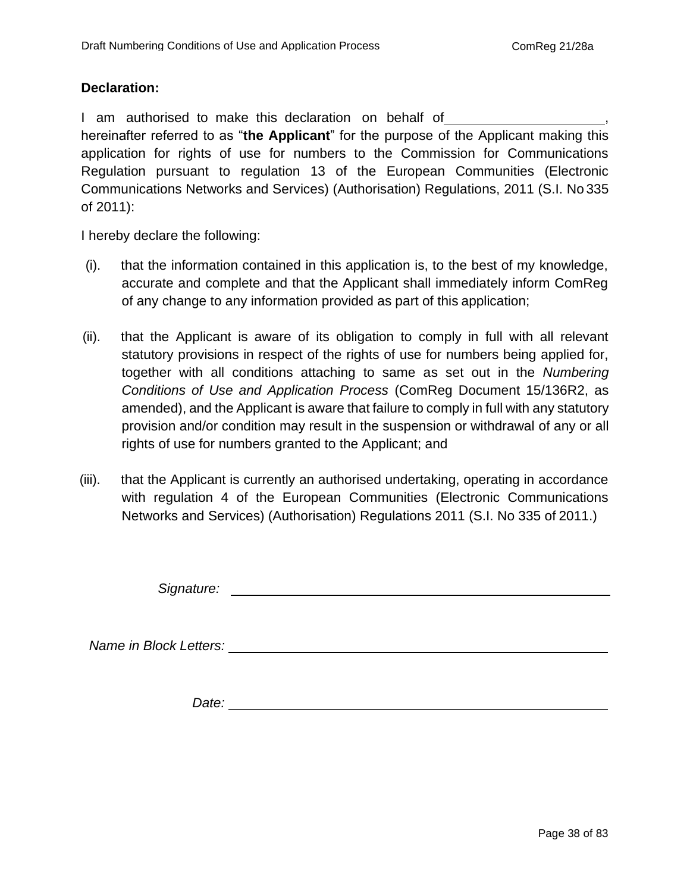**Declaration:**

I am authorised to make this declaration on behalf of \_\_\_\_\_\_\_\_\_\_\_\_\_\_\_\_\_\_\_\_\_\_, hereinafter referred to as "**the Applicant**" for the purpose of the Applicant making this application for rights of use for numbers to the Commission for Communications Regulation pursuant to regulation 13 of the European Communities (Electronic Communications Networks and Services) (Authorisation) Regulations, 2011 (S.I. No 335 of 2011):

I hereby declare the following:

(i). that the information contained in this application is, to the best of my knowledge, accurate and complete and that the Applicant shall immediately inform ComReg of any change to any information provided as part of this application;

(ii). that the Applicant is aware of its obligation to comply in full with all relevant statutory provisions in respect of the rights of use for numbers being applied for, together with all conditions attaching to same as set out in the *Numbering Conditions of Use and Application Process* (ComReg Document 15/136R2, as amended), and the Applicant is aware that failure to comply in full with any statutory provision and/or condition may result in the suspension or withdrawal of any or all rights of use for numbers granted to the Applicant; and

(iii). that the Applicant is currently an authorised undertaking, operating in accordance with regulation 4 of the European Communities (Electronic Communications Networks and Services) (Authorisation) Regulations 2011 (S.I. No 335 of 2011.)

*Signature:* \_\_\_\_\_\_\_\_\_\_\_\_\_\_\_\_\_\_\_\_\_\_\_\_\_\_\_\_\_\_\_\_\_\_\_\_\_\_\_\_

*Name in Block Letters:* \_\_\_\_\_\_\_\_\_\_\_\_\_\_\_\_\_\_\_\_\_\_\_\_\_\_\_\_\_\_\_\_\_\_\_\_\_\_\_\_

*Date:* \_\_\_\_\_\_\_\_\_\_\_\_\_\_\_\_\_\_\_\_\_\_\_\_\_\_\_\_\_\_\_\_\_\_\_\_\_\_\_\_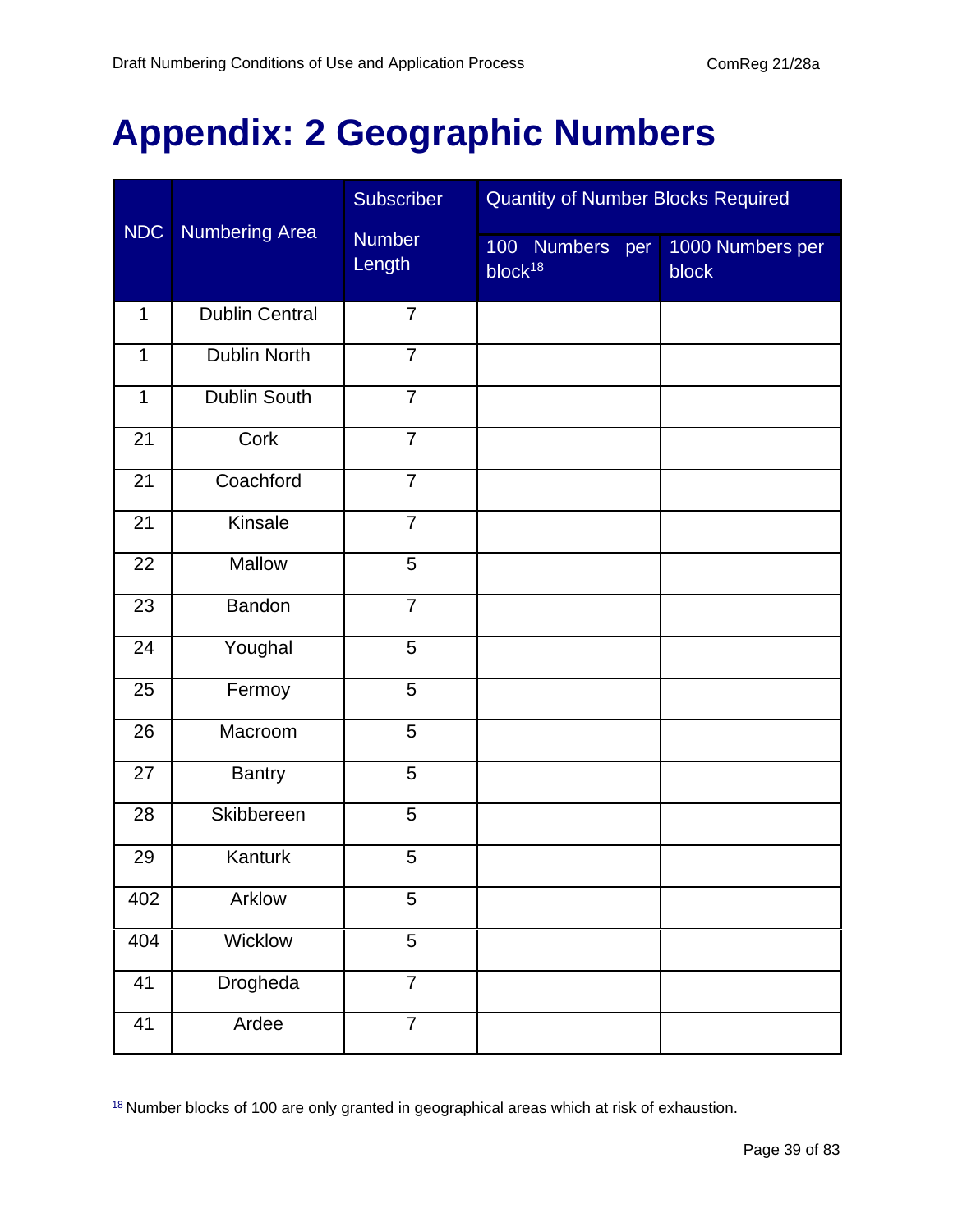# Appendix: 2 Geographic Numbers

| NDC | Numbering Area | Subscriber Number Length | Quantity of Number Blocks Required | |
|---|---|---|---|---|
| | | | 100 Numbers per block[18] | 1000 Numbers per block |
| 1 | Dublin Central | 7 | | |
| 1 | Dublin North | 7 | | |
| 1 | Dublin South | 7 | | |
| 21 | Cork | 7 | | |
| 21 | Coachford | 7 | | |
| 21 | Kinsale | 7 | | |
| 22 | Mallow | 5 | | |
| 23 | Bandon | 7 | | |
| 24 | Youghal | 5 | | |
| 25 | Fermoy | 5 | | |
| 26 | Macroom | 5 | | |
| 27 | Bantry | 5 | | |
| 28 | Skibbereen | 5 | | |
| 29 | Kanturk | 5 | | |
| 402 | Arklow | 5 | | |
| 404 | Wicklow | 5 | | |
| 41 | Drogheda | 7 | | |
| 41 | Ardee | 7 | | |

[18] Number blocks of 100 are only granted in geographical areas which at risk of exhaustion.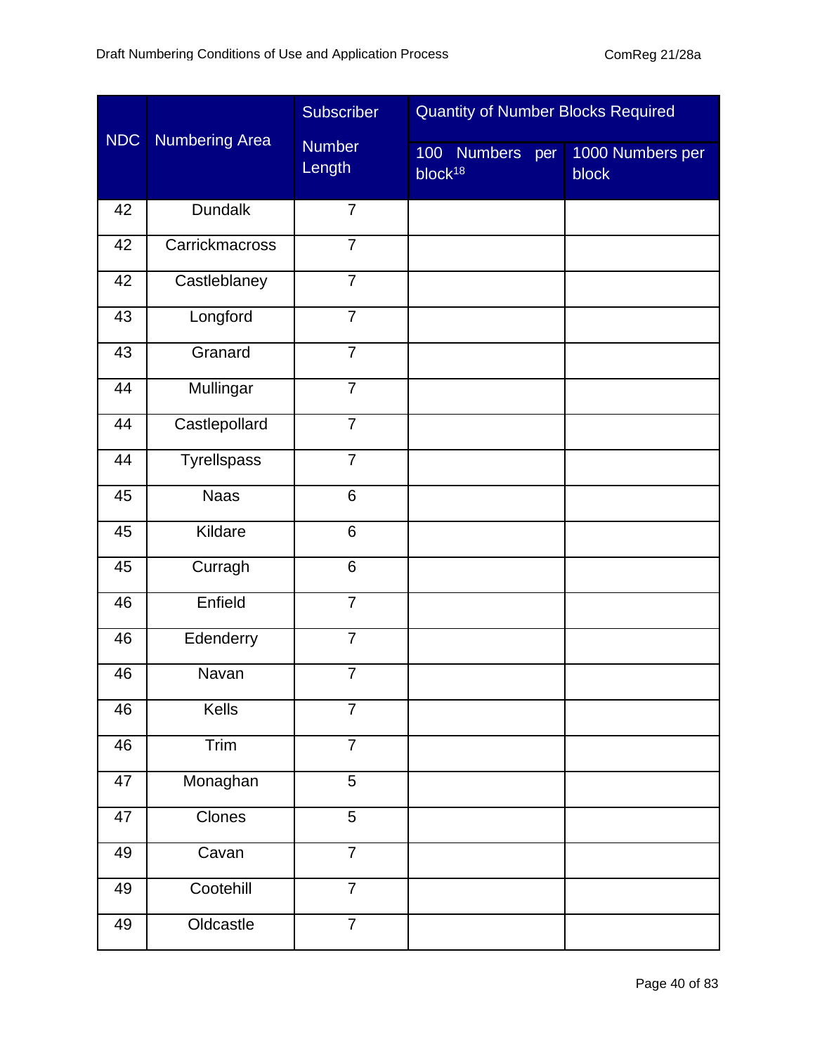| NDC | Numbering Area | Subscriber Number Length | Quantity of Number Blocks Required | |
|---|---|---|---|---|
| | | | 100 Numbers per block[18] | 1000 Numbers per block |
| 42 | Dundalk | 7 | | |
| 42 | Carrickmacross | 7 | | |
| 42 | Castleblaney | 7 | | |
| 43 | Longford | 7 | | |
| 43 | Granard | 7 | | |
| 44 | Mullingar | 7 | | |
| 44 | Castlepollard | 7 | | |
| 44 | Tyrellspass | 7 | | |
| 45 | Naas | 6 | | |
| 45 | Kildare | 6 | | |
| 45 | Curragh | 6 | | |
| 46 | Enfield | 7 | | |
| 46 | Edenderry | 7 | | |
| 46 | Navan | 7 | | |
| 46 | Kells | 7 | | |
| 46 | Trim | 7 | | |
| 47 | Monaghan | 5 | | |
| 47 | Clones | 5 | | |
| 49 | Cavan | 7 | | |
| 49 | Cootehill | 7 | | |
| 49 | Oldcastle | 7 | | |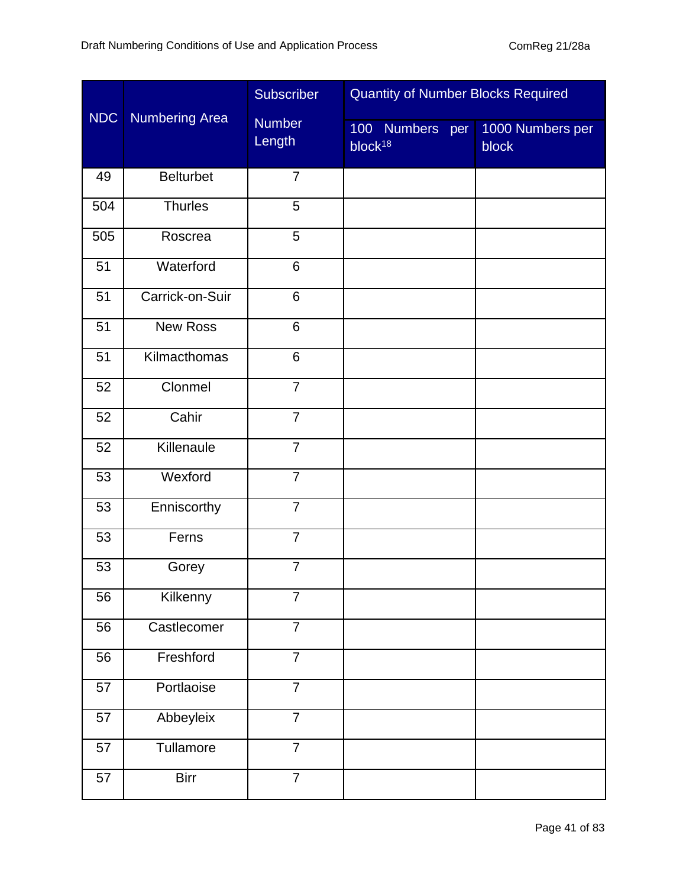| NDC | Numbering Area | Subscriber Number Length | Quantity of Number Blocks Required | |
|---|---|---|---|---|
| | | | 100 Numbers per block[18] | 1000 Numbers per block |
| 49 | Belturbet | 7 | | |
| 504 | Thurles | 5 | | |
| 505 | Roscrea | 5 | | |
| 51 | Waterford | 6 | | |
| 51 | Carrick-on-Suir | 6 | | |
| 51 | New Ross | 6 | | |
| 51 | Kilmacthomas | 6 | | |
| 52 | Clonmel | 7 | | |
| 52 | Cahir | 7 | | |
| 52 | Killenaule | 7 | | |
| 53 | Wexford | 7 | | |
| 53 | Enniscorthy | 7 | | |
| 53 | Ferns | 7 | | |
| 53 | Gorey | 7 | | |
| 56 | Kilkenny | 7 | | |
| 56 | Castlecomer | 7 | | |
| 56 | Freshford | 7 | | |
| 57 | Portlaoise | 7 | | |
| 57 | Abbeyleix | 7 | | |
| 57 | Tullamore | 7 | | |
| 57 | Birr | 7 | | |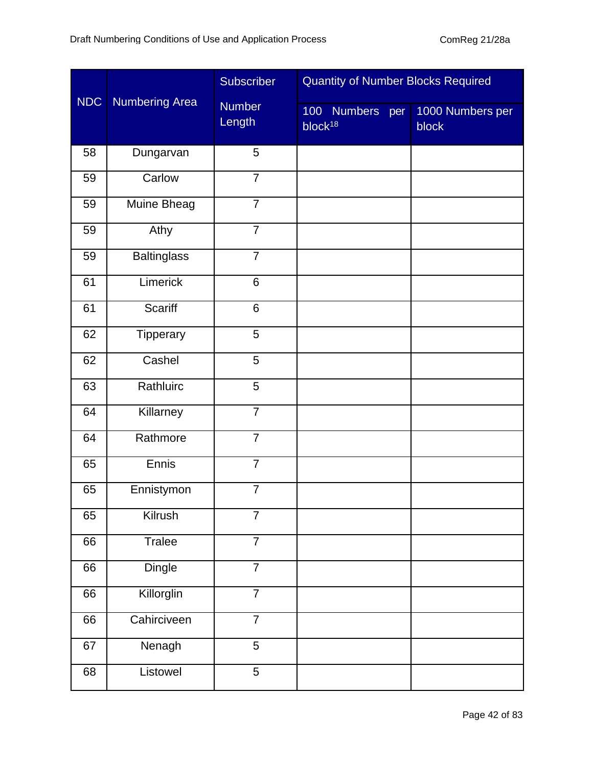| NDC | Numbering Area | Subscriber Number Length | Quantity of Number Blocks Required | |
|---|---|---|---|---|
| | | | 100 Numbers per block[18] | 1000 Numbers per block |
| 58 | Dungarvan | 5 | | |
| 59 | Carlow | 7 | | |
| 59 | Muine Bheag | 7 | | |
| 59 | Athy | 7 | | |
| 59 | Baltinglass | 7 | | |
| 61 | Limerick | 6 | | |
| 61 | Scariff | 6 | | |
| 62 | Tipperary | 5 | | |
| 62 | Cashel | 5 | | |
| 63 | Rathluirc | 5 | | |
| 64 | Killarney | 7 | | |
| 64 | Rathmore | 7 | | |
| 65 | Ennis | 7 | | |
| 65 | Ennistymon | 7 | | |
| 65 | Kilrush | 7 | | |
| 66 | Tralee | 7 | | |
| 66 | Dingle | 7 | | |
| 66 | Killorglin | 7 | | |
| 66 | Cahirciveen | 7 | | |
| 67 | Nenagh | 5 | | |
| 68 | Listowel | 5 | | |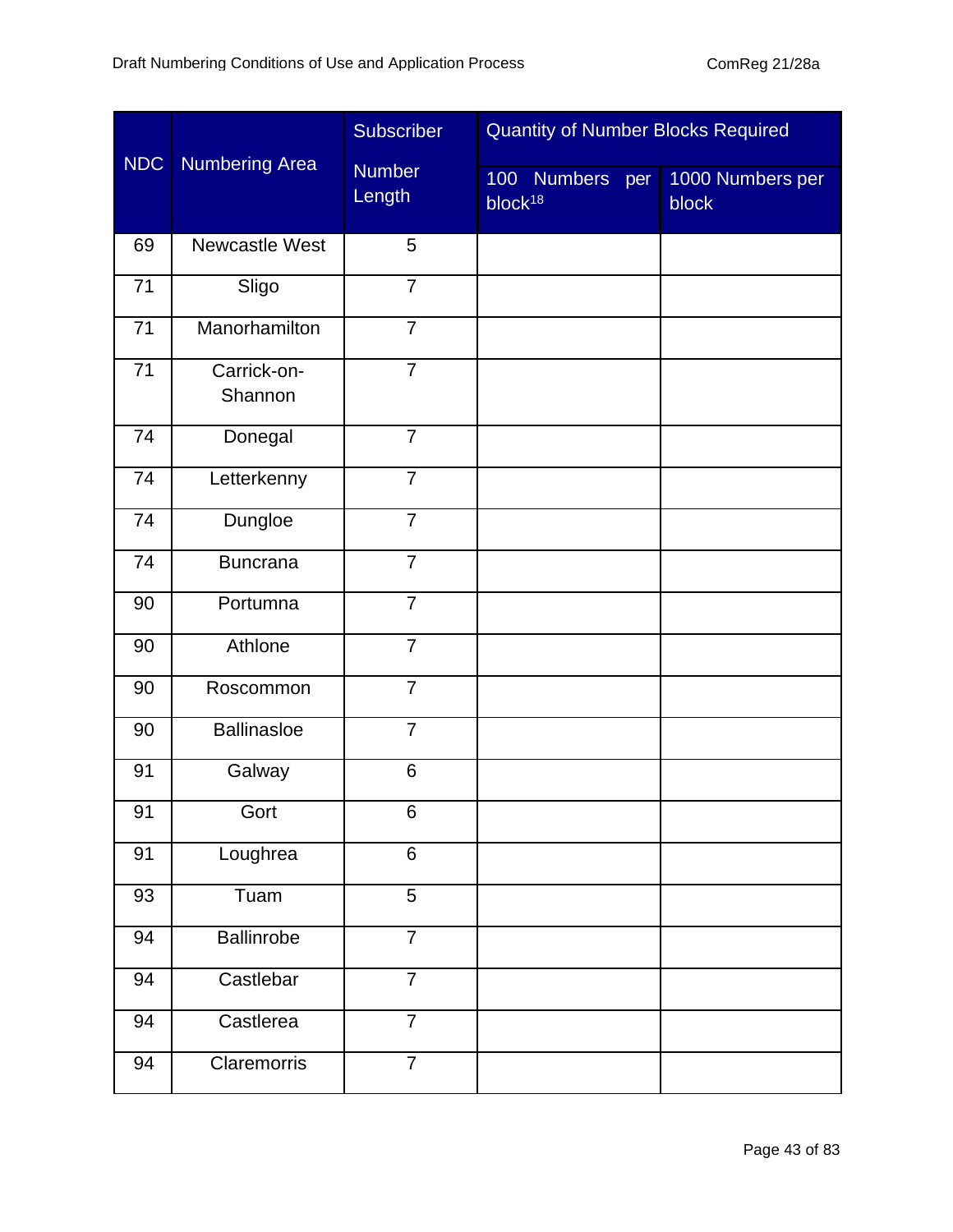| NDC | Numbering Area | Subscriber Number Length | Quantity of Number Blocks Required | |
|---|---|---|---|---|
| | | | 100 Numbers per block[18] | 1000 Numbers per block |
| 69 | Newcastle West | 5 | | |
| 71 | Sligo | 7 | | |
| 71 | Manorhamilton | 7 | | |
| 71 | Carrick-on-Shannon | 7 | | |
| 74 | Donegal | 7 | | |
| 74 | Letterkenny | 7 | | |
| 74 | Dungloe | 7 | | |
| 74 | Buncrana | 7 | | |
| 90 | Portumna | 7 | | |
| 90 | Athlone | 7 | | |
| 90 | Roscommon | 7 | | |
| 90 | Ballinasloe | 7 | | |
| 91 | Galway | 6 | | |
| 91 | Gort | 6 | | |
| 91 | Loughrea | 6 | | |
| 93 | Tuam | 5 | | |
| 94 | Ballinrobe | 7 | | |
| 94 | Castlebar | 7 | | |
| 94 | Castlerea | 7 | | |
| 94 | Claremorris | 7 | | |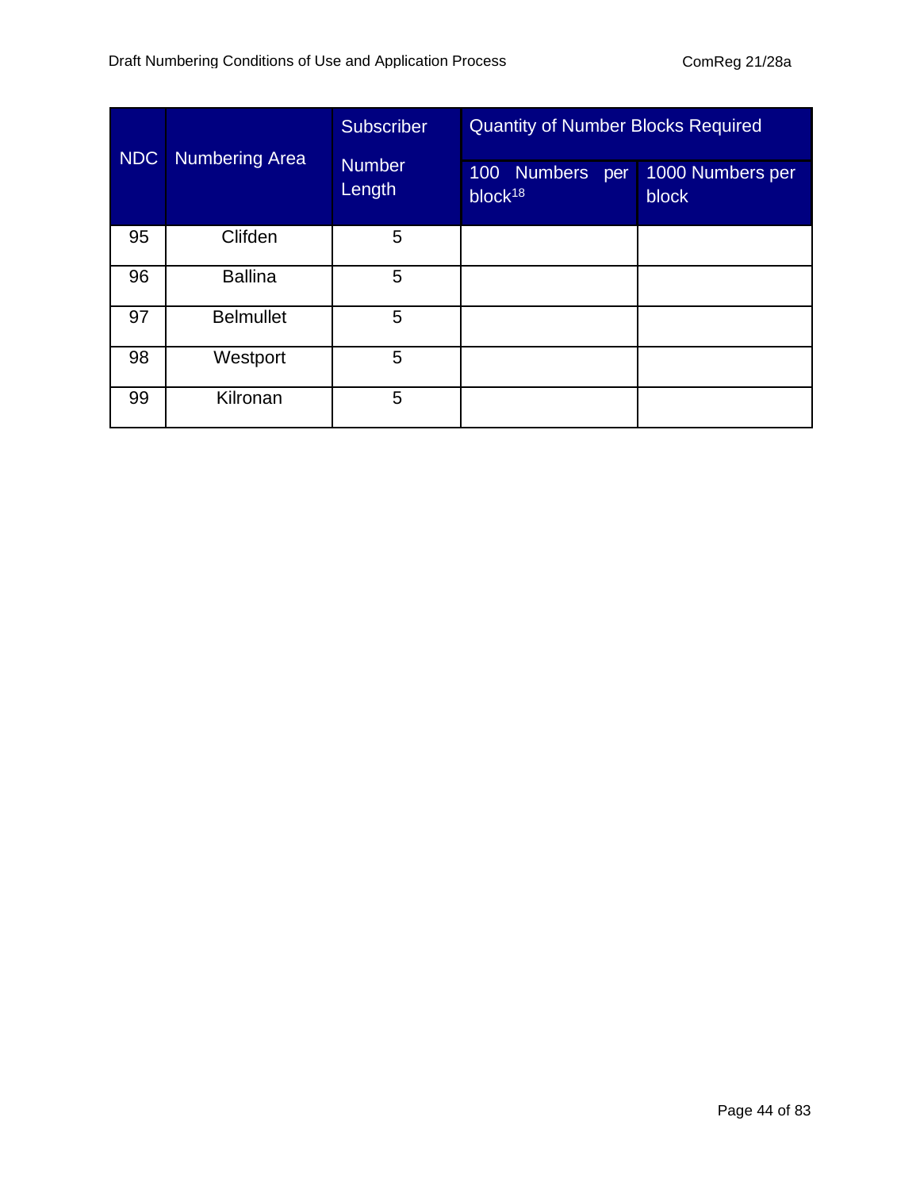| NDC | Numbering Area | Subscriber Number Length | Quantity of Number Blocks Required | |
|---|---|---|---|---|
| | | | 100 Numbers per block[18] | 1000 Numbers per block |
| 95 | Clifden | 5 | | |
| 96 | Ballina | 5 | | |
| 97 | Belmullet | 5 | | |
| 98 | Westport | 5 | | |
| 99 | Kilronan | 5 | | |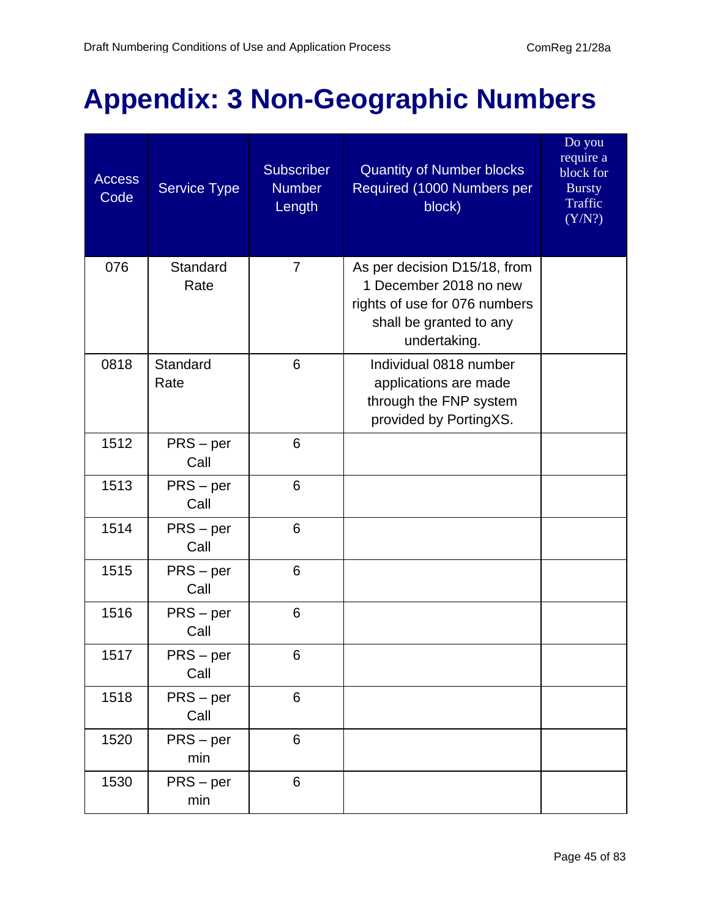# Appendix: 3 Non-Geographic Numbers

| Access Code | Service Type | Subscriber Number Length | Quantity of Number blocks Required (1000 Numbers per block) | Do you require a block for Bursty Traffic (Y/N?) |
|---|---|---|---|---|
| 076 | Standard Rate | 7 | As per decision D15/18, from 1 December 2018 no new rights of use for 076 numbers shall be granted to any undertaking. | |
| 0818 | Standard Rate | 6 | Individual 0818 number applications are made through the FNP system provided by PortingXS. | |
| 1512 | PRS – per Call | 6 | | |
| 1513 | PRS – per Call | 6 | | |
| 1514 | PRS – per Call | 6 | | |
| 1515 | PRS – per Call | 6 | | |
| 1516 | PRS – per Call | 6 | | |
| 1517 | PRS – per Call | 6 | | |
| 1518 | PRS – per Call | 6 | | |
| 1520 | PRS – per min | 6 | | |
| 1530 | PRS – per min | 6 | | |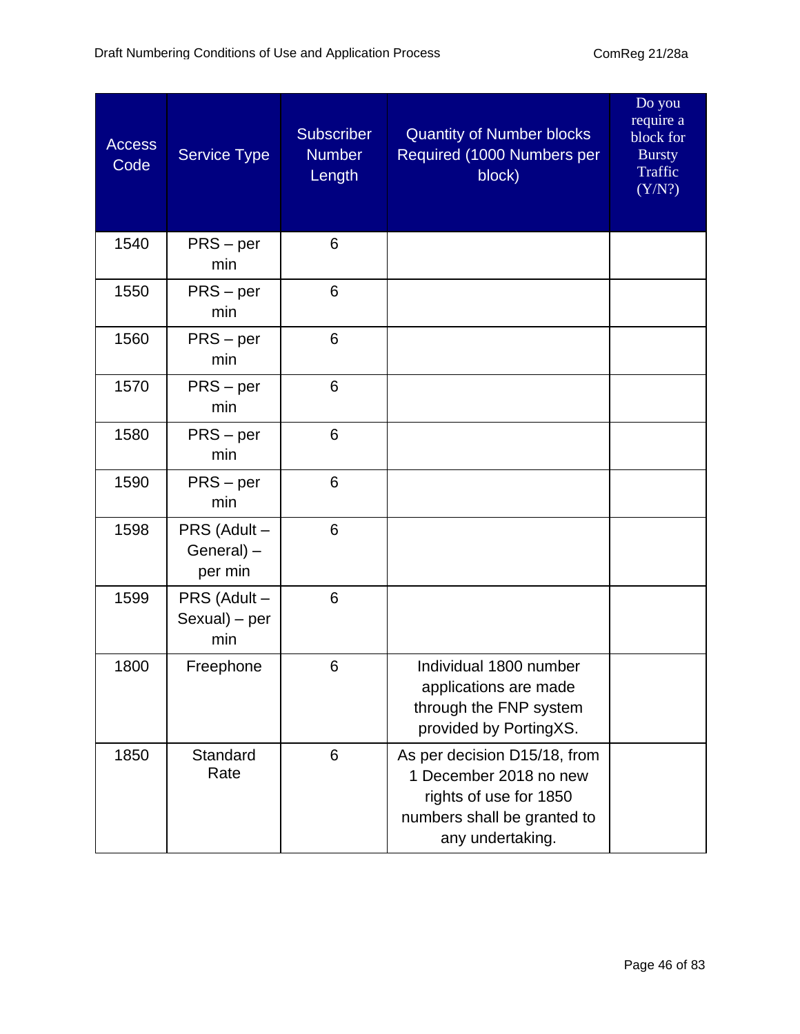| Access Code | Service Type | Subscriber Number Length | Quantity of Number blocks Required (1000 Numbers per block) | Do you require a block for Bursty Traffic (Y/N?) |
|---|---|---|---|---|
| 1540 | PRS – per min | 6 | | |
| 1550 | PRS – per min | 6 | | |
| 1560 | PRS – per min | 6 | | |
| 1570 | PRS – per min | 6 | | |
| 1580 | PRS – per min | 6 | | |
| 1590 | PRS – per min | 6 | | |
| 1598 | PRS (Adult – General) – per min | 6 | | |
| 1599 | PRS (Adult – Sexual) – per min | 6 | | |
| 1800 | Freephone | 6 | Individual 1800 number applications are made through the FNP system provided by PortingXS. | |
| 1850 | Standard Rate | 6 | As per decision D15/18, from 1 December 2018 no new rights of use for 1850 numbers shall be granted to any undertaking. | |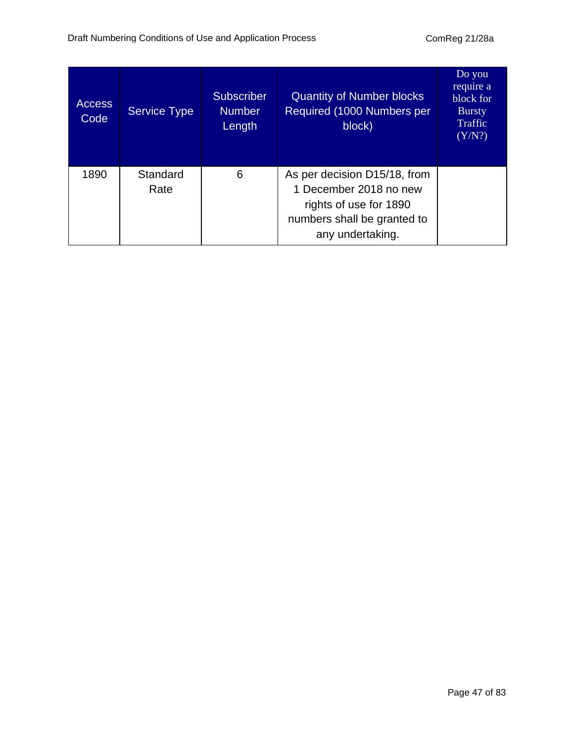| Access Code | Service Type | Subscriber Number Length | Quantity of Number blocks Required (1000 Numbers per block) | Do you require a block for Bursty Traffic (Y/N?) |
|---|---|---|---|---|
| 1890 | Standard Rate | 6 | As per decision D15/18, from 1 December 2018 no new rights of use for 1890 numbers shall be granted to any undertaking. | |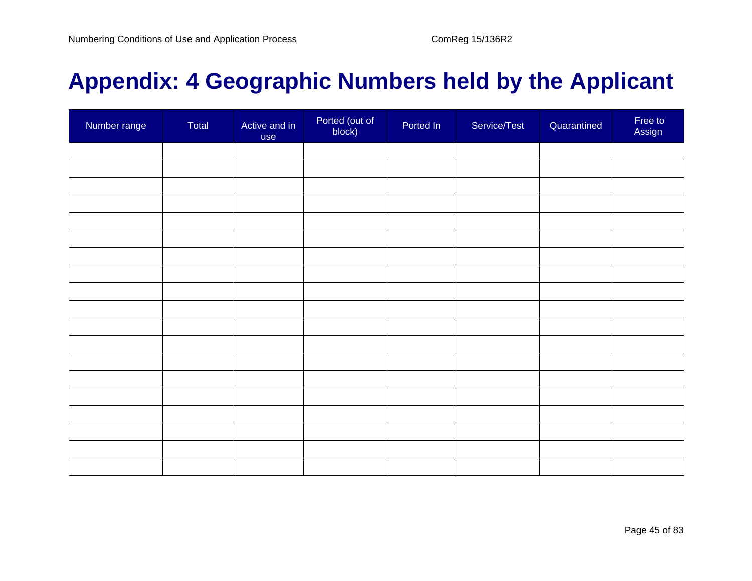# Appendix: 4 Geographic Numbers held by the Applicant

| Number range | Total | Active and in use | Ported (out of block) | Ported In | Service/Test | Quarantined | Free to Assign |
|---|---|---|---|---|---|---|---|
| | | | | | | | |
| | | | | | | | |
| | | | | | | | |
| | | | | | | | |
| | | | | | | | |
| | | | | | | | |
| | | | | | | | |
| | | | | | | | |
| | | | | | | | |
| | | | | | | | |
| | | | | | | | |
| | | | | | | | |
| | | | | | | | |
| | | | | | | | |
| | | | | | | | |
| | | | | | | | |
| | | | | | | | |
| | | | | | | | |
| | | | | | | | |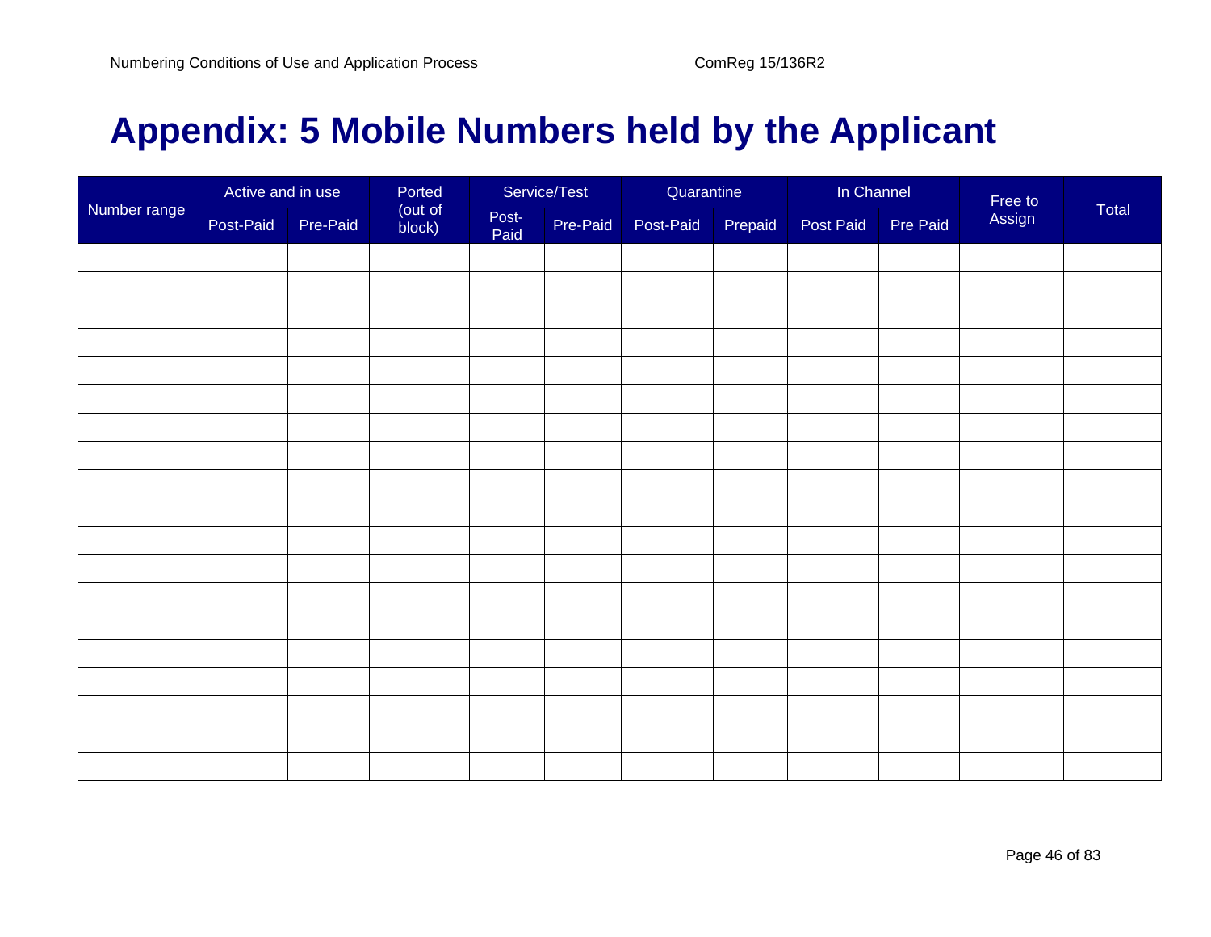# Appendix: 5 Mobile Numbers held by the Applicant

| Number range | Active and in use | | Ported (out of block) | Service/Test | | Quarantine | | In Channel | | Free to Assign | Total |
|---|---|---|---|---|---|---|---|---|---|---|---|
| | Post-Paid | Pre-Paid | | Post-Paid | Pre-Paid | Post-Paid | Prepaid | Post Paid | Pre Paid | | |
| | | | | | | | | | | | |
| | | | | | | | | | | | |
| | | | | | | | | | | | |
| | | | | | | | | | | | |
| | | | | | | | | | | | |
| | | | | | | | | | | | |
| | | | | | | | | | | | |
| | | | | | | | | | | | |
| | | | | | | | | | | | |
| | | | | | | | | | | | |
| | | | | | | | | | | | |
| | | | | | | | | | | | |
| | | | | | | | | | | | |
| | | | | | | | | | | | |
| | | | | | | | | | | | |
| | | | | | | | | | | | |
| | | | | | | | | | | | |
| | | | | | | | | | | | |
| | | | | | | | | | | | |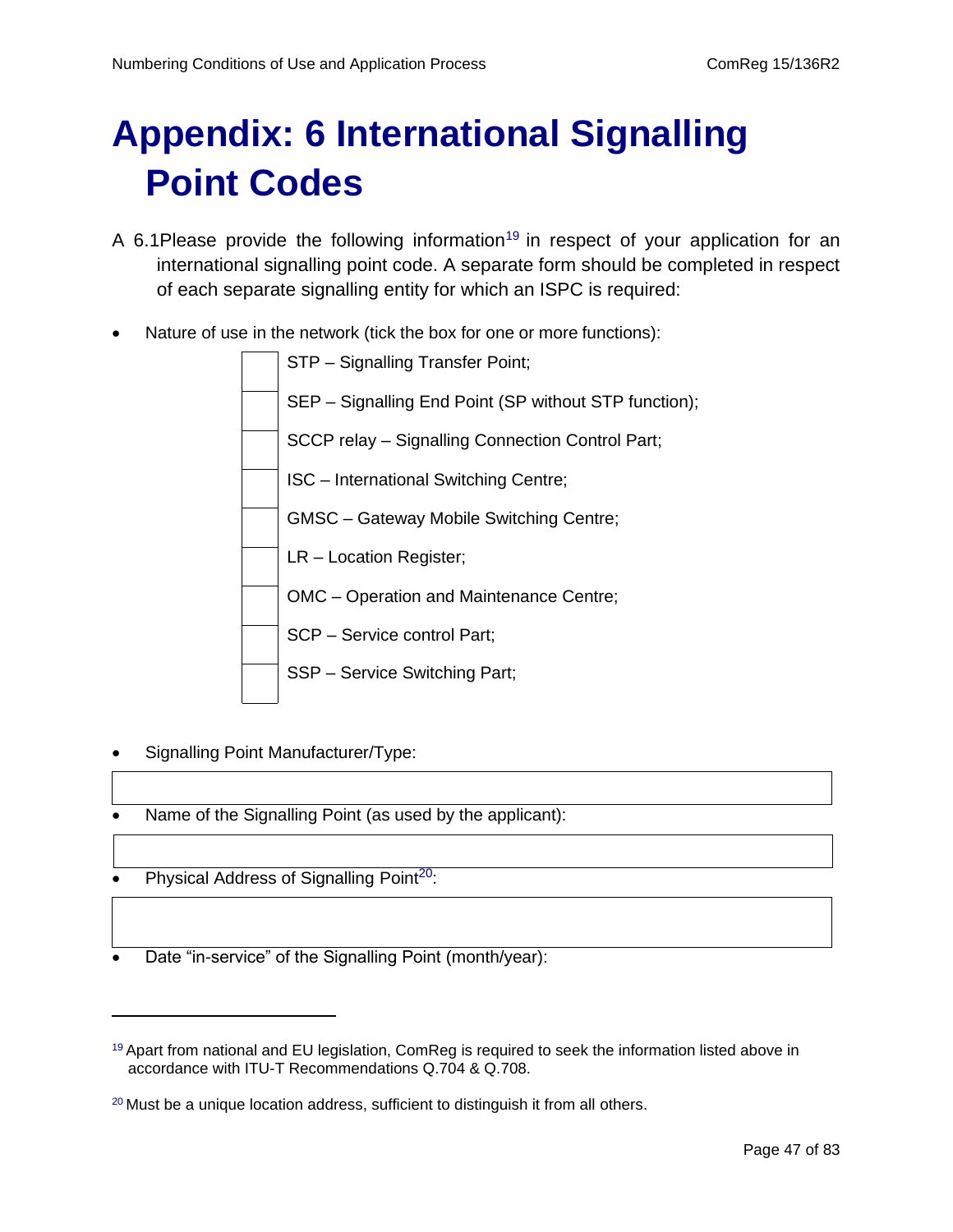# Appendix: 6 International Signalling Point Codes

A 6.1 Please provide the following information[19] in respect of your application for an international signalling point code. A separate form should be completed in respect of each separate signalling entity for which an ISPC is required:

- Nature of use in the network (tick the box for one or more functions):

| | |
|---|---|
| ☐ | STP – Signalling Transfer Point; |
| ☐ | SEP – Signalling End Point (SP without STP function); |
| ☐ | SCCP relay – Signalling Connection Control Part; |
| ☐ | ISC – International Switching Centre; |
| ☐ | GMSC – Gateway Mobile Switching Centre; |
| ☐ | LR – Location Register; |
| ☐ | OMC – Operation and Maintenance Centre; |
| ☐ | SCP – Service control Part; |
| ☐ | SSP – Service Switching Part; |

- Signalling Point Manufacturer/Type:

| |
|---|
| |

- Name of the Signalling Point (as used by the applicant):

| |
|---|
| |

- Physical Address of Signalling Point[20]:

| |
|---|
| |

- Date "in-service" of the Signalling Point (month/year):

---

[19] Apart from national and EU legislation, ComReg is required to seek the information listed above in accordance with ITU-T Recommendations Q.704 & Q.708.

[20] Must be a unique location address, sufficient to distinguish it from all others.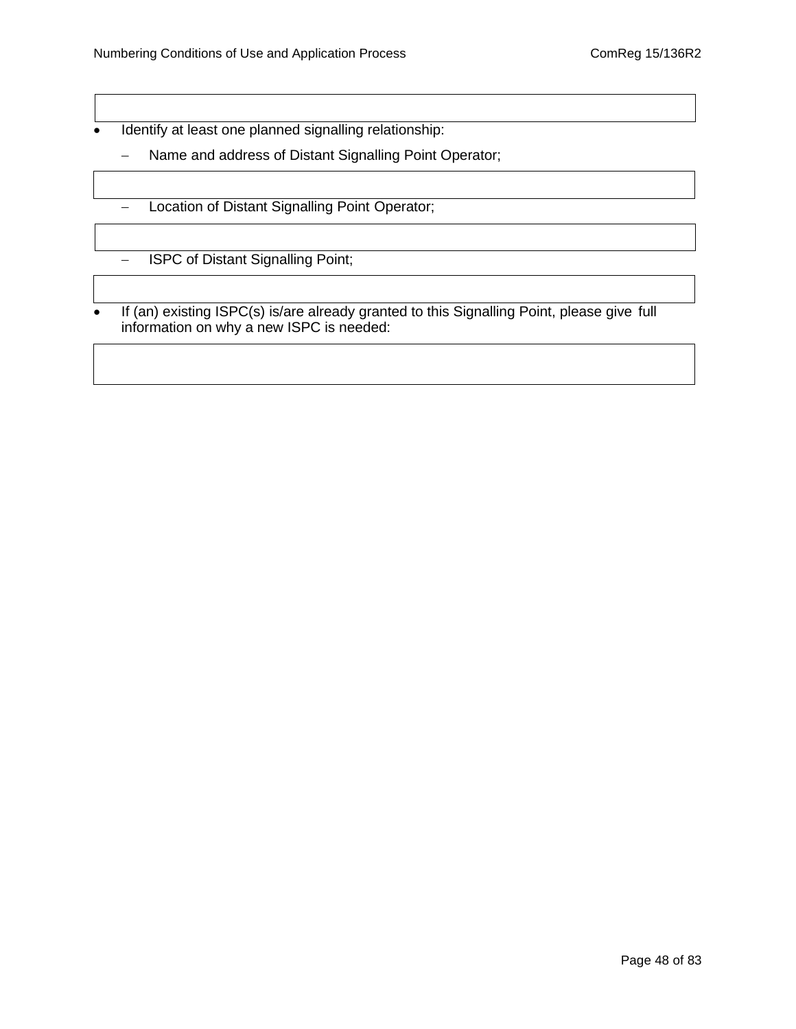- Identify at least one planned signalling relationship:
  - Name and address of Distant Signalling Point Operator;
  - Location of Distant Signalling Point Operator;
  - ISPC of Distant Signalling Point;
- If (an) existing ISPC(s) is/are already granted to this Signalling Point, please give full information on why a new ISPC is needed: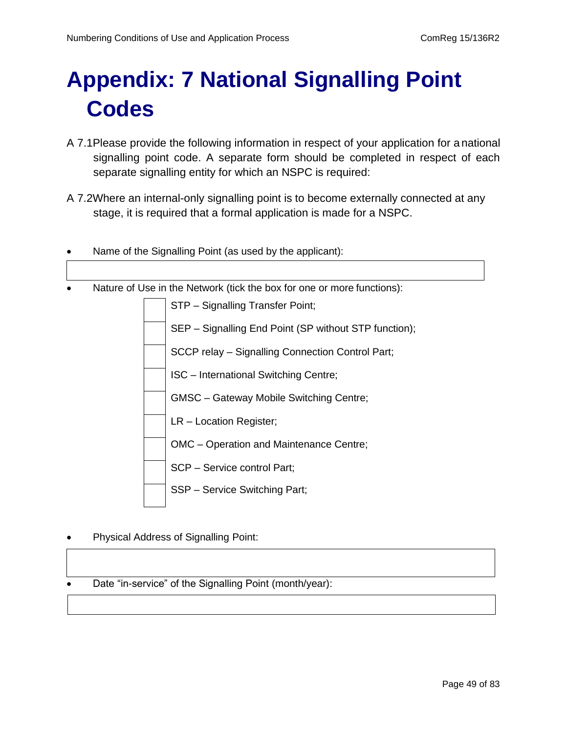# Appendix: 7 National Signalling Point Codes

A 7.1 Please provide the following information in respect of your application for a national signalling point code. A separate form should be completed in respect of each separate signalling entity for which an NSPC is required:

A 7.2 Where an internal-only signalling point is to become externally connected at any stage, it is required that a formal application is made for a NSPC.

- Name of the Signalling Point (as used by the applicant):

| |
|---|
| |

- Nature of Use in the Network (tick the box for one or more functions):

| | |
|---|---|
| | STP – Signalling Transfer Point; |
| | SEP – Signalling End Point (SP without STP function); |
| | SCCP relay – Signalling Connection Control Part; |
| | ISC – International Switching Centre; |
| | GMSC – Gateway Mobile Switching Centre; |
| | LR – Location Register; |
| | OMC – Operation and Maintenance Centre; |
| | SCP – Service control Part; |
| | SSP – Service Switching Part; |

- Physical Address of Signalling Point:

| |
|---|
| |

- Date "in-service" of the Signalling Point (month/year):

| |
|---|
| |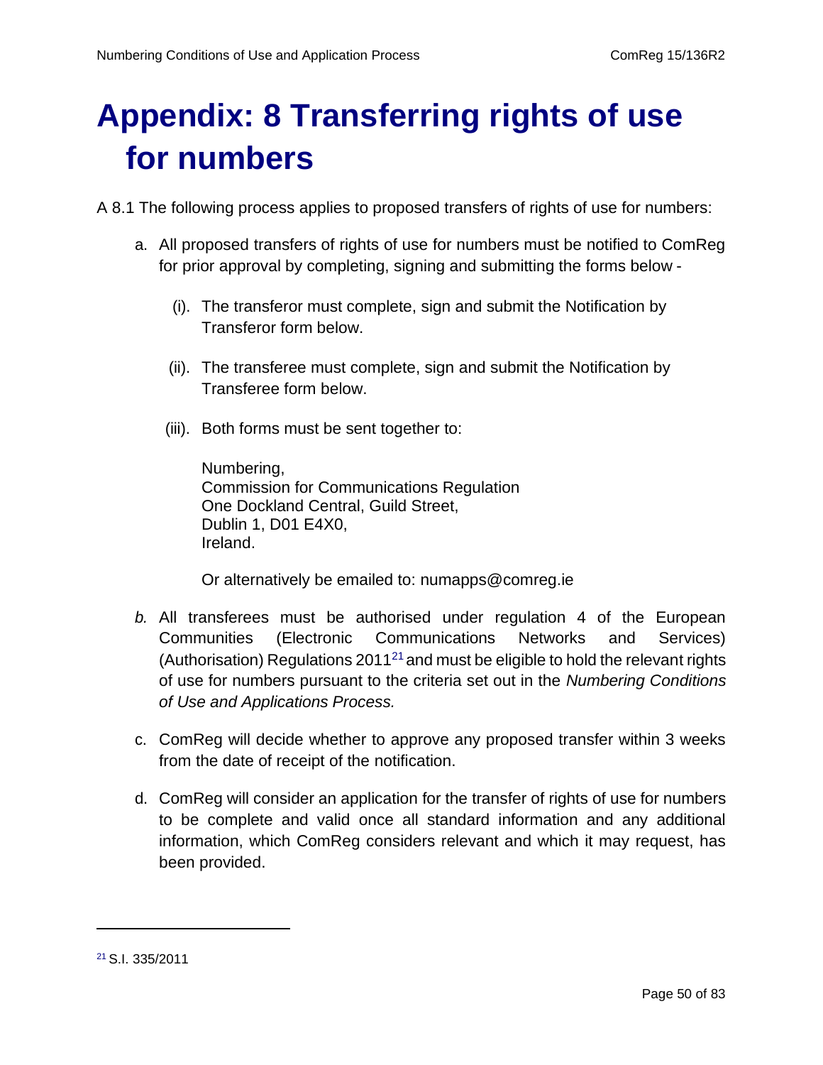# Appendix: 8 Transferring rights of use for numbers

A 8.1 The following process applies to proposed transfers of rights of use for numbers:

a. All proposed transfers of rights of use for numbers must be notified to ComReg for prior approval by completing, signing and submitting the forms below -

   (i). The transferor must complete, sign and submit the Notification by Transferor form below.

   (ii). The transferee must complete, sign and submit the Notification by Transferee form below.

   (iii). Both forms must be sent together to:

   Numbering,
   Commission for Communications Regulation
   One Dockland Central, Guild Street,
   Dublin 1, D01 E4X0,
   Ireland.

   Or alternatively be emailed to: numapps@comreg.ie

*b.* All transferees must be authorised under regulation 4 of the European Communities (Electronic Communications Networks and Services) (Authorisation) Regulations 2011[21] and must be eligible to hold the relevant rights of use for numbers pursuant to the criteria set out in the *Numbering Conditions of Use and Applications Process.*

c. ComReg will decide whether to approve any proposed transfer within 3 weeks from the date of receipt of the notification.

d. ComReg will consider an application for the transfer of rights of use for numbers to be complete and valid once all standard information and any additional information, which ComReg considers relevant and which it may request, has been provided.

---

[21] S.I. 335/2011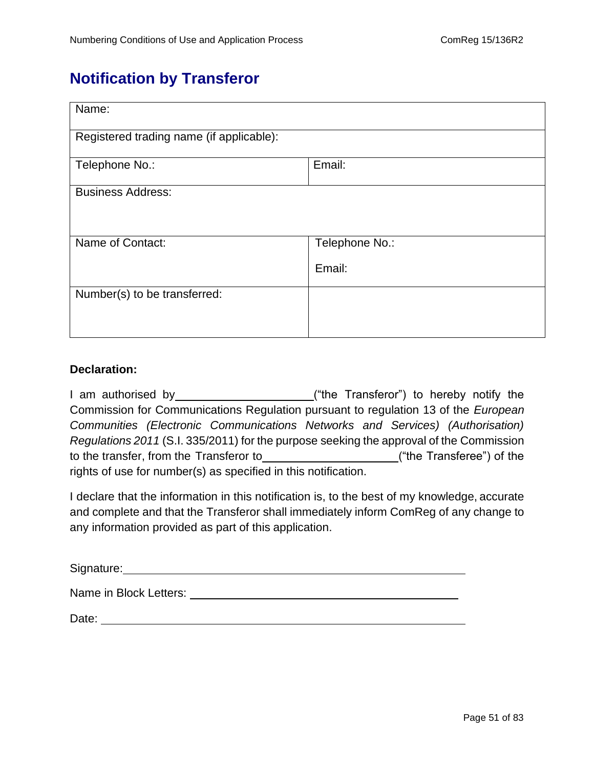## Notification by Transferor

| Name: | |
|---|---|
| Registered trading name (if applicable): | |
| Telephone No.: | Email: |
| Business Address: | |
| Name of Contact: | Telephone No.:<br><br>Email: |
| Number(s) to be transferred: | |

**Declaration:**

I am authorised by\_\_\_\_\_\_\_\_\_\_\_\_\_\_\_\_\_\_\_\_\_\_("the Transferor") to hereby notify the Commission for Communications Regulation pursuant to regulation 13 of the *European Communities (Electronic Communications Networks and Services) (Authorisation) Regulations 2011* (S.I. 335/2011) for the purpose seeking the approval of the Commission to the transfer, from the Transferor to\_\_\_\_\_\_\_\_\_\_\_\_\_\_\_\_\_\_\_\_\_\_("the Transferee") of the rights of use for number(s) as specified in this notification.

I declare that the information in this notification is, to the best of my knowledge, accurate and complete and that the Transferor shall immediately inform ComReg of any change to any information provided as part of this application.

Signature:\_\_\_\_\_\_\_\_\_\_\_\_\_\_\_\_\_\_\_\_\_\_\_\_\_\_\_\_\_\_\_\_\_\_\_\_\_\_\_\_\_\_\_\_\_\_\_\_

Name in Block Letters: \_\_\_\_\_\_\_\_\_\_\_\_\_\_\_\_\_\_\_\_\_\_\_\_\_\_\_\_\_\_\_\_\_\_\_\_\_\_\_\_

Date: \_\_\_\_\_\_\_\_\_\_\_\_\_\_\_\_\_\_\_\_\_\_\_\_\_\_\_\_\_\_\_\_\_\_\_\_\_\_\_\_\_\_\_\_\_\_\_\_\_\_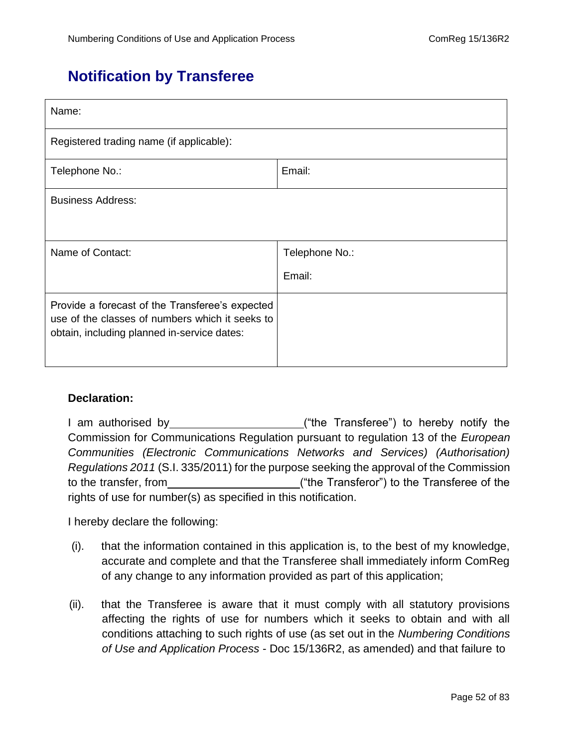# Notification by Transferee

| Name: | |
|---|---|
| Registered trading name (if applicable): | |
| Telephone No.: | Email: |
| Business Address: | |
| Name of Contact: | Telephone No.:<br><br>Email: |
| Provide a forecast of the Transferee's expected use of the classes of numbers which it seeks to obtain, including planned in-service dates: | |

**Declaration:**

I am authorised by\_\_\_\_\_\_\_\_\_\_\_\_\_\_\_\_\_\_\_\_\_\_("the Transferee") to hereby notify the Commission for Communications Regulation pursuant to regulation 13 of the *European Communities (Electronic Communications Networks and Services) (Authorisation) Regulations 2011* (S.I. 335/2011) for the purpose seeking the approval of the Commission to the transfer, from\_\_\_\_\_\_\_\_\_\_\_\_\_\_\_\_\_\_\_\_\_\_("the Transferor") to the Transferee of the rights of use for number(s) as specified in this notification.

I hereby declare the following:

(i). that the information contained in this application is, to the best of my knowledge, accurate and complete and that the Transferee shall immediately inform ComReg of any change to any information provided as part of this application;

(ii). that the Transferee is aware that it must comply with all statutory provisions affecting the rights of use for numbers which it seeks to obtain and with all conditions attaching to such rights of use (as set out in the *Numbering Conditions of Use and Application Process* - Doc 15/136R2, as amended) and that failure to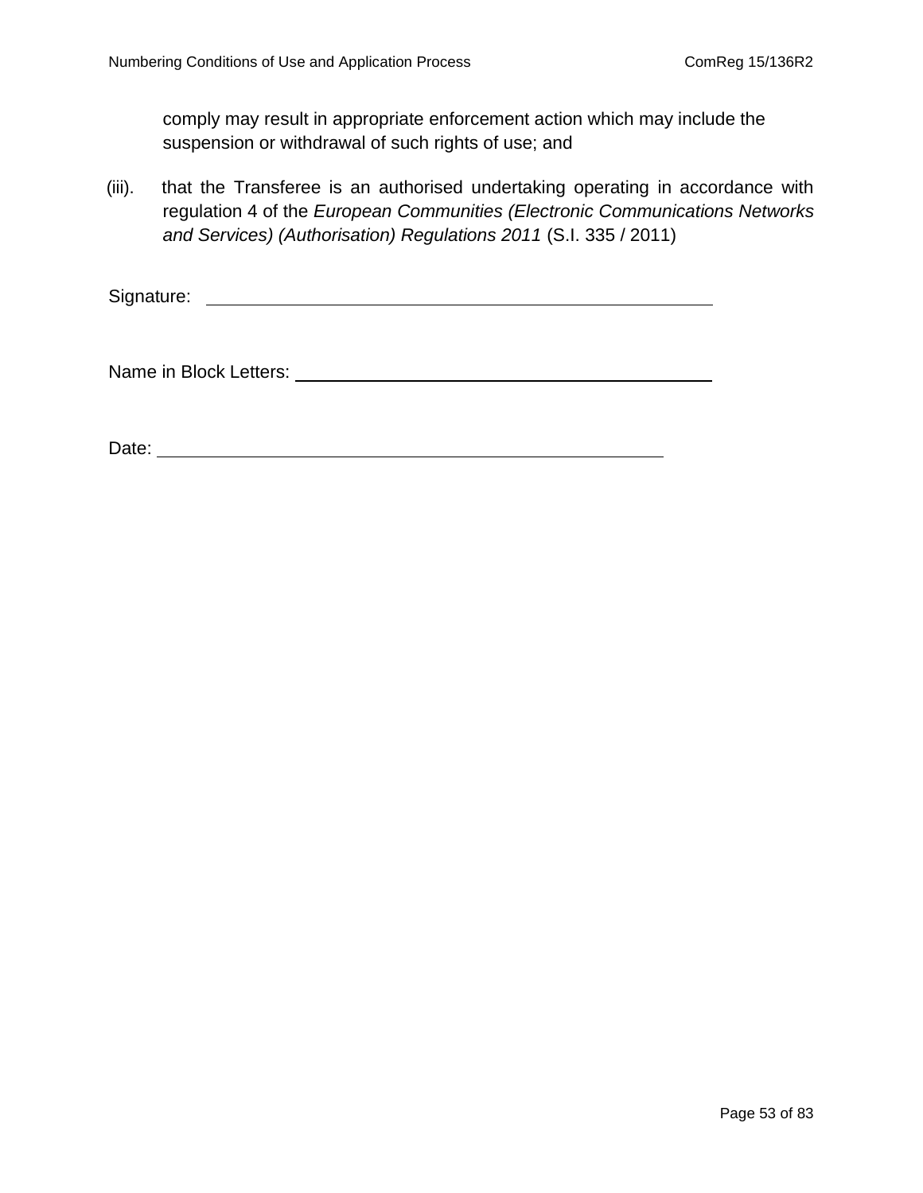comply may result in appropriate enforcement action which may include the suspension or withdrawal of such rights of use; and

(iii). that the Transferee is an authorised undertaking operating in accordance with regulation 4 of the *European Communities (Electronic Communications Networks and Services) (Authorisation) Regulations 2011* (S.I. 335 / 2011)

Signature: ______________________________________________

Name in Block Letters: ______________________________________

Date: ______________________________________________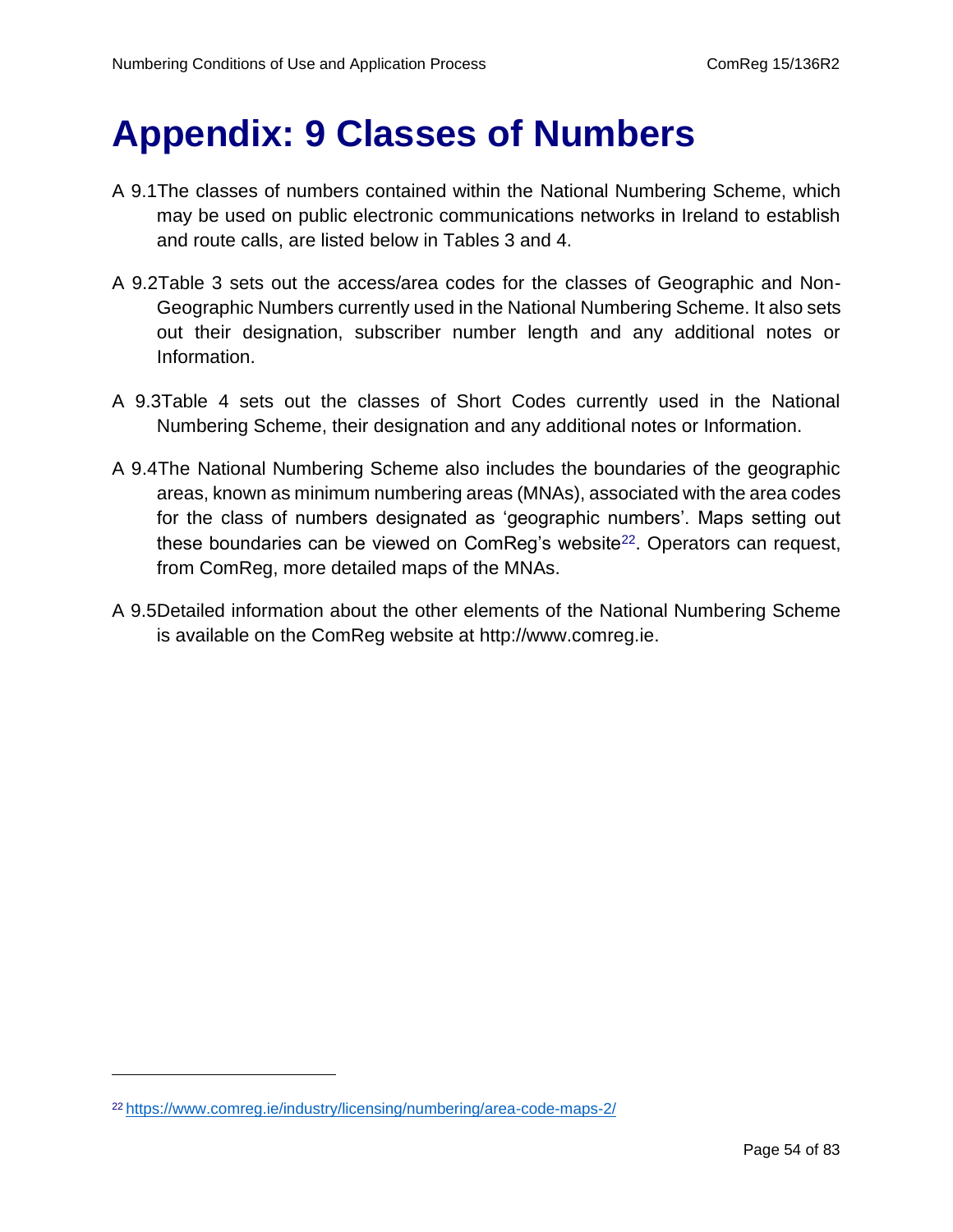# Appendix: 9 Classes of Numbers

A 9.1 The classes of numbers contained within the National Numbering Scheme, which may be used on public electronic communications networks in Ireland to establish and route calls, are listed below in Tables 3 and 4.

A 9.2 Table 3 sets out the access/area codes for the classes of Geographic and Non-Geographic Numbers currently used in the National Numbering Scheme. It also sets out their designation, subscriber number length and any additional notes or Information.

A 9.3 Table 4 sets out the classes of Short Codes currently used in the National Numbering Scheme, their designation and any additional notes or Information.

A 9.4 The National Numbering Scheme also includes the boundaries of the geographic areas, known as minimum numbering areas (MNAs), associated with the area codes for the class of numbers designated as 'geographic numbers'. Maps setting out these boundaries can be viewed on ComReg's website[22]. Operators can request, from ComReg, more detailed maps of the MNAs.

A 9.5 Detailed information about the other elements of the National Numbering Scheme is available on the ComReg website at http://www.comreg.ie.

[22] https://www.comreg.ie/industry/licensing/numbering/area-code-maps-2/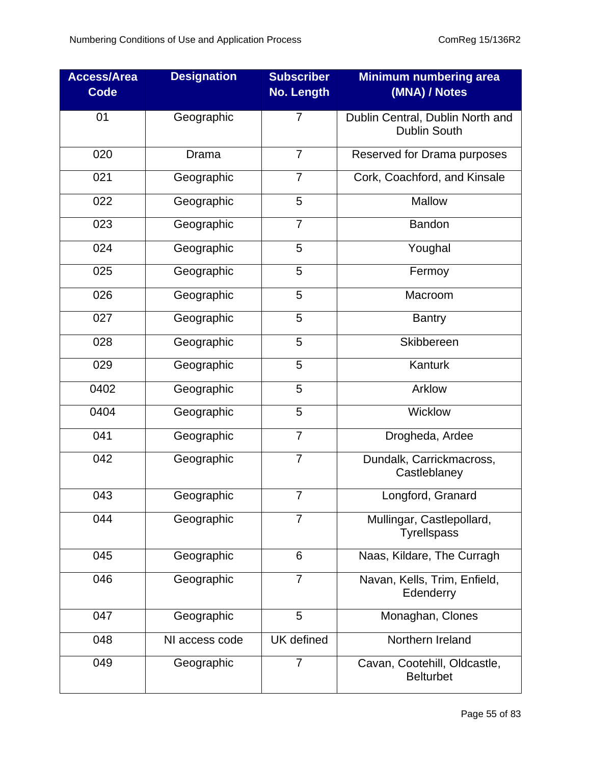| Access/Area Code | Designation | Subscriber No. Length | Minimum numbering area (MNA) / Notes |
|---|---|---|---|
| 01 | Geographic | 7 | Dublin Central, Dublin North and Dublin South |
| 020 | Drama | 7 | Reserved for Drama purposes |
| 021 | Geographic | 7 | Cork, Coachford, and Kinsale |
| 022 | Geographic | 5 | Mallow |
| 023 | Geographic | 7 | Bandon |
| 024 | Geographic | 5 | Youghal |
| 025 | Geographic | 5 | Fermoy |
| 026 | Geographic | 5 | Macroom |
| 027 | Geographic | 5 | Bantry |
| 028 | Geographic | 5 | Skibbereen |
| 029 | Geographic | 5 | Kanturk |
| 0402 | Geographic | 5 | Arklow |
| 0404 | Geographic | 5 | Wicklow |
| 041 | Geographic | 7 | Drogheda, Ardee |
| 042 | Geographic | 7 | Dundalk, Carrickmacross, Castleblaney |
| 043 | Geographic | 7 | Longford, Granard |
| 044 | Geographic | 7 | Mullingar, Castlepollard, Tyrellspass |
| 045 | Geographic | 6 | Naas, Kildare, The Curragh |
| 046 | Geographic | 7 | Navan, Kells, Trim, Enfield, Edenderry |
| 047 | Geographic | 5 | Monaghan, Clones |
| 048 | NI access code | UK defined | Northern Ireland |
| 049 | Geographic | 7 | Cavan, Cootehill, Oldcastle, Belturbet |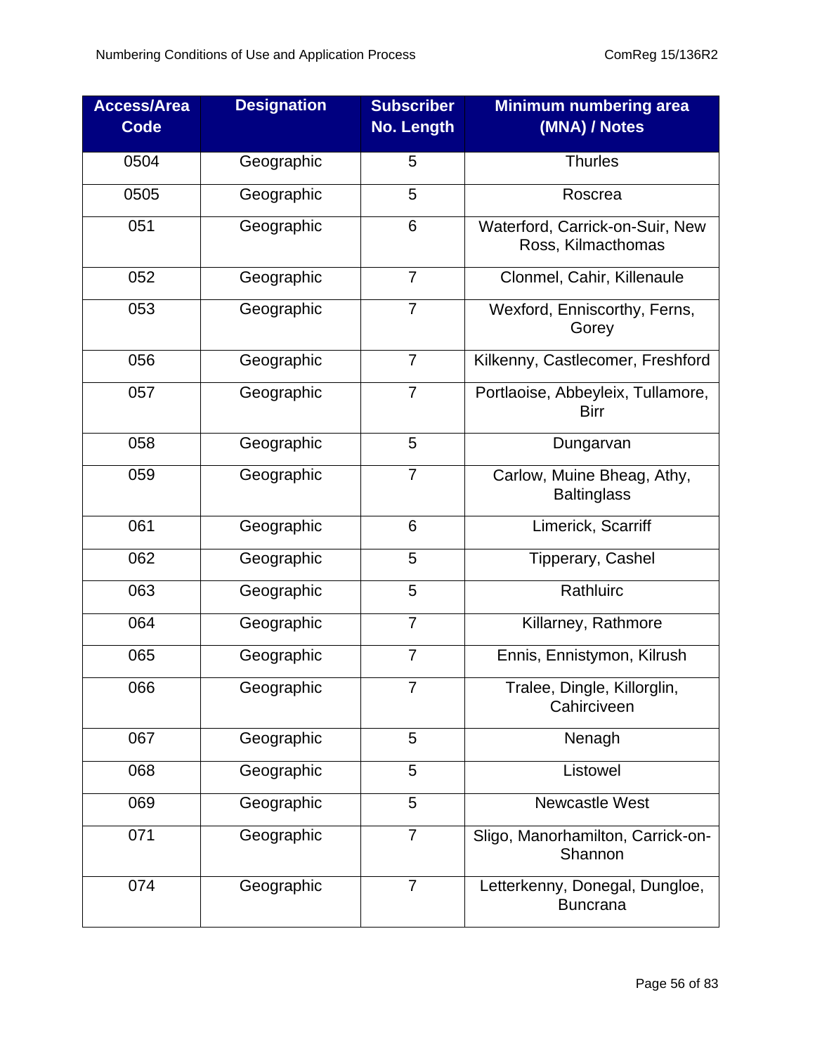| Access/Area Code | Designation | Subscriber No. Length | Minimum numbering area (MNA) / Notes |
|---|---|---|---|
| 0504 | Geographic | 5 | Thurles |
| 0505 | Geographic | 5 | Roscrea |
| 051 | Geographic | 6 | Waterford, Carrick-on-Suir, New Ross, Kilmacthomas |
| 052 | Geographic | 7 | Clonmel, Cahir, Killenaule |
| 053 | Geographic | 7 | Wexford, Enniscorthy, Ferns, Gorey |
| 056 | Geographic | 7 | Kilkenny, Castlecomer, Freshford |
| 057 | Geographic | 7 | Portlaoise, Abbeyleix, Tullamore, Birr |
| 058 | Geographic | 5 | Dungarvan |
| 059 | Geographic | 7 | Carlow, Muine Bheag, Athy, Baltinglass |
| 061 | Geographic | 6 | Limerick, Scarriff |
| 062 | Geographic | 5 | Tipperary, Cashel |
| 063 | Geographic | 5 | Rathluirc |
| 064 | Geographic | 7 | Killarney, Rathmore |
| 065 | Geographic | 7 | Ennis, Ennistymon, Kilrush |
| 066 | Geographic | 7 | Tralee, Dingle, Killorglin, Cahirciveen |
| 067 | Geographic | 5 | Nenagh |
| 068 | Geographic | 5 | Listowel |
| 069 | Geographic | 5 | Newcastle West |
| 071 | Geographic | 7 | Sligo, Manorhamilton, Carrick-on-Shannon |
| 074 | Geographic | 7 | Letterkenny, Donegal, Dungloe, Buncrana |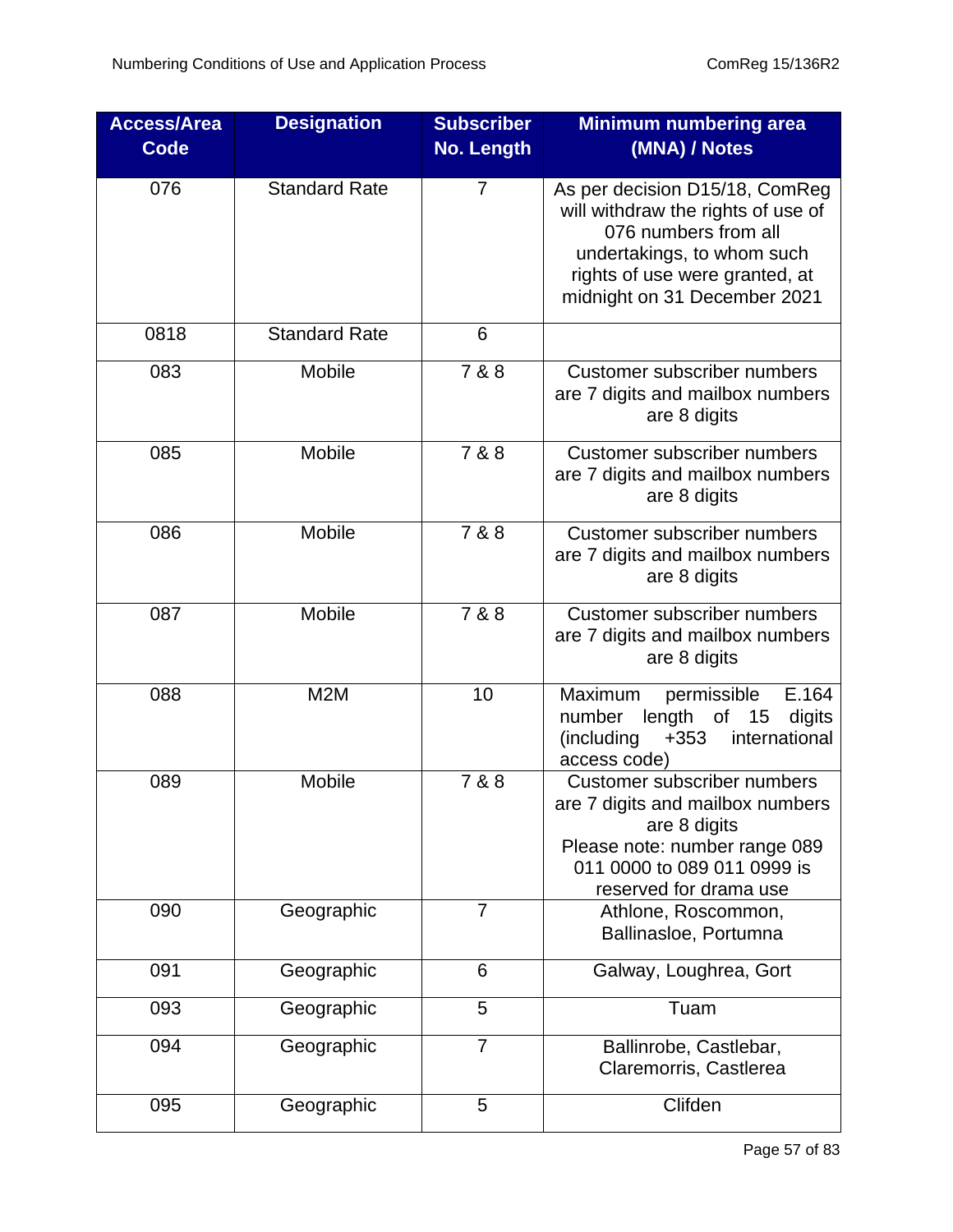| Access/Area Code | Designation | Subscriber No. Length | Minimum numbering area (MNA) / Notes |
|---|---|---|---|
| 076 | Standard Rate | 7 | As per decision D15/18, ComReg will withdraw the rights of use of 076 numbers from all undertakings, to whom such rights of use were granted, at midnight on 31 December 2021 |
| 0818 | Standard Rate | 6 | |
| 083 | Mobile | 7 & 8 | Customer subscriber numbers are 7 digits and mailbox numbers are 8 digits |
| 085 | Mobile | 7 & 8 | Customer subscriber numbers are 7 digits and mailbox numbers are 8 digits |
| 086 | Mobile | 7 & 8 | Customer subscriber numbers are 7 digits and mailbox numbers are 8 digits |
| 087 | Mobile | 7 & 8 | Customer subscriber numbers are 7 digits and mailbox numbers are 8 digits |
| 088 | M2M | 10 | Maximum permissible E.164 number length of 15 digits (including +353 international access code) |
| 089 | Mobile | 7 & 8 | Customer subscriber numbers are 7 digits and mailbox numbers are 8 digits<br>Please note: number range 089 011 0000 to 089 011 0999 is reserved for drama use |
| 090 | Geographic | 7 | Athlone, Roscommon, Ballinasloe, Portumna |
| 091 | Geographic | 6 | Galway, Loughrea, Gort |
| 093 | Geographic | 5 | Tuam |
| 094 | Geographic | 7 | Ballinrobe, Castlebar, Claremorris, Castlerea |
| 095 | Geographic | 5 | Clifden |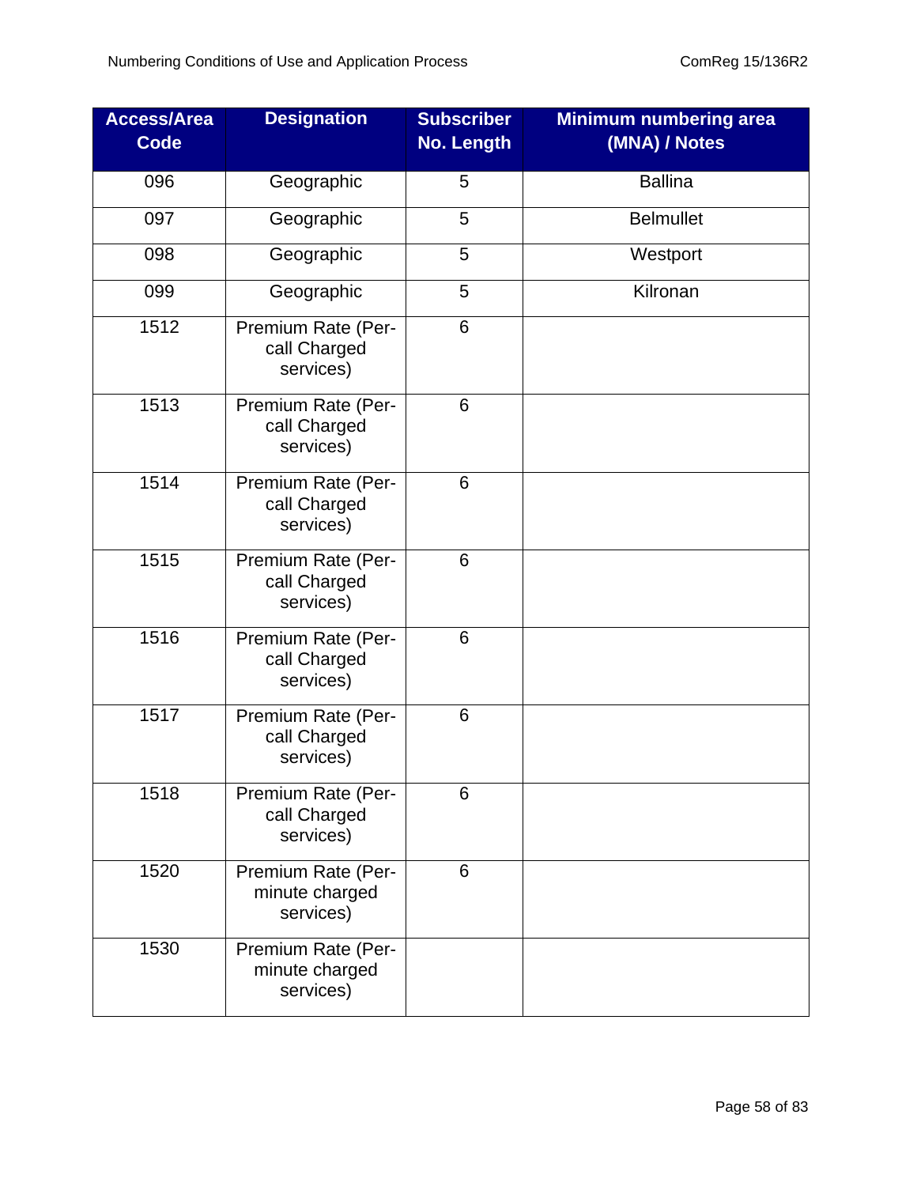| Access/Area Code | Designation | Subscriber No. Length | Minimum numbering area (MNA) / Notes |
|---|---|---|---|
| 096 | Geographic | 5 | Ballina |
| 097 | Geographic | 5 | Belmullet |
| 098 | Geographic | 5 | Westport |
| 099 | Geographic | 5 | Kilronan |
| 1512 | Premium Rate (Per-call Charged services) | 6 | |
| 1513 | Premium Rate (Per-call Charged services) | 6 | |
| 1514 | Premium Rate (Per-call Charged services) | 6 | |
| 1515 | Premium Rate (Per-call Charged services) | 6 | |
| 1516 | Premium Rate (Per-call Charged services) | 6 | |
| 1517 | Premium Rate (Per-call Charged services) | 6 | |
| 1518 | Premium Rate (Per-call Charged services) | 6 | |
| 1520 | Premium Rate (Per-minute charged services) | 6 | |
| 1530 | Premium Rate (Per-minute charged services) | | |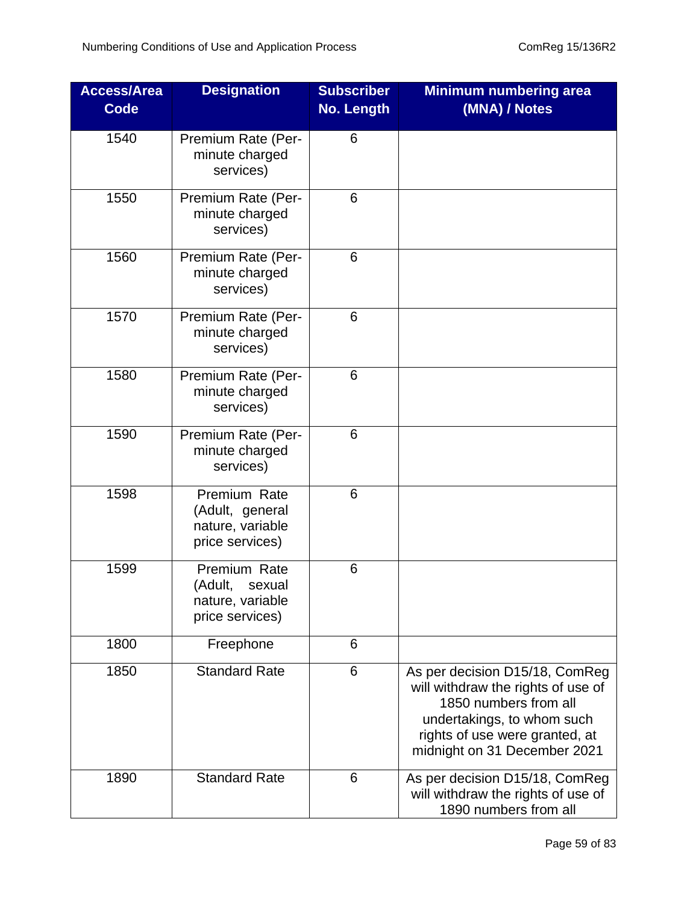| Access/Area Code | Designation | Subscriber No. Length | Minimum numbering area (MNA) / Notes |
|---|---|---|---|
| 1540 | Premium Rate (Per-minute charged services) | 6 | |
| 1550 | Premium Rate (Per-minute charged services) | 6 | |
| 1560 | Premium Rate (Per-minute charged services) | 6 | |
| 1570 | Premium Rate (Per-minute charged services) | 6 | |
| 1580 | Premium Rate (Per-minute charged services) | 6 | |
| 1590 | Premium Rate (Per-minute charged services) | 6 | |
| 1598 | Premium Rate (Adult, general nature, variable price services) | 6 | |
| 1599 | Premium Rate (Adult, sexual nature, variable price services) | 6 | |
| 1800 | Freephone | 6 | |
| 1850 | Standard Rate | 6 | As per decision D15/18, ComReg will withdraw the rights of use of 1850 numbers from all undertakings, to whom such rights of use were granted, at midnight on 31 December 2021 |
| 1890 | Standard Rate | 6 | As per decision D15/18, ComReg will withdraw the rights of use of 1890 numbers from all |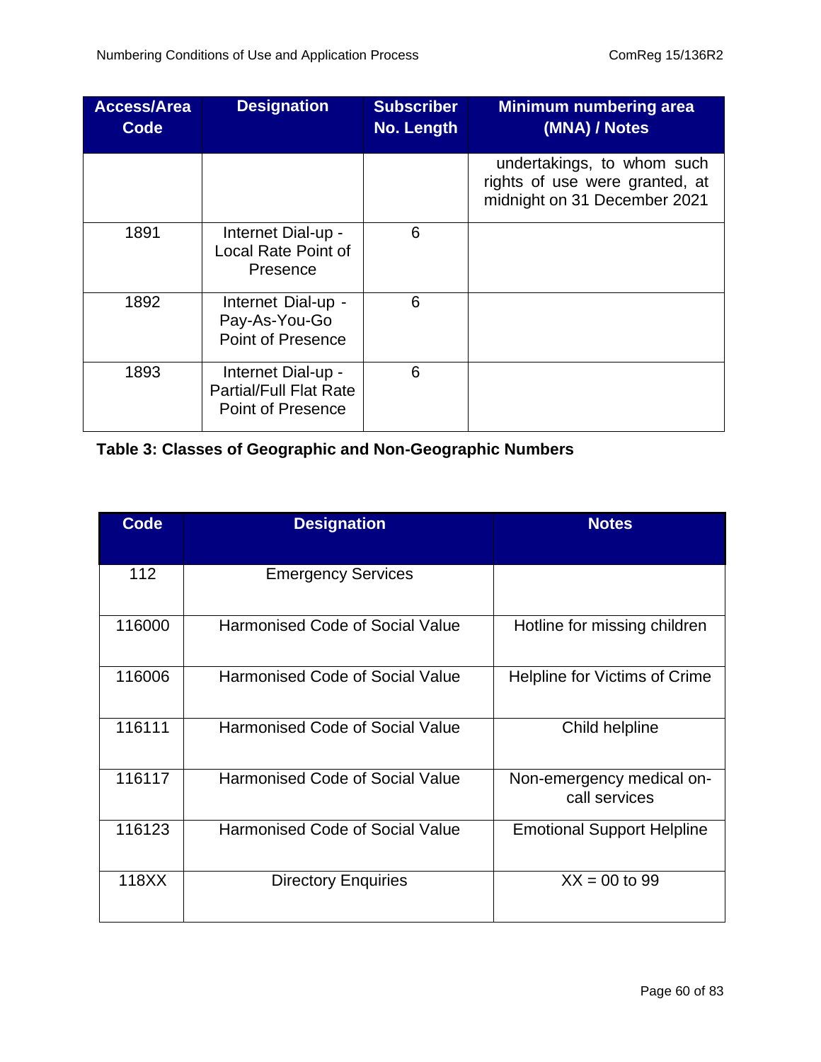| Access/Area Code | Designation | Subscriber No. Length | Minimum numbering area (MNA) / Notes |
|---|---|---|---|
| | | | undertakings, to whom such rights of use were granted, at midnight on 31 December 2021 |
| 1891 | Internet Dial-up - Local Rate Point of Presence | 6 | |
| 1892 | Internet Dial-up - Pay-As-You-Go Point of Presence | 6 | |
| 1893 | Internet Dial-up - Partial/Full Flat Rate Point of Presence | 6 | |

**Table 3: Classes of Geographic and Non-Geographic Numbers**

| Code | Designation | Notes |
|---|---|---|
| 112 | Emergency Services | |
| 116000 | Harmonised Code of Social Value | Hotline for missing children |
| 116006 | Harmonised Code of Social Value | Helpline for Victims of Crime |
| 116111 | Harmonised Code of Social Value | Child helpline |
| 116117 | Harmonised Code of Social Value | Non-emergency medical on-call services |
| 116123 | Harmonised Code of Social Value | Emotional Support Helpline |
| 118XX | Directory Enquiries | XX = 00 to 99 |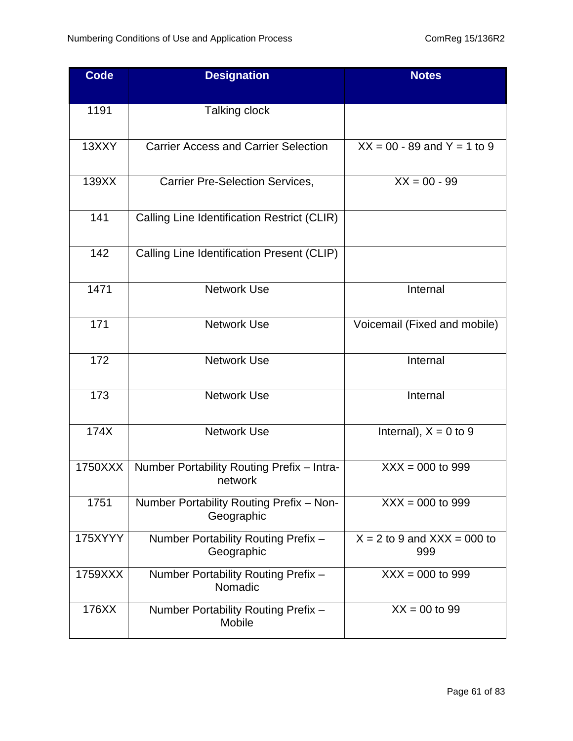| Code | Designation | Notes |
|---|---|---|
| 1191 | Talking clock | |
| 13XXY | Carrier Access and Carrier Selection | XX = 00 - 89 and Y = 1 to 9 |
| 139XX | Carrier Pre-Selection Services, | XX = 00 - 99 |
| 141 | Calling Line Identification Restrict (CLIR) | |
| 142 | Calling Line Identification Present (CLIP) | |
| 1471 | Network Use | Internal |
| 171 | Network Use | Voicemail (Fixed and mobile) |
| 172 | Network Use | Internal |
| 173 | Network Use | Internal |
| 174X | Network Use | Internal), X = 0 to 9 |
| 1750XXX | Number Portability Routing Prefix – Intra-network | XXX = 000 to 999 |
| 1751 | Number Portability Routing Prefix – Non-Geographic | XXX = 000 to 999 |
| 175XYYY | Number Portability Routing Prefix – Geographic | X = 2 to 9 and XXX = 000 to 999 |
| 1759XXX | Number Portability Routing Prefix – Nomadic | XXX = 000 to 999 |
| 176XX | Number Portability Routing Prefix – Mobile | XX = 00 to 99 |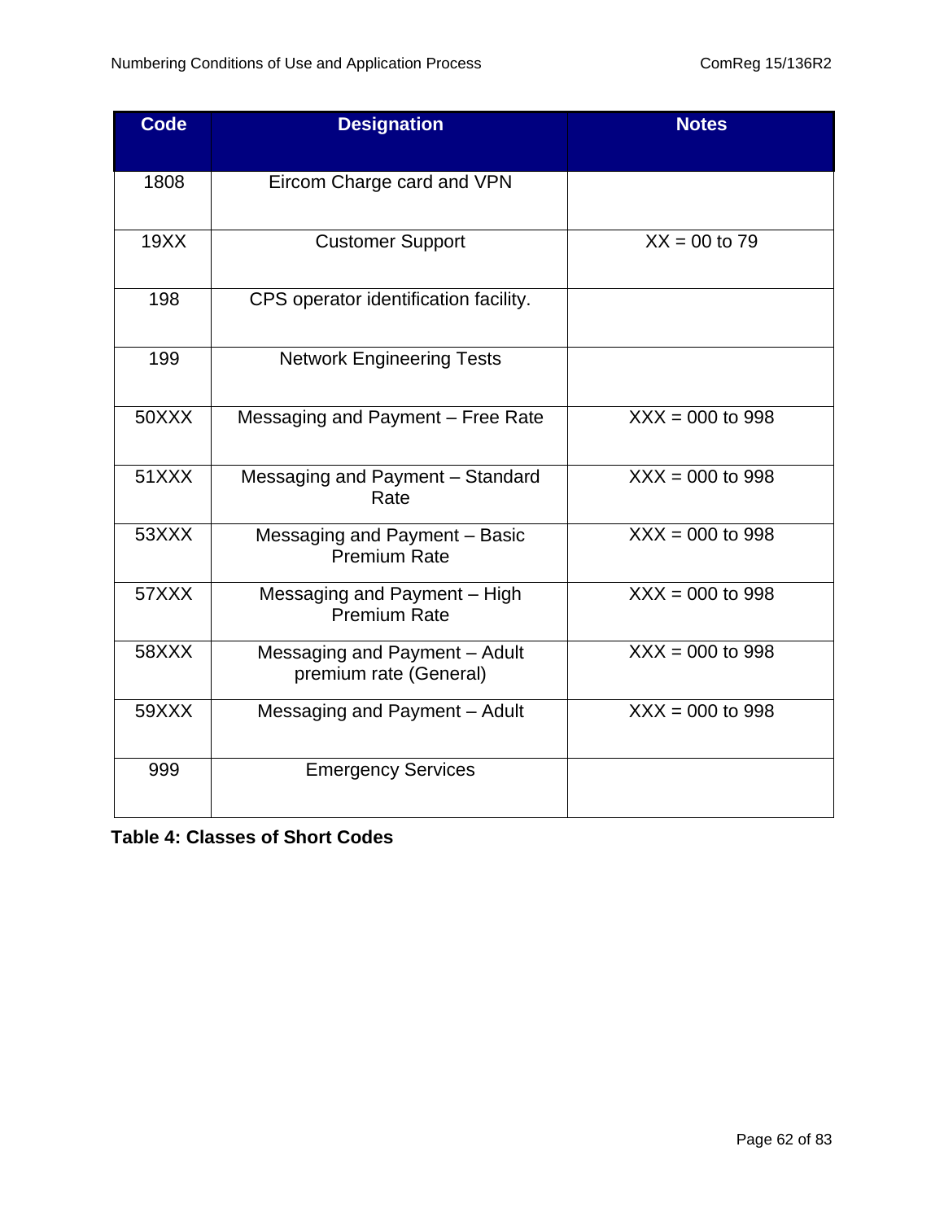| Code | Designation | Notes |
|---|---|---|
| 1808 | Eircom Charge card and VPN | |
| 19XX | Customer Support | XX = 00 to 79 |
| 198 | CPS operator identification facility. | |
| 199 | Network Engineering Tests | |
| 50XXX | Messaging and Payment – Free Rate | XXX = 000 to 998 |
| 51XXX | Messaging and Payment – Standard Rate | XXX = 000 to 998 |
| 53XXX | Messaging and Payment – Basic Premium Rate | XXX = 000 to 998 |
| 57XXX | Messaging and Payment – High Premium Rate | XXX = 000 to 998 |
| 58XXX | Messaging and Payment – Adult premium rate (General) | XXX = 000 to 998 |
| 59XXX | Messaging and Payment – Adult | XXX = 000 to 998 |
| 999 | Emergency Services | |

**Table 4: Classes of Short Codes**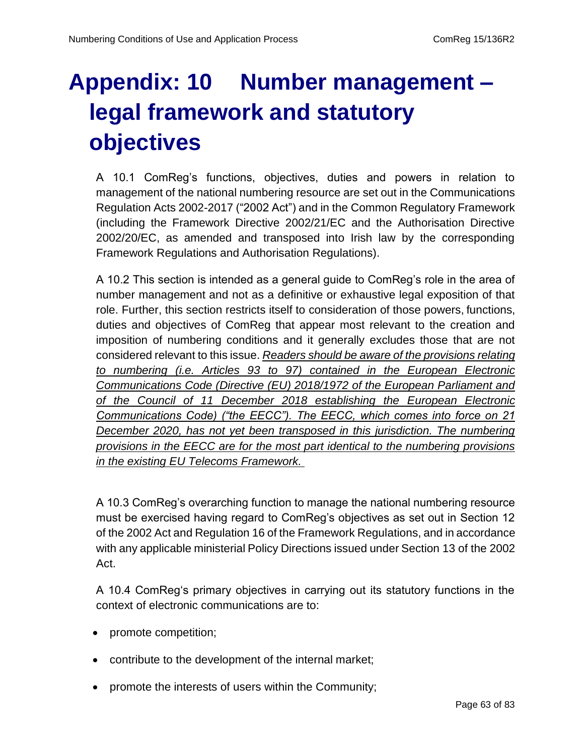# Appendix: 10 Number management – legal framework and statutory objectives

A 10.1 ComReg's functions, objectives, duties and powers in relation to management of the national numbering resource are set out in the Communications Regulation Acts 2002-2017 ("2002 Act") and in the Common Regulatory Framework (including the Framework Directive 2002/21/EC and the Authorisation Directive 2002/20/EC, as amended and transposed into Irish law by the corresponding Framework Regulations and Authorisation Regulations).

A 10.2 This section is intended as a general guide to ComReg's role in the area of number management and not as a definitive or exhaustive legal exposition of that role. Further, this section restricts itself to consideration of those powers, functions, duties and objectives of ComReg that appear most relevant to the creation and imposition of numbering conditions and it generally excludes those that are not considered relevant to this issue. *Readers should be aware of the provisions relating to numbering (i.e. Articles 93 to 97) contained in the European Electronic Communications Code (Directive (EU) 2018/1972 of the European Parliament and of the Council of 11 December 2018 establishing the European Electronic Communications Code) ("the EECC"). The EECC, which comes into force on 21 December 2020, has not yet been transposed in this jurisdiction. The numbering provisions in the EECC are for the most part identical to the numbering provisions in the existing EU Telecoms Framework.*

A 10.3 ComReg's overarching function to manage the national numbering resource must be exercised having regard to ComReg's objectives as set out in Section 12 of the 2002 Act and Regulation 16 of the Framework Regulations, and in accordance with any applicable ministerial Policy Directions issued under Section 13 of the 2002 Act.

A 10.4 ComReg's primary objectives in carrying out its statutory functions in the context of electronic communications are to:

- promote competition;
- contribute to the development of the internal market;
- promote the interests of users within the Community;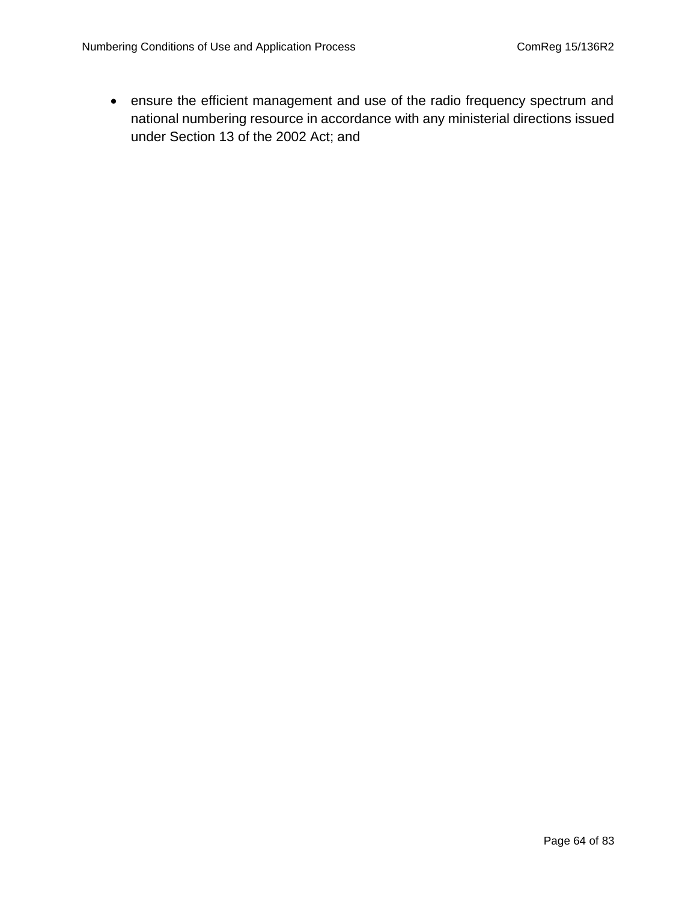- ensure the efficient management and use of the radio frequency spectrum and national numbering resource in accordance with any ministerial directions issued under Section 13 of the 2002 Act; and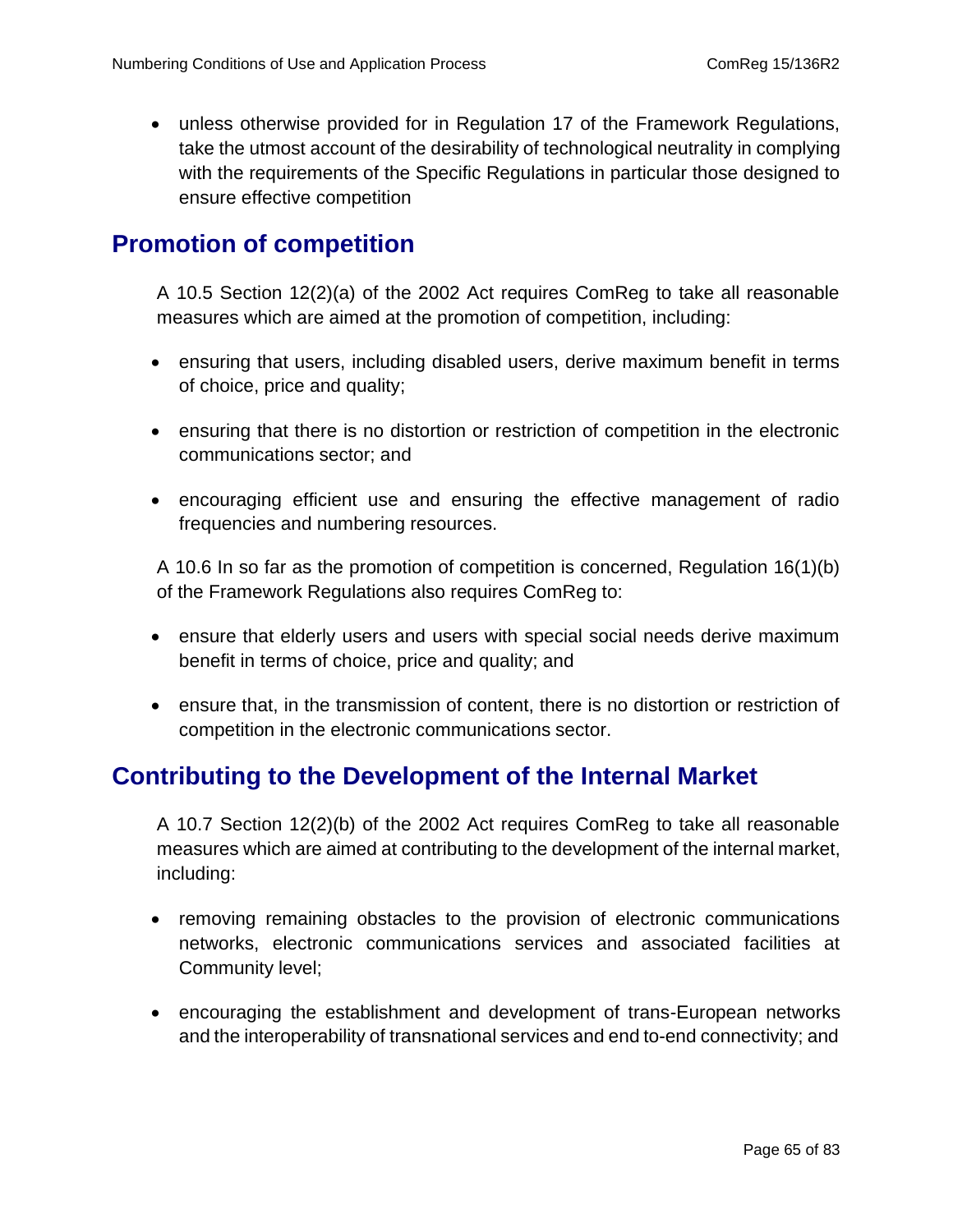- unless otherwise provided for in Regulation 17 of the Framework Regulations, take the utmost account of the desirability of technological neutrality in complying with the requirements of the Specific Regulations in particular those designed to ensure effective competition

## Promotion of competition

A 10.5 Section 12(2)(a) of the 2002 Act requires ComReg to take all reasonable measures which are aimed at the promotion of competition, including:

- ensuring that users, including disabled users, derive maximum benefit in terms of choice, price and quality;
- ensuring that there is no distortion or restriction of competition in the electronic communications sector; and
- encouraging efficient use and ensuring the effective management of radio frequencies and numbering resources.

A 10.6 In so far as the promotion of competition is concerned, Regulation 16(1)(b) of the Framework Regulations also requires ComReg to:

- ensure that elderly users and users with special social needs derive maximum benefit in terms of choice, price and quality; and
- ensure that, in the transmission of content, there is no distortion or restriction of competition in the electronic communications sector.

## Contributing to the Development of the Internal Market

A 10.7 Section 12(2)(b) of the 2002 Act requires ComReg to take all reasonable measures which are aimed at contributing to the development of the internal market, including:

- removing remaining obstacles to the provision of electronic communications networks, electronic communications services and associated facilities at Community level;
- encouraging the establishment and development of trans-European networks and the interoperability of transnational services and end to-end connectivity; and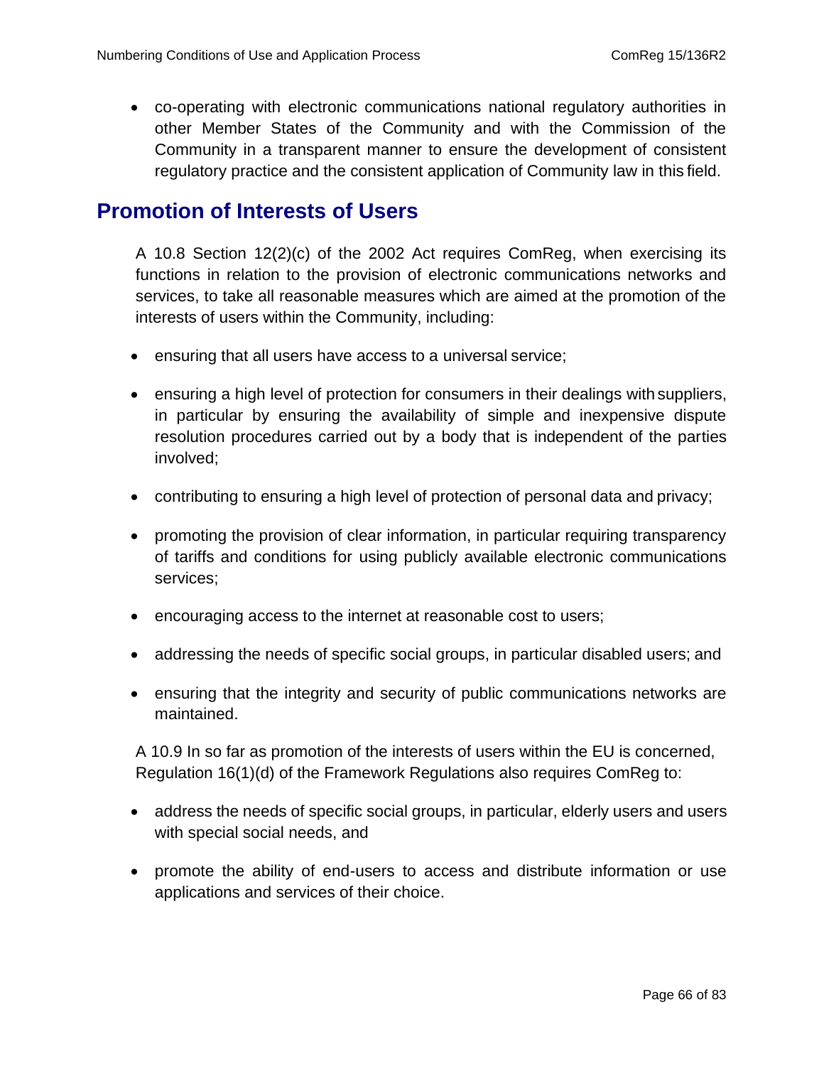- co-operating with electronic communications national regulatory authorities in other Member States of the Community and with the Commission of the Community in a transparent manner to ensure the development of consistent regulatory practice and the consistent application of Community law in this field.

## Promotion of Interests of Users

A 10.8 Section 12(2)(c) of the 2002 Act requires ComReg, when exercising its functions in relation to the provision of electronic communications networks and services, to take all reasonable measures which are aimed at the promotion of the interests of users within the Community, including:

- ensuring that all users have access to a universal service;
- ensuring a high level of protection for consumers in their dealings with suppliers, in particular by ensuring the availability of simple and inexpensive dispute resolution procedures carried out by a body that is independent of the parties involved;
- contributing to ensuring a high level of protection of personal data and privacy;
- promoting the provision of clear information, in particular requiring transparency of tariffs and conditions for using publicly available electronic communications services;
- encouraging access to the internet at reasonable cost to users;
- addressing the needs of specific social groups, in particular disabled users; and
- ensuring that the integrity and security of public communications networks are maintained.

A 10.9 In so far as promotion of the interests of users within the EU is concerned, Regulation 16(1)(d) of the Framework Regulations also requires ComReg to:

- address the needs of specific social groups, in particular, elderly users and users with special social needs, and
- promote the ability of end-users to access and distribute information or use applications and services of their choice.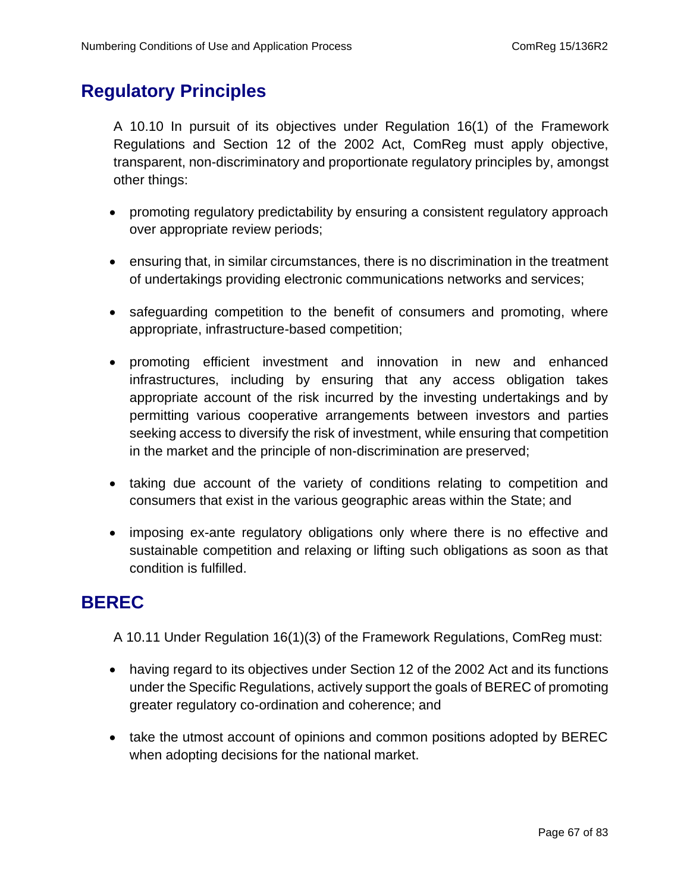## Regulatory Principles

A 10.10 In pursuit of its objectives under Regulation 16(1) of the Framework Regulations and Section 12 of the 2002 Act, ComReg must apply objective, transparent, non-discriminatory and proportionate regulatory principles by, amongst other things:

- promoting regulatory predictability by ensuring a consistent regulatory approach over appropriate review periods;
- ensuring that, in similar circumstances, there is no discrimination in the treatment of undertakings providing electronic communications networks and services;
- safeguarding competition to the benefit of consumers and promoting, where appropriate, infrastructure-based competition;
- promoting efficient investment and innovation in new and enhanced infrastructures, including by ensuring that any access obligation takes appropriate account of the risk incurred by the investing undertakings and by permitting various cooperative arrangements between investors and parties seeking access to diversify the risk of investment, while ensuring that competition in the market and the principle of non-discrimination are preserved;
- taking due account of the variety of conditions relating to competition and consumers that exist in the various geographic areas within the State; and
- imposing ex-ante regulatory obligations only where there is no effective and sustainable competition and relaxing or lifting such obligations as soon as that condition is fulfilled.

## BEREC

A 10.11 Under Regulation 16(1)(3) of the Framework Regulations, ComReg must:

- having regard to its objectives under Section 12 of the 2002 Act and its functions under the Specific Regulations, actively support the goals of BEREC of promoting greater regulatory co-ordination and coherence; and
- take the utmost account of opinions and common positions adopted by BEREC when adopting decisions for the national market.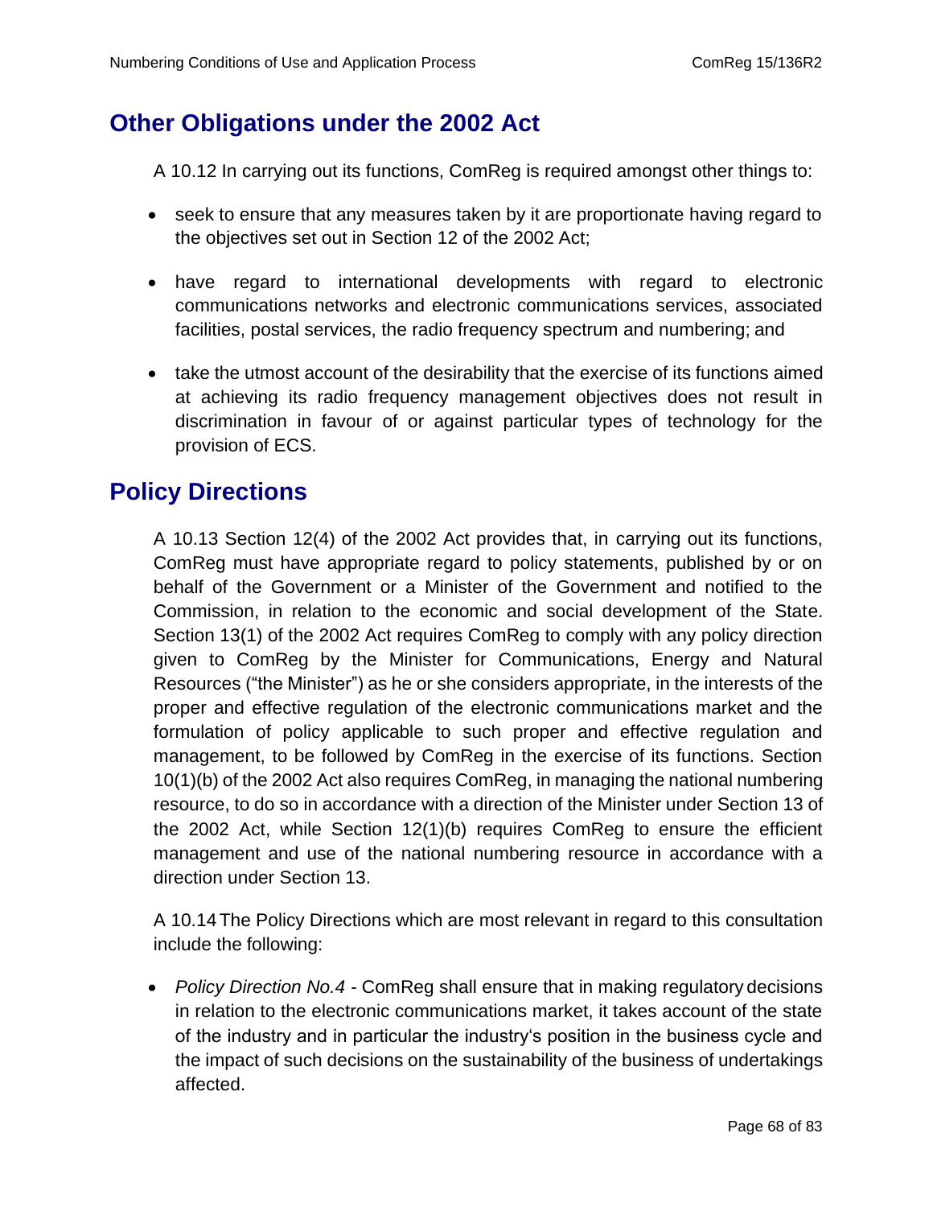## Other Obligations under the 2002 Act

A 10.12 In carrying out its functions, ComReg is required amongst other things to:

- seek to ensure that any measures taken by it are proportionate having regard to the objectives set out in Section 12 of the 2002 Act;
- have regard to international developments with regard to electronic communications networks and electronic communications services, associated facilities, postal services, the radio frequency spectrum and numbering; and
- take the utmost account of the desirability that the exercise of its functions aimed at achieving its radio frequency management objectives does not result in discrimination in favour of or against particular types of technology for the provision of ECS.

## Policy Directions

A 10.13 Section 12(4) of the 2002 Act provides that, in carrying out its functions, ComReg must have appropriate regard to policy statements, published by or on behalf of the Government or a Minister of the Government and notified to the Commission, in relation to the economic and social development of the State. Section 13(1) of the 2002 Act requires ComReg to comply with any policy direction given to ComReg by the Minister for Communications, Energy and Natural Resources ("the Minister") as he or she considers appropriate, in the interests of the proper and effective regulation of the electronic communications market and the formulation of policy applicable to such proper and effective regulation and management, to be followed by ComReg in the exercise of its functions. Section 10(1)(b) of the 2002 Act also requires ComReg, in managing the national numbering resource, to do so in accordance with a direction of the Minister under Section 13 of the 2002 Act, while Section 12(1)(b) requires ComReg to ensure the efficient management and use of the national numbering resource in accordance with a direction under Section 13.

A 10.14 The Policy Directions which are most relevant in regard to this consultation include the following:

- *Policy Direction No.4* - ComReg shall ensure that in making regulatory decisions in relation to the electronic communications market, it takes account of the state of the industry and in particular the industry's position in the business cycle and the impact of such decisions on the sustainability of the business of undertakings affected.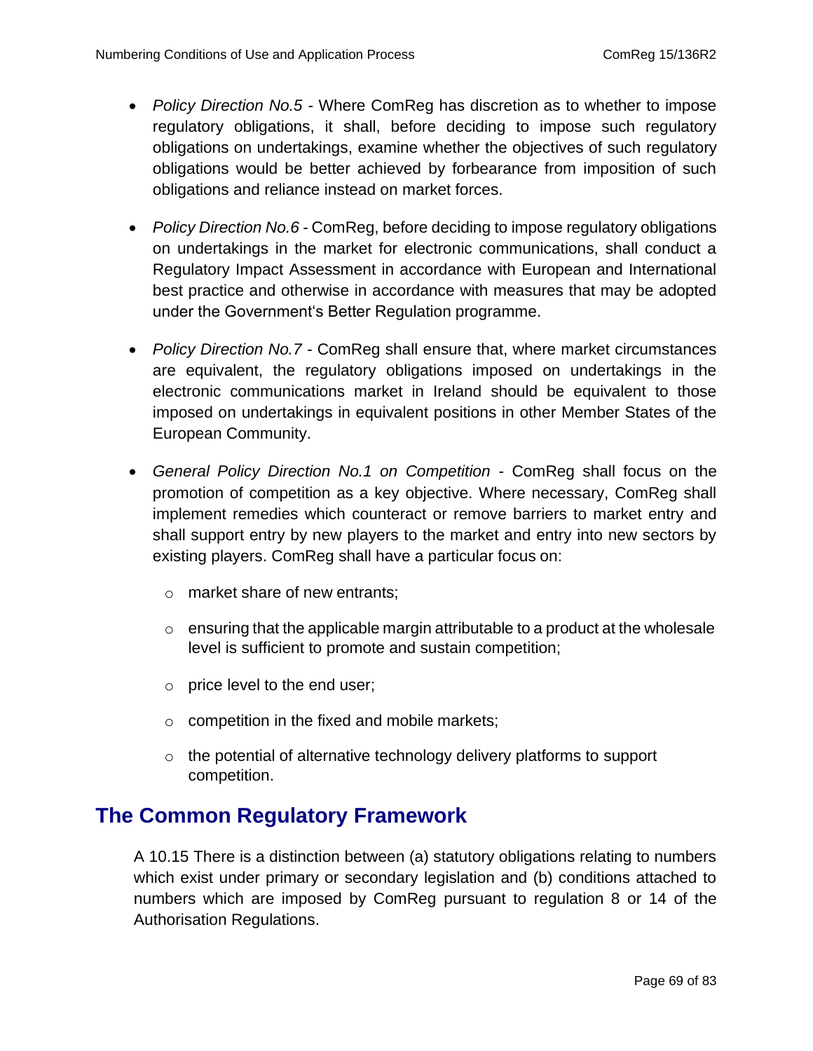- *Policy Direction No.5* - Where ComReg has discretion as to whether to impose regulatory obligations, it shall, before deciding to impose such regulatory obligations on undertakings, examine whether the objectives of such regulatory obligations would be better achieved by forbearance from imposition of such obligations and reliance instead on market forces.

- *Policy Direction No.6* - ComReg, before deciding to impose regulatory obligations on undertakings in the market for electronic communications, shall conduct a Regulatory Impact Assessment in accordance with European and International best practice and otherwise in accordance with measures that may be adopted under the Government's Better Regulation programme.

- *Policy Direction No.7* - ComReg shall ensure that, where market circumstances are equivalent, the regulatory obligations imposed on undertakings in the electronic communications market in Ireland should be equivalent to those imposed on undertakings in equivalent positions in other Member States of the European Community.

- *General Policy Direction No.1 on Competition* - ComReg shall focus on the promotion of competition as a key objective. Where necessary, ComReg shall implement remedies which counteract or remove barriers to market entry and shall support entry by new players to the market and entry into new sectors by existing players. ComReg shall have a particular focus on:
  - market share of new entrants;
  - ensuring that the applicable margin attributable to a product at the wholesale level is sufficient to promote and sustain competition;
  - price level to the end user;
  - competition in the fixed and mobile markets;
  - the potential of alternative technology delivery platforms to support competition.

## The Common Regulatory Framework

A 10.15 There is a distinction between (a) statutory obligations relating to numbers which exist under primary or secondary legislation and (b) conditions attached to numbers which are imposed by ComReg pursuant to regulation 8 or 14 of the Authorisation Regulations.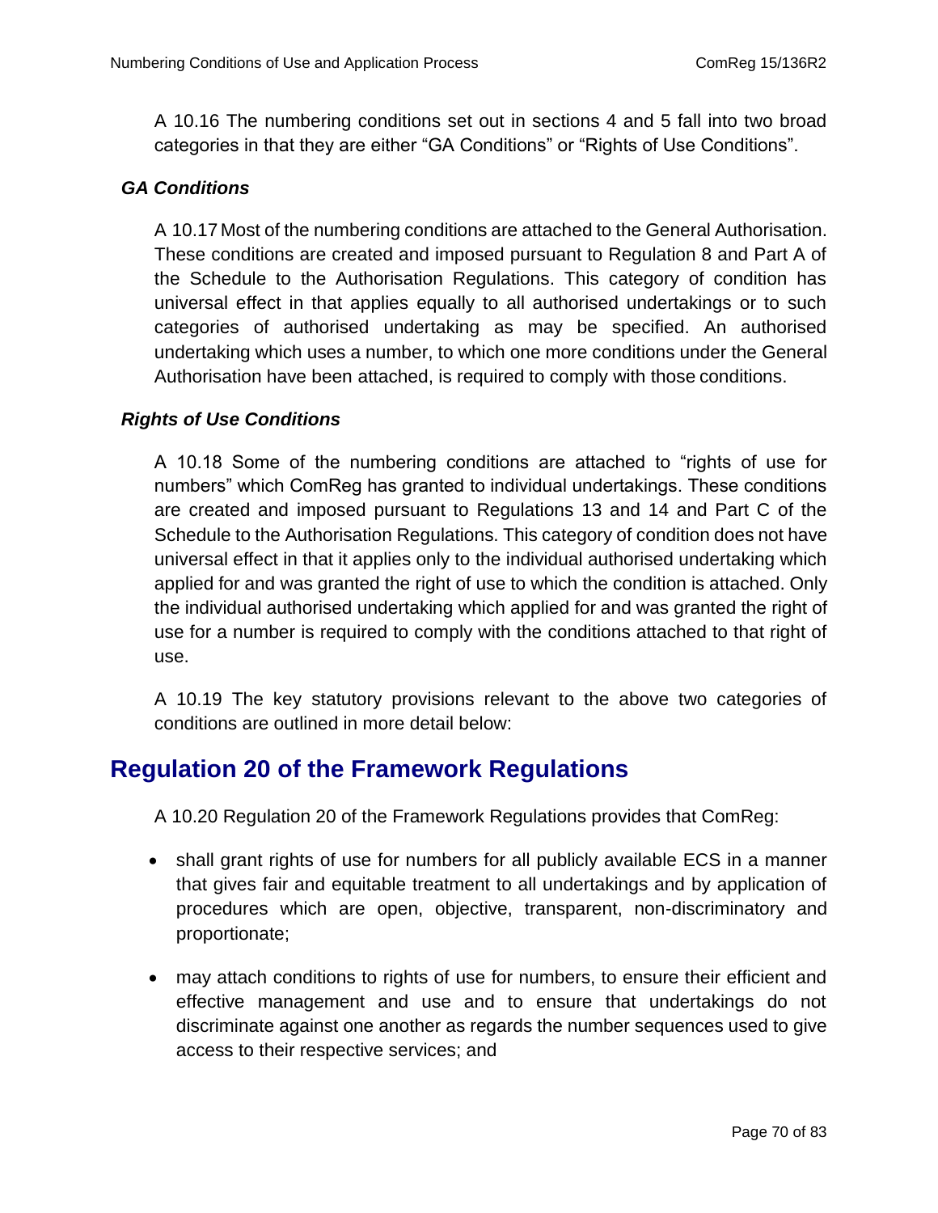A 10.16 The numbering conditions set out in sections 4 and 5 fall into two broad categories in that they are either “GA Conditions” or “Rights of Use Conditions”.

### *GA Conditions*

A 10.17 Most of the numbering conditions are attached to the General Authorisation. These conditions are created and imposed pursuant to Regulation 8 and Part A of the Schedule to the Authorisation Regulations. This category of condition has universal effect in that applies equally to all authorised undertakings or to such categories of authorised undertaking as may be specified. An authorised undertaking which uses a number, to which one more conditions under the General Authorisation have been attached, is required to comply with those conditions.

### *Rights of Use Conditions*

A 10.18 Some of the numbering conditions are attached to “rights of use for numbers” which ComReg has granted to individual undertakings. These conditions are created and imposed pursuant to Regulations 13 and 14 and Part C of the Schedule to the Authorisation Regulations. This category of condition does not have universal effect in that it applies only to the individual authorised undertaking which applied for and was granted the right of use to which the condition is attached. Only the individual authorised undertaking which applied for and was granted the right of use for a number is required to comply with the conditions attached to that right of use.

A 10.19 The key statutory provisions relevant to the above two categories of conditions are outlined in more detail below:

## Regulation 20 of the Framework Regulations

A 10.20 Regulation 20 of the Framework Regulations provides that ComReg:

- shall grant rights of use for numbers for all publicly available ECS in a manner that gives fair and equitable treatment to all undertakings and by application of procedures which are open, objective, transparent, non-discriminatory and proportionate;
- may attach conditions to rights of use for numbers, to ensure their efficient and effective management and use and to ensure that undertakings do not discriminate against one another as regards the number sequences used to give access to their respective services; and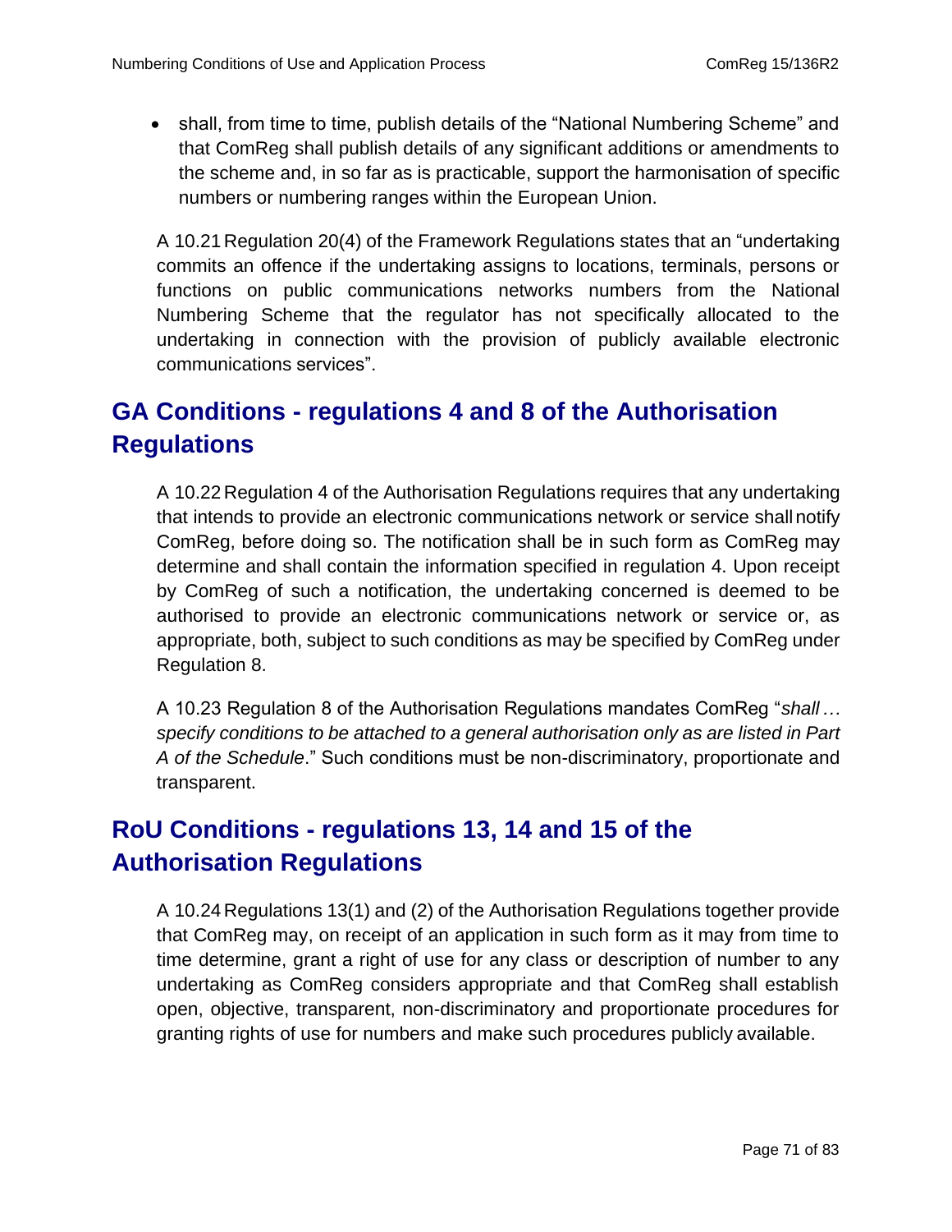- shall, from time to time, publish details of the "National Numbering Scheme" and that ComReg shall publish details of any significant additions or amendments to the scheme and, in so far as is practicable, support the harmonisation of specific numbers or numbering ranges within the European Union.

A 10.21 Regulation 20(4) of the Framework Regulations states that an "undertaking commits an offence if the undertaking assigns to locations, terminals, persons or functions on public communications networks numbers from the National Numbering Scheme that the regulator has not specifically allocated to the undertaking in connection with the provision of publicly available electronic communications services".

## GA Conditions - regulations 4 and 8 of the Authorisation Regulations

A 10.22 Regulation 4 of the Authorisation Regulations requires that any undertaking that intends to provide an electronic communications network or service shall notify ComReg, before doing so. The notification shall be in such form as ComReg may determine and shall contain the information specified in regulation 4. Upon receipt by ComReg of such a notification, the undertaking concerned is deemed to be authorised to provide an electronic communications network or service or, as appropriate, both, subject to such conditions as may be specified by ComReg under Regulation 8.

A 10.23 Regulation 8 of the Authorisation Regulations mandates ComReg "*shall … specify conditions to be attached to a general authorisation only as are listed in Part A of the Schedule*." Such conditions must be non-discriminatory, proportionate and transparent.

## RoU Conditions - regulations 13, 14 and 15 of the Authorisation Regulations

A 10.24 Regulations 13(1) and (2) of the Authorisation Regulations together provide that ComReg may, on receipt of an application in such form as it may from time to time determine, grant a right of use for any class or description of number to any undertaking as ComReg considers appropriate and that ComReg shall establish open, objective, transparent, non-discriminatory and proportionate procedures for granting rights of use for numbers and make such procedures publicly available.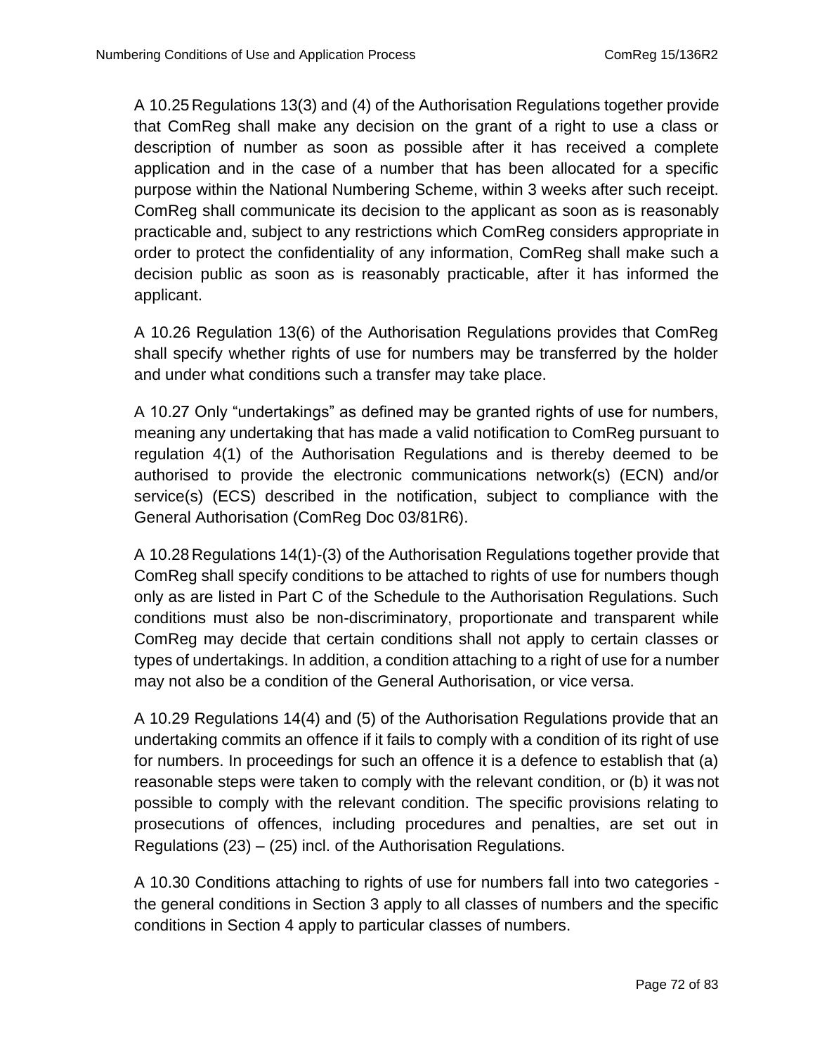A 10.25 Regulations 13(3) and (4) of the Authorisation Regulations together provide that ComReg shall make any decision on the grant of a right to use a class or description of number as soon as possible after it has received a complete application and in the case of a number that has been allocated for a specific purpose within the National Numbering Scheme, within 3 weeks after such receipt. ComReg shall communicate its decision to the applicant as soon as is reasonably practicable and, subject to any restrictions which ComReg considers appropriate in order to protect the confidentiality of any information, ComReg shall make such a decision public as soon as is reasonably practicable, after it has informed the applicant.

A 10.26 Regulation 13(6) of the Authorisation Regulations provides that ComReg shall specify whether rights of use for numbers may be transferred by the holder and under what conditions such a transfer may take place.

A 10.27 Only "undertakings" as defined may be granted rights of use for numbers, meaning any undertaking that has made a valid notification to ComReg pursuant to regulation 4(1) of the Authorisation Regulations and is thereby deemed to be authorised to provide the electronic communications network(s) (ECN) and/or service(s) (ECS) described in the notification, subject to compliance with the General Authorisation (ComReg Doc 03/81R6).

A 10.28 Regulations 14(1)-(3) of the Authorisation Regulations together provide that ComReg shall specify conditions to be attached to rights of use for numbers though only as are listed in Part C of the Schedule to the Authorisation Regulations. Such conditions must also be non-discriminatory, proportionate and transparent while ComReg may decide that certain conditions shall not apply to certain classes or types of undertakings. In addition, a condition attaching to a right of use for a number may not also be a condition of the General Authorisation, or vice versa.

A 10.29 Regulations 14(4) and (5) of the Authorisation Regulations provide that an undertaking commits an offence if it fails to comply with a condition of its right of use for numbers. In proceedings for such an offence it is a defence to establish that (a) reasonable steps were taken to comply with the relevant condition, or (b) it was not possible to comply with the relevant condition. The specific provisions relating to prosecutions of offences, including procedures and penalties, are set out in Regulations (23) – (25) incl. of the Authorisation Regulations.

A 10.30 Conditions attaching to rights of use for numbers fall into two categories - the general conditions in Section 3 apply to all classes of numbers and the specific conditions in Section 4 apply to particular classes of numbers.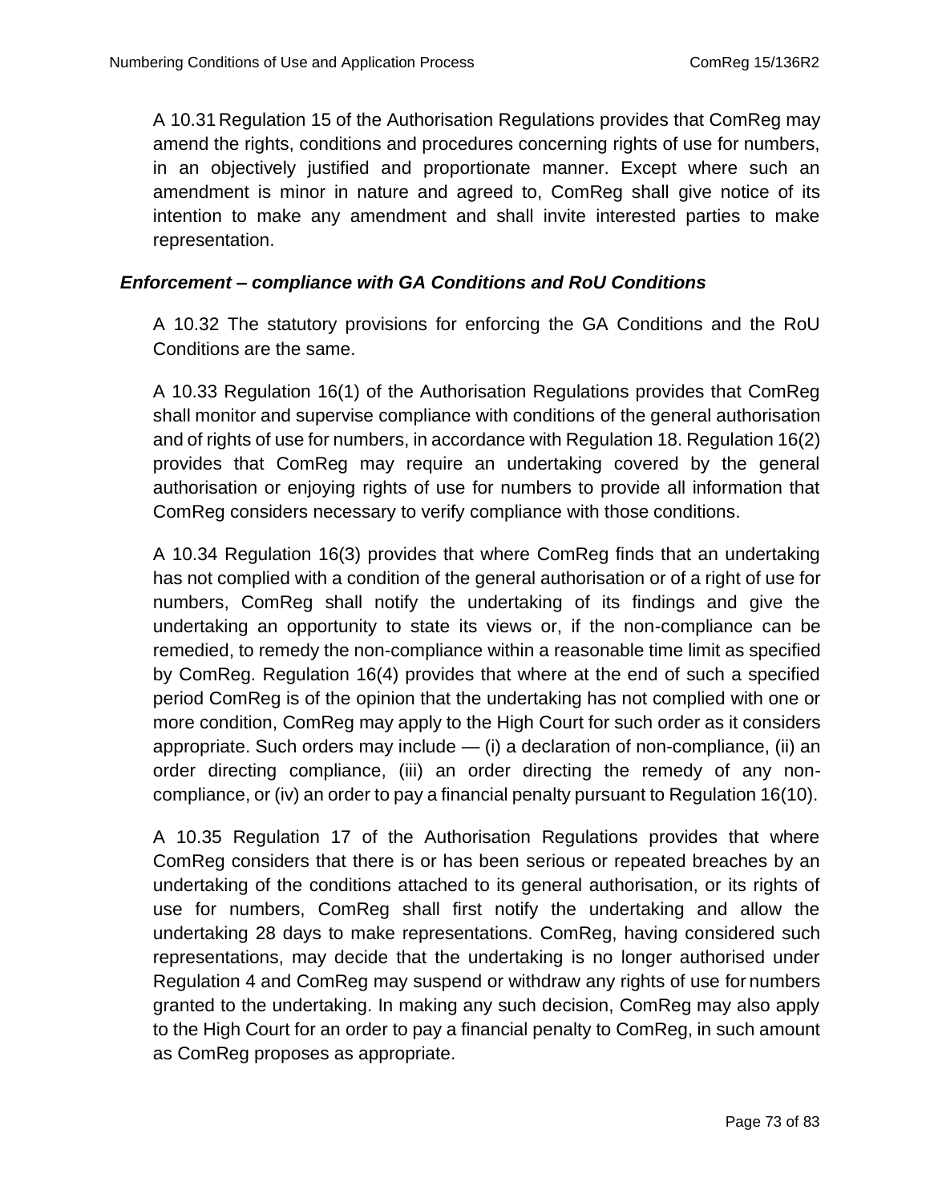A 10.31 Regulation 15 of the Authorisation Regulations provides that ComReg may amend the rights, conditions and procedures concerning rights of use for numbers, in an objectively justified and proportionate manner. Except where such an amendment is minor in nature and agreed to, ComReg shall give notice of its intention to make any amendment and shall invite interested parties to make representation.

### *Enforcement – compliance with GA Conditions and RoU Conditions*

A 10.32 The statutory provisions for enforcing the GA Conditions and the RoU Conditions are the same.

A 10.33 Regulation 16(1) of the Authorisation Regulations provides that ComReg shall monitor and supervise compliance with conditions of the general authorisation and of rights of use for numbers, in accordance with Regulation 18. Regulation 16(2) provides that ComReg may require an undertaking covered by the general authorisation or enjoying rights of use for numbers to provide all information that ComReg considers necessary to verify compliance with those conditions.

A 10.34 Regulation 16(3) provides that where ComReg finds that an undertaking has not complied with a condition of the general authorisation or of a right of use for numbers, ComReg shall notify the undertaking of its findings and give the undertaking an opportunity to state its views or, if the non-compliance can be remedied, to remedy the non-compliance within a reasonable time limit as specified by ComReg. Regulation 16(4) provides that where at the end of such a specified period ComReg is of the opinion that the undertaking has not complied with one or more condition, ComReg may apply to the High Court for such order as it considers appropriate. Such orders may include — (i) a declaration of non-compliance, (ii) an order directing compliance, (iii) an order directing the remedy of any non-compliance, or (iv) an order to pay a financial penalty pursuant to Regulation 16(10).

A 10.35 Regulation 17 of the Authorisation Regulations provides that where ComReg considers that there is or has been serious or repeated breaches by an undertaking of the conditions attached to its general authorisation, or its rights of use for numbers, ComReg shall first notify the undertaking and allow the undertaking 28 days to make representations. ComReg, having considered such representations, may decide that the undertaking is no longer authorised under Regulation 4 and ComReg may suspend or withdraw any rights of use for numbers granted to the undertaking. In making any such decision, ComReg may also apply to the High Court for an order to pay a financial penalty to ComReg, in such amount as ComReg proposes as appropriate.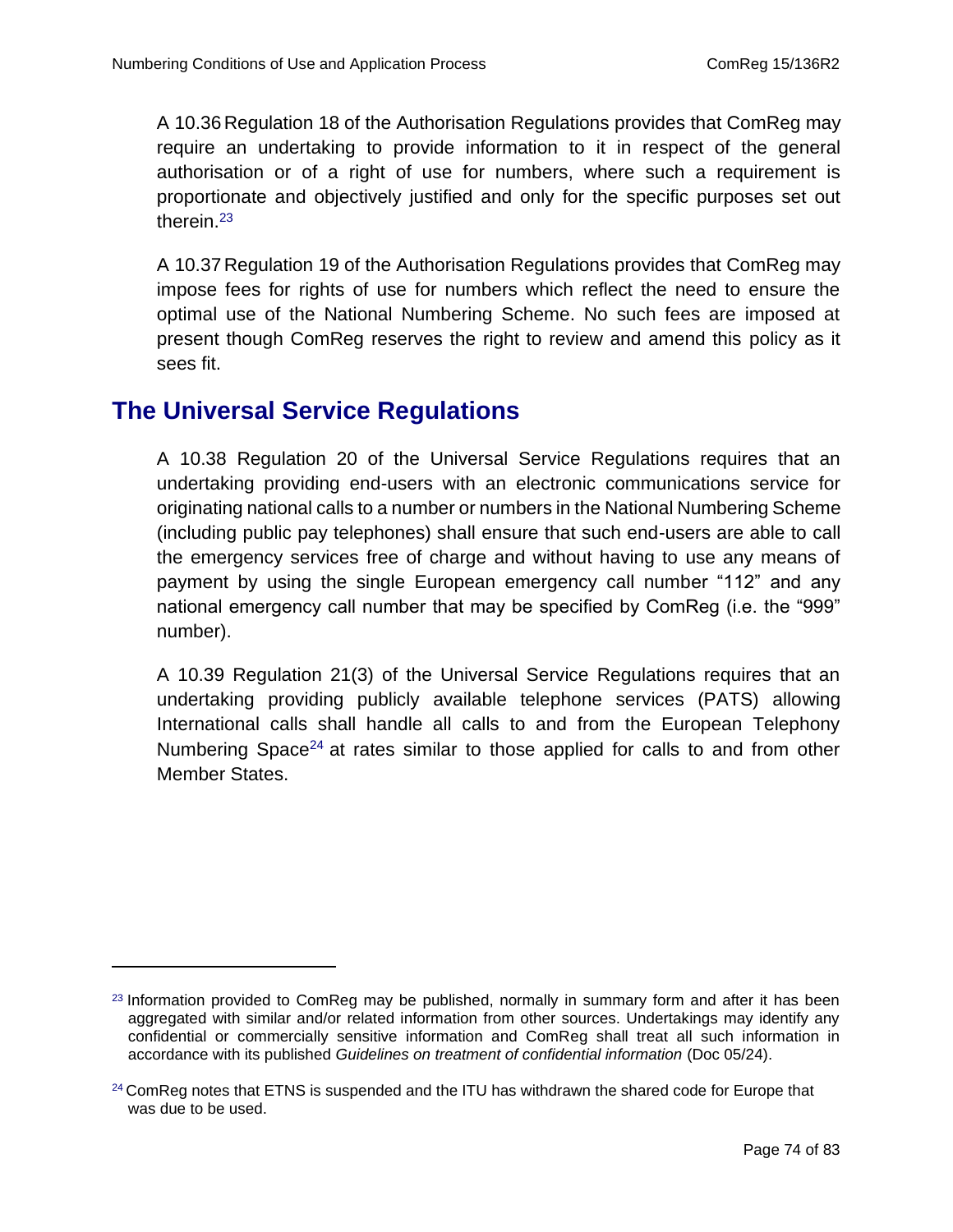A 10.36 Regulation 18 of the Authorisation Regulations provides that ComReg may require an undertaking to provide information to it in respect of the general authorisation or of a right of use for numbers, where such a requirement is proportionate and objectively justified and only for the specific purposes set out therein.[23]

A 10.37 Regulation 19 of the Authorisation Regulations provides that ComReg may impose fees for rights of use for numbers which reflect the need to ensure the optimal use of the National Numbering Scheme. No such fees are imposed at present though ComReg reserves the right to review and amend this policy as it sees fit.

## The Universal Service Regulations

A 10.38 Regulation 20 of the Universal Service Regulations requires that an undertaking providing end-users with an electronic communications service for originating national calls to a number or numbers in the National Numbering Scheme (including public pay telephones) shall ensure that such end-users are able to call the emergency services free of charge and without having to use any means of payment by using the single European emergency call number "112" and any national emergency call number that may be specified by ComReg (i.e. the "999" number).

A 10.39 Regulation 21(3) of the Universal Service Regulations requires that an undertaking providing publicly available telephone services (PATS) allowing International calls shall handle all calls to and from the European Telephony Numbering Space[24] at rates similar to those applied for calls to and from other Member States.

---

[23] Information provided to ComReg may be published, normally in summary form and after it has been aggregated with similar and/or related information from other sources. Undertakings may identify any confidential or commercially sensitive information and ComReg shall treat all such information in accordance with its published *Guidelines on treatment of confidential information* (Doc 05/24).

[24] ComReg notes that ETNS is suspended and the ITU has withdrawn the shared code for Europe that was due to be used.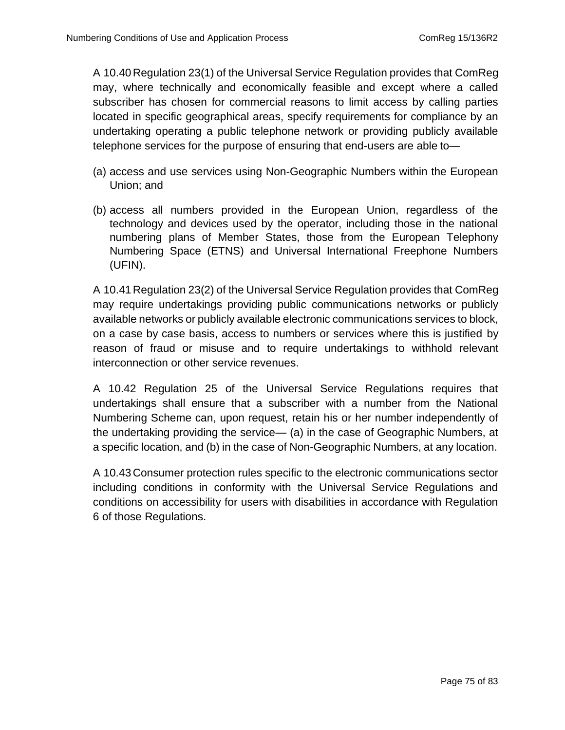A 10.40 Regulation 23(1) of the Universal Service Regulation provides that ComReg may, where technically and economically feasible and except where a called subscriber has chosen for commercial reasons to limit access by calling parties located in specific geographical areas, specify requirements for compliance by an undertaking operating a public telephone network or providing publicly available telephone services for the purpose of ensuring that end-users are able to—

(a) access and use services using Non-Geographic Numbers within the European Union; and

(b) access all numbers provided in the European Union, regardless of the technology and devices used by the operator, including those in the national numbering plans of Member States, those from the European Telephony Numbering Space (ETNS) and Universal International Freephone Numbers (UFIN).

A 10.41 Regulation 23(2) of the Universal Service Regulation provides that ComReg may require undertakings providing public communications networks or publicly available networks or publicly available electronic communications services to block, on a case by case basis, access to numbers or services where this is justified by reason of fraud or misuse and to require undertakings to withhold relevant interconnection or other service revenues.

A 10.42 Regulation 25 of the Universal Service Regulations requires that undertakings shall ensure that a subscriber with a number from the National Numbering Scheme can, upon request, retain his or her number independently of the undertaking providing the service— (a) in the case of Geographic Numbers, at a specific location, and (b) in the case of Non-Geographic Numbers, at any location.

A 10.43 Consumer protection rules specific to the electronic communications sector including conditions in conformity with the Universal Service Regulations and conditions on accessibility for users with disabilities in accordance with Regulation 6 of those Regulations.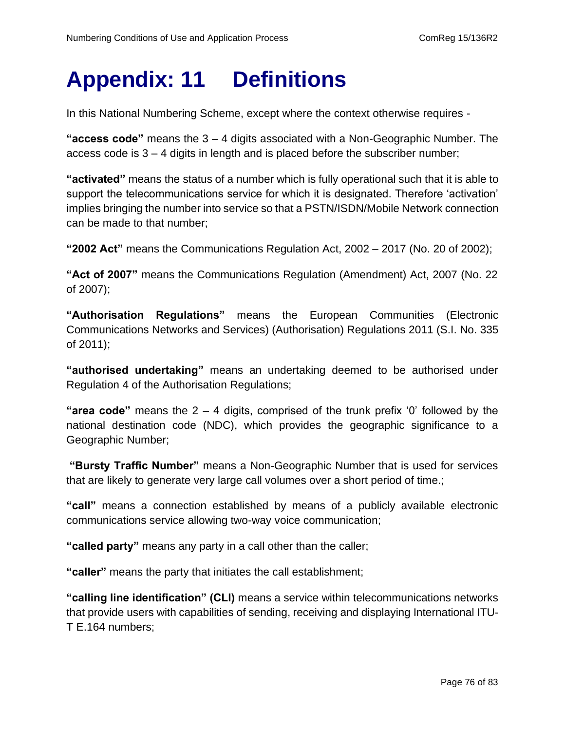# Appendix: 11 Definitions

In this National Numbering Scheme, except where the context otherwise requires -

**"access code"** means the 3 – 4 digits associated with a Non-Geographic Number. The access code is 3 – 4 digits in length and is placed before the subscriber number;

**"activated"** means the status of a number which is fully operational such that it is able to support the telecommunications service for which it is designated. Therefore 'activation' implies bringing the number into service so that a PSTN/ISDN/Mobile Network connection can be made to that number;

**"2002 Act"** means the Communications Regulation Act, 2002 – 2017 (No. 20 of 2002);

**"Act of 2007"** means the Communications Regulation (Amendment) Act, 2007 (No. 22 of 2007);

**"Authorisation Regulations"** means the European Communities (Electronic Communications Networks and Services) (Authorisation) Regulations 2011 (S.I. No. 335 of 2011);

**"authorised undertaking"** means an undertaking deemed to be authorised under Regulation 4 of the Authorisation Regulations;

**"area code"** means the 2 – 4 digits, comprised of the trunk prefix '0' followed by the national destination code (NDC), which provides the geographic significance to a Geographic Number;

**"Bursty Traffic Number"** means a Non-Geographic Number that is used for services that are likely to generate very large call volumes over a short period of time.;

**"call"** means a connection established by means of a publicly available electronic communications service allowing two-way voice communication;

**"called party"** means any party in a call other than the caller;

**"caller"** means the party that initiates the call establishment;

**"calling line identification" (CLI)** means a service within telecommunications networks that provide users with capabilities of sending, receiving and displaying International ITU-T E.164 numbers;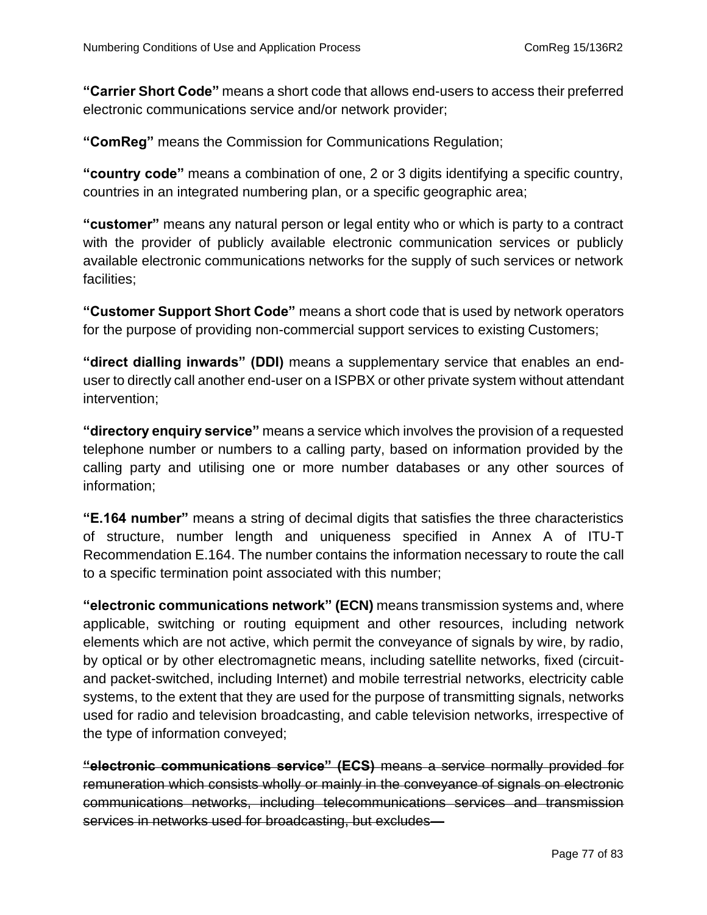**"Carrier Short Code"** means a short code that allows end-users to access their preferred electronic communications service and/or network provider;

**"ComReg"** means the Commission for Communications Regulation;

**"country code"** means a combination of one, 2 or 3 digits identifying a specific country, countries in an integrated numbering plan, or a specific geographic area;

**"customer"** means any natural person or legal entity who or which is party to a contract with the provider of publicly available electronic communication services or publicly available electronic communications networks for the supply of such services or network facilities;

**"Customer Support Short Code"** means a short code that is used by network operators for the purpose of providing non-commercial support services to existing Customers;

**"direct dialling inwards" (DDI)** means a supplementary service that enables an end-user to directly call another end-user on a ISPBX or other private system without attendant intervention;

**"directory enquiry service"** means a service which involves the provision of a requested telephone number or numbers to a calling party, based on information provided by the calling party and utilising one or more number databases or any other sources of information;

**"E.164 number"** means a string of decimal digits that satisfies the three characteristics of structure, number length and uniqueness specified in Annex A of ITU-T Recommendation E.164. The number contains the information necessary to route the call to a specific termination point associated with this number;

**"electronic communications network" (ECN)** means transmission systems and, where applicable, switching or routing equipment and other resources, including network elements which are not active, which permit the conveyance of signals by wire, by radio, by optical or by other electromagnetic means, including satellite networks, fixed (circuit- and packet-switched, including Internet) and mobile terrestrial networks, electricity cable systems, to the extent that they are used for the purpose of transmitting signals, networks used for radio and television broadcasting, and cable television networks, irrespective of the type of information conveyed;

~~**"electronic communications service" (ECS)** means a service normally provided for remuneration which consists wholly or mainly in the conveyance of signals on electronic communications networks, including telecommunications services and transmission services in networks used for broadcasting, but excludes—~~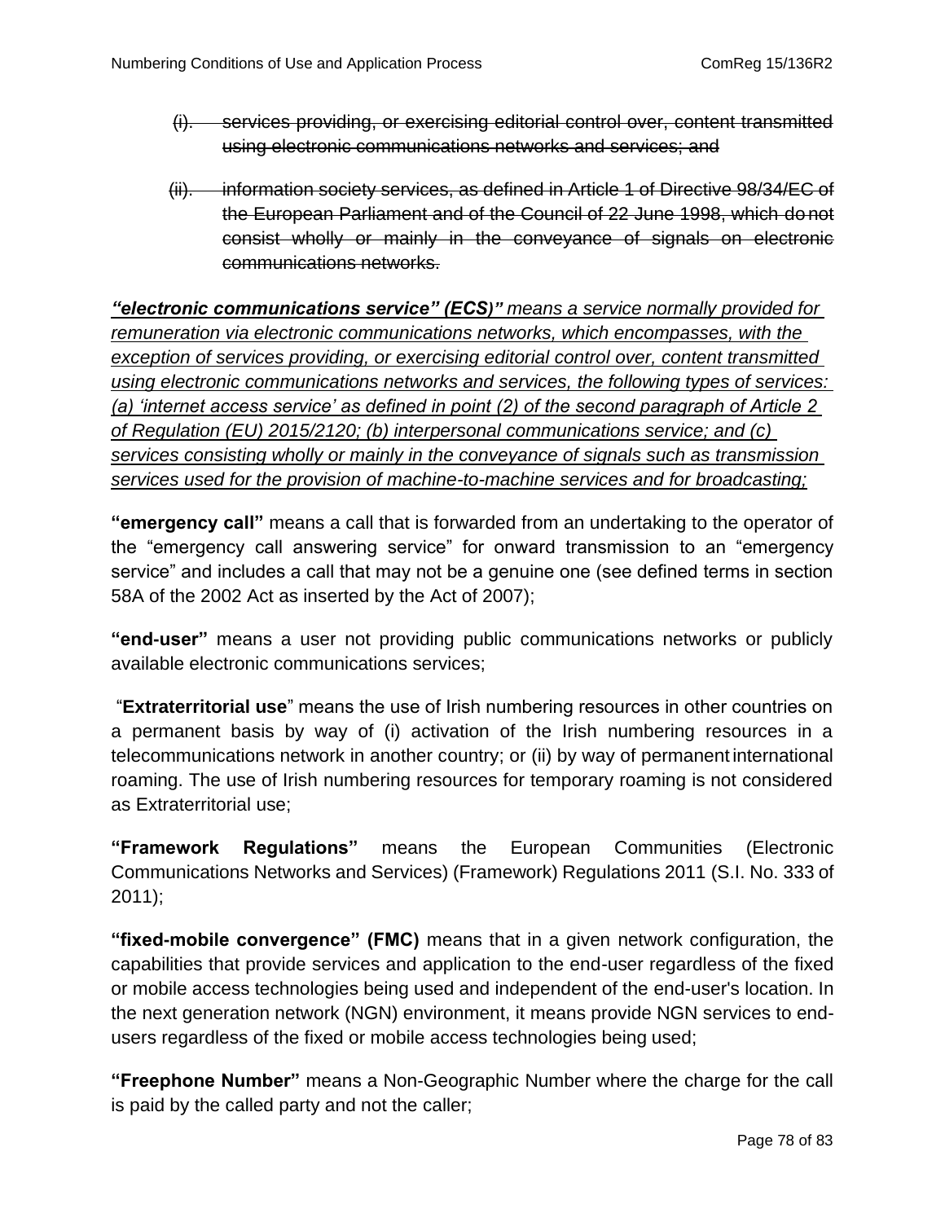(i). ~~services providing, or exercising editorial control over, content transmitted using electronic communications networks and services; and~~

(ii). ~~information society services, as defined in Article 1 of Directive 98/34/EC of the European Parliament and of the Council of 22 June 1998, which do not consist wholly or mainly in the conveyance of signals on electronic communications networks.~~

<u>***"electronic communications service" (ECS)"*** *means a service normally provided for remuneration via electronic communications networks, which encompasses, with the exception of services providing, or exercising editorial control over, content transmitted using electronic communications networks and services, the following types of services: (a) 'internet access service' as defined in point (2) of the second paragraph of Article 2 of Regulation (EU) 2015/2120; (b) interpersonal communications service; and (c) services consisting wholly or mainly in the conveyance of signals such as transmission services used for the provision of machine-to-machine services and for broadcasting;*</u>

**"emergency call"** means a call that is forwarded from an undertaking to the operator of the "emergency call answering service" for onward transmission to an "emergency service" and includes a call that may not be a genuine one (see defined terms in section 58A of the 2002 Act as inserted by the Act of 2007);

**"end-user"** means a user not providing public communications networks or publicly available electronic communications services;

"**Extraterritorial use**" means the use of Irish numbering resources in other countries on a permanent basis by way of (i) activation of the Irish numbering resources in a telecommunications network in another country; or (ii) by way of permanent international roaming. The use of Irish numbering resources for temporary roaming is not considered as Extraterritorial use;

**"Framework Regulations"** means the European Communities (Electronic Communications Networks and Services) (Framework) Regulations 2011 (S.I. No. 333 of 2011);

**"fixed-mobile convergence" (FMC)** means that in a given network configuration, the capabilities that provide services and application to the end-user regardless of the fixed or mobile access technologies being used and independent of the end-user's location. In the next generation network (NGN) environment, it means provide NGN services to end-users regardless of the fixed or mobile access technologies being used;

**"Freephone Number"** means a Non-Geographic Number where the charge for the call is paid by the called party and not the caller;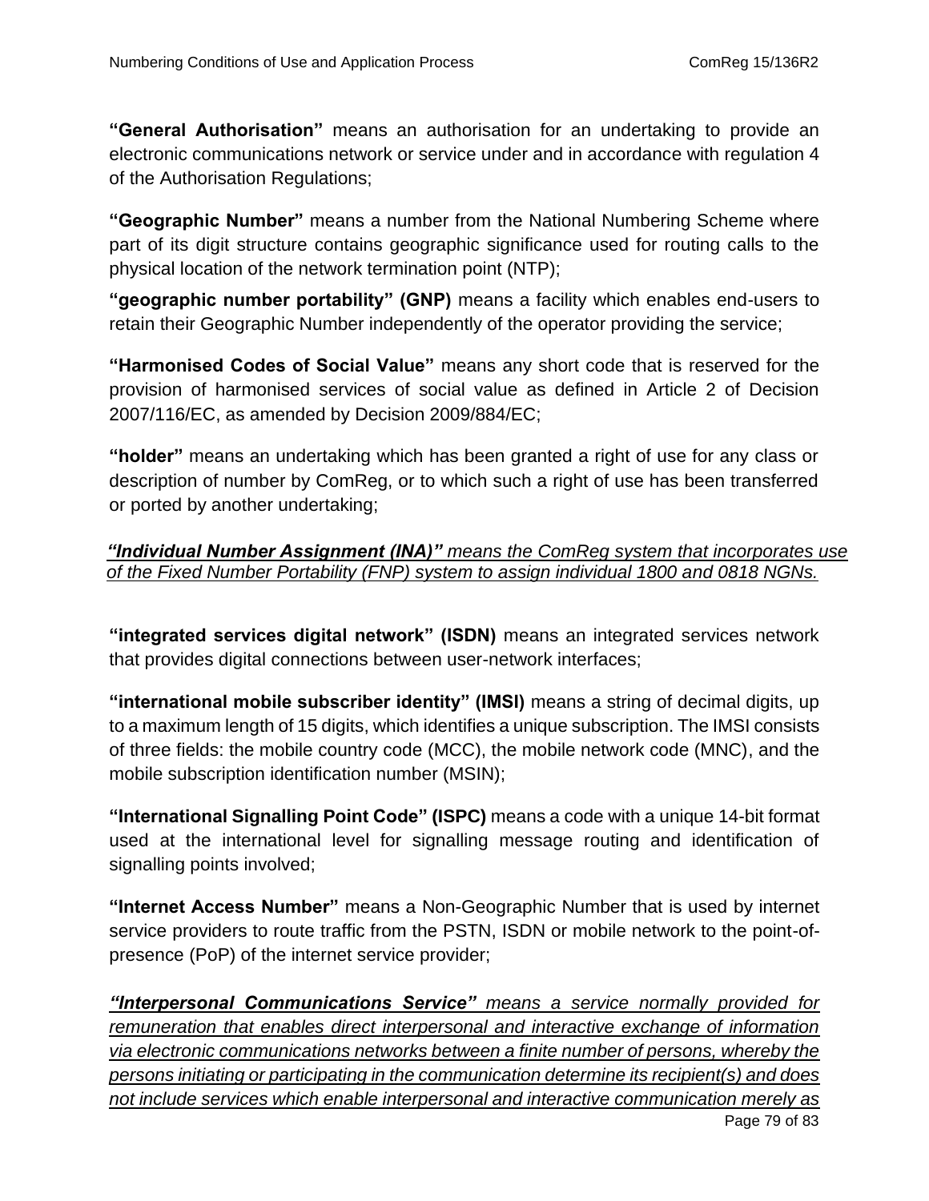**"General Authorisation"** means an authorisation for an undertaking to provide an electronic communications network or service under and in accordance with regulation 4 of the Authorisation Regulations;

**"Geographic Number"** means a number from the National Numbering Scheme where part of its digit structure contains geographic significance used for routing calls to the physical location of the network termination point (NTP);

**"geographic number portability" (GNP)** means a facility which enables end-users to retain their Geographic Number independently of the operator providing the service;

**"Harmonised Codes of Social Value"** means any short code that is reserved for the provision of harmonised services of social value as defined in Article 2 of Decision 2007/116/EC, as amended by Decision 2009/884/EC;

**"holder"** means an undertaking which has been granted a right of use for any class or description of number by ComReg, or to which such a right of use has been transferred or ported by another undertaking;

***"Individual Number Assignment (INA)"*** *means the ComReg system that incorporates use of the Fixed Number Portability (FNP) system to assign individual 1800 and 0818 NGNs.*

**"integrated services digital network" (ISDN)** means an integrated services network that provides digital connections between user-network interfaces;

**"international mobile subscriber identity" (IMSI)** means a string of decimal digits, up to a maximum length of 15 digits, which identifies a unique subscription. The IMSI consists of three fields: the mobile country code (MCC), the mobile network code (MNC), and the mobile subscription identification number (MSIN);

**"International Signalling Point Code" (ISPC)** means a code with a unique 14-bit format used at the international level for signalling message routing and identification of signalling points involved;

**"Internet Access Number"** means a Non-Geographic Number that is used by internet service providers to route traffic from the PSTN, ISDN or mobile network to the point-of-presence (PoP) of the internet service provider;

***"Interpersonal Communications Service"*** *means a service normally provided for remuneration that enables direct interpersonal and interactive exchange of information via electronic communications networks between a finite number of persons, whereby the persons initiating or participating in the communication determine its recipient(s) and does not include services which enable interpersonal and interactive communication merely as*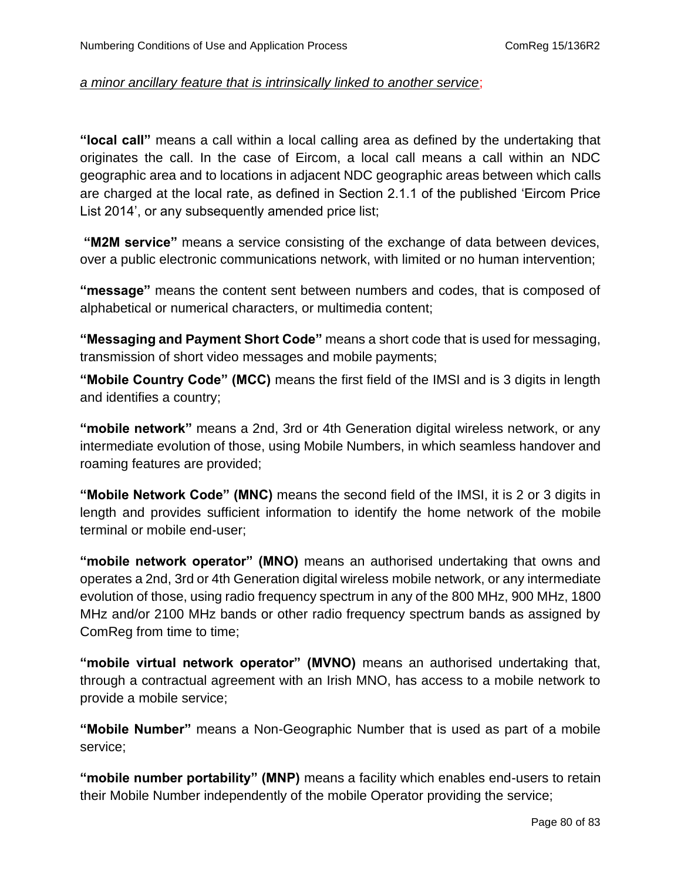*a minor ancillary feature that is intrinsically linked to another service*;

**"local call"** means a call within a local calling area as defined by the undertaking that originates the call. In the case of Eircom, a local call means a call within an NDC geographic area and to locations in adjacent NDC geographic areas between which calls are charged at the local rate, as defined in Section 2.1.1 of the published 'Eircom Price List 2014', or any subsequently amended price list;

**"M2M service"** means a service consisting of the exchange of data between devices, over a public electronic communications network, with limited or no human intervention;

**"message"** means the content sent between numbers and codes, that is composed of alphabetical or numerical characters, or multimedia content;

**"Messaging and Payment Short Code"** means a short code that is used for messaging, transmission of short video messages and mobile payments;

**"Mobile Country Code" (MCC)** means the first field of the IMSI and is 3 digits in length and identifies a country;

**"mobile network"** means a 2nd, 3rd or 4th Generation digital wireless network, or any intermediate evolution of those, using Mobile Numbers, in which seamless handover and roaming features are provided;

**"Mobile Network Code" (MNC)** means the second field of the IMSI, it is 2 or 3 digits in length and provides sufficient information to identify the home network of the mobile terminal or mobile end-user;

**"mobile network operator" (MNO)** means an authorised undertaking that owns and operates a 2nd, 3rd or 4th Generation digital wireless mobile network, or any intermediate evolution of those, using radio frequency spectrum in any of the 800 MHz, 900 MHz, 1800 MHz and/or 2100 MHz bands or other radio frequency spectrum bands as assigned by ComReg from time to time;

**"mobile virtual network operator" (MVNO)** means an authorised undertaking that, through a contractual agreement with an Irish MNO, has access to a mobile network to provide a mobile service;

**"Mobile Number"** means a Non-Geographic Number that is used as part of a mobile service;

**"mobile number portability" (MNP)** means a facility which enables end-users to retain their Mobile Number independently of the mobile Operator providing the service;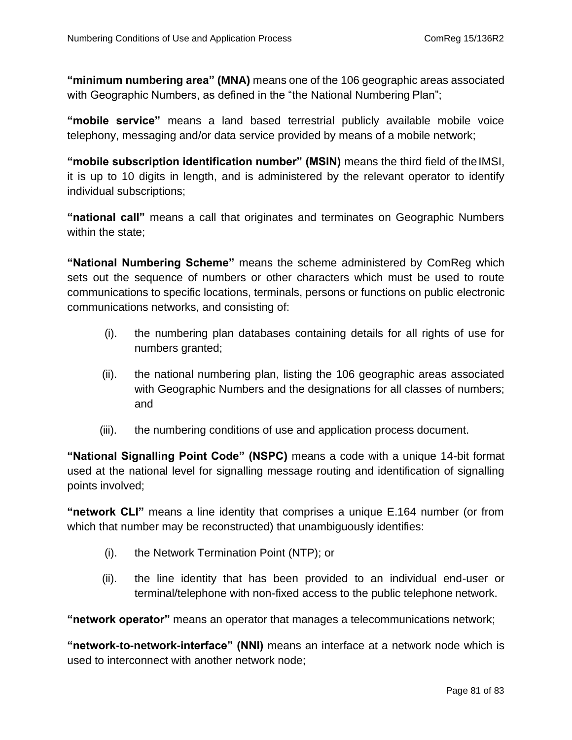**"minimum numbering area" (MNA)** means one of the 106 geographic areas associated with Geographic Numbers, as defined in the "the National Numbering Plan";

**"mobile service"** means a land based terrestrial publicly available mobile voice telephony, messaging and/or data service provided by means of a mobile network;

**"mobile subscription identification number" (MSIN)** means the third field of the IMSI, it is up to 10 digits in length, and is administered by the relevant operator to identify individual subscriptions;

**"national call"** means a call that originates and terminates on Geographic Numbers within the state;

**"National Numbering Scheme"** means the scheme administered by ComReg which sets out the sequence of numbers or other characters which must be used to route communications to specific locations, terminals, persons or functions on public electronic communications networks, and consisting of:

(i). the numbering plan databases containing details for all rights of use for numbers granted;

(ii). the national numbering plan, listing the 106 geographic areas associated with Geographic Numbers and the designations for all classes of numbers; and

(iii). the numbering conditions of use and application process document.

**"National Signalling Point Code" (NSPC)** means a code with a unique 14-bit format used at the national level for signalling message routing and identification of signalling points involved;

**"network CLI"** means a line identity that comprises a unique E.164 number (or from which that number may be reconstructed) that unambiguously identifies:

(i). the Network Termination Point (NTP); or

(ii). the line identity that has been provided to an individual end-user or terminal/telephone with non-fixed access to the public telephone network.

**"network operator"** means an operator that manages a telecommunications network;

**"network-to-network-interface" (NNI)** means an interface at a network node which is used to interconnect with another network node;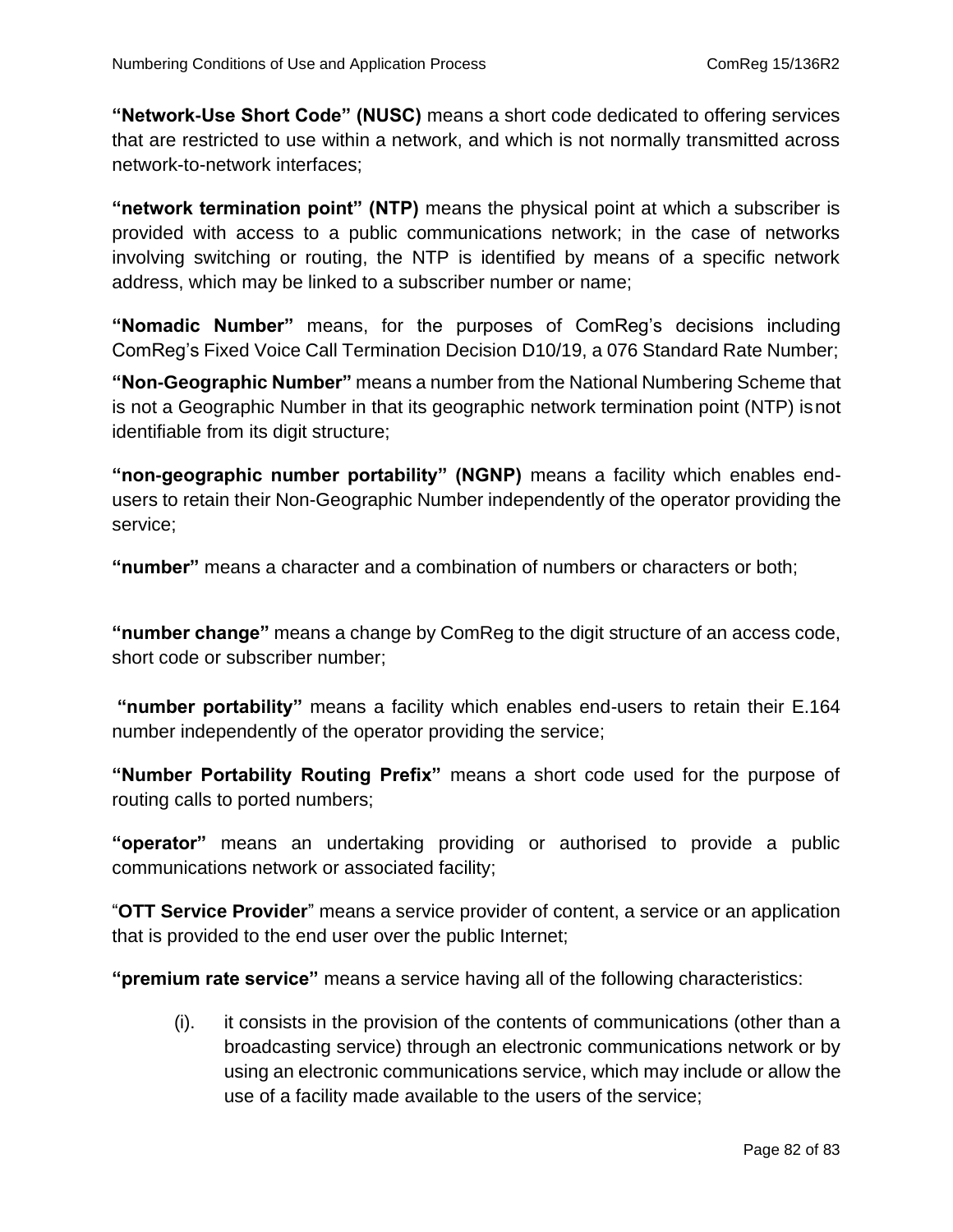**"Network-Use Short Code" (NUSC)** means a short code dedicated to offering services that are restricted to use within a network, and which is not normally transmitted across network-to-network interfaces;

**"network termination point" (NTP)** means the physical point at which a subscriber is provided with access to a public communications network; in the case of networks involving switching or routing, the NTP is identified by means of a specific network address, which may be linked to a subscriber number or name;

**"Nomadic Number"** means, for the purposes of ComReg's decisions including ComReg's Fixed Voice Call Termination Decision D10/19, a 076 Standard Rate Number;

**"Non-Geographic Number"** means a number from the National Numbering Scheme that is not a Geographic Number in that its geographic network termination point (NTP) is not identifiable from its digit structure;

**"non-geographic number portability" (NGNP)** means a facility which enables end-users to retain their Non-Geographic Number independently of the operator providing the service;

**"number"** means a character and a combination of numbers or characters or both;

**"number change"** means a change by ComReg to the digit structure of an access code, short code or subscriber number;

**"number portability"** means a facility which enables end-users to retain their E.164 number independently of the operator providing the service;

**"Number Portability Routing Prefix"** means a short code used for the purpose of routing calls to ported numbers;

**"operator"** means an undertaking providing or authorised to provide a public communications network or associated facility;

"**OTT Service Provider**" means a service provider of content, a service or an application that is provided to the end user over the public Internet;

**"premium rate service"** means a service having all of the following characteristics:

(i). it consists in the provision of the contents of communications (other than a broadcasting service) through an electronic communications network or by using an electronic communications service, which may include or allow the use of a facility made available to the users of the service;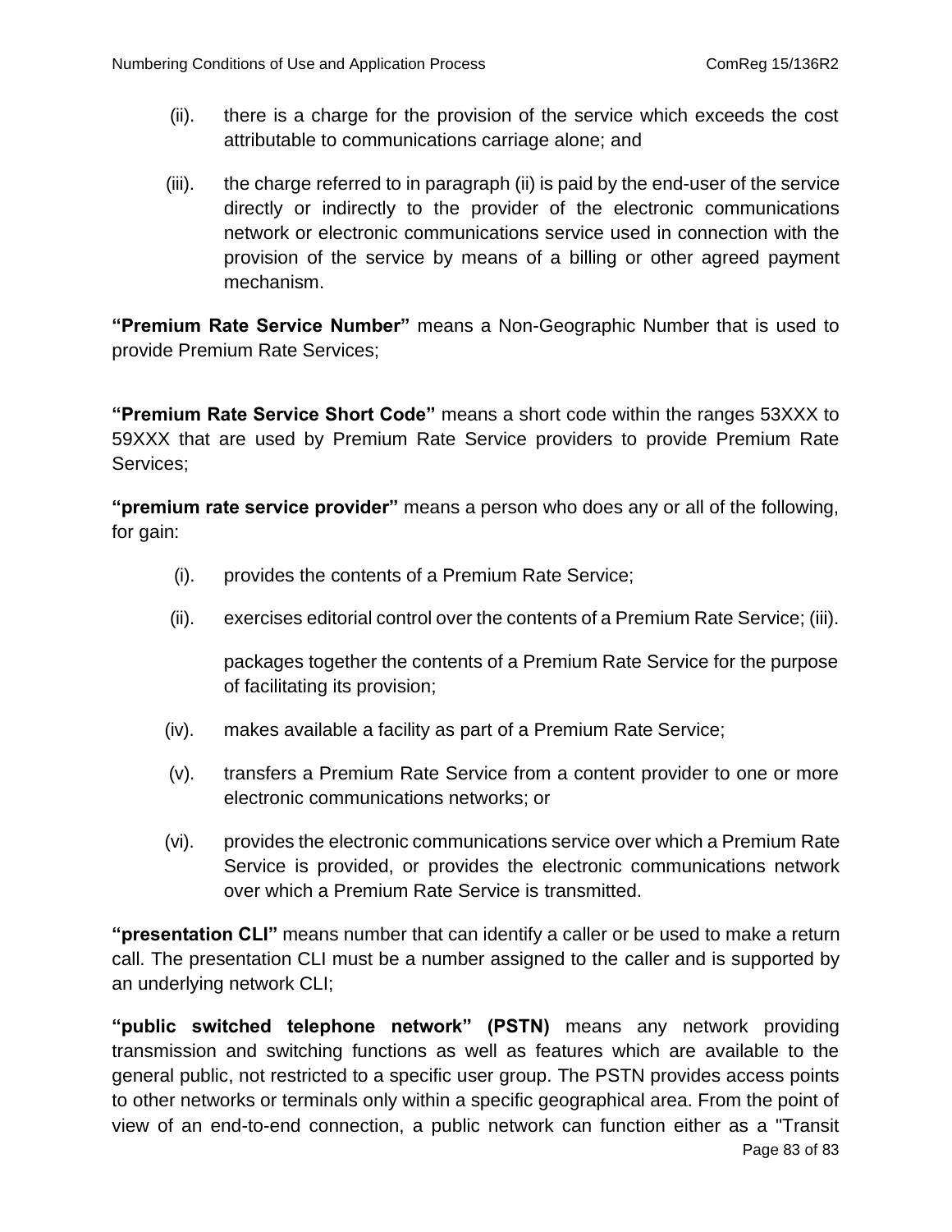(ii). there is a charge for the provision of the service which exceeds the cost attributable to communications carriage alone; and

(iii). the charge referred to in paragraph (ii) is paid by the end-user of the service directly or indirectly to the provider of the electronic communications network or electronic communications service used in connection with the provision of the service by means of a billing or other agreed payment mechanism.

**"Premium Rate Service Number"** means a Non-Geographic Number that is used to provide Premium Rate Services;

**"Premium Rate Service Short Code"** means a short code within the ranges 53XXX to 59XXX that are used by Premium Rate Service providers to provide Premium Rate Services;

**"premium rate service provider"** means a person who does any or all of the following, for gain:

(i). provides the contents of a Premium Rate Service;

(ii). exercises editorial control over the contents of a Premium Rate Service; (iii).

packages together the contents of a Premium Rate Service for the purpose of facilitating its provision;

(iv). makes available a facility as part of a Premium Rate Service;

(v). transfers a Premium Rate Service from a content provider to one or more electronic communications networks; or

(vi). provides the electronic communications service over which a Premium Rate Service is provided, or provides the electronic communications network over which a Premium Rate Service is transmitted.

**"presentation CLI"** means number that can identify a caller or be used to make a return call. The presentation CLI must be a number assigned to the caller and is supported by an underlying network CLI;

**"public switched telephone network" (PSTN)** means any network providing transmission and switching functions as well as features which are available to the general public, not restricted to a specific user group. The PSTN provides access points to other networks or terminals only within a specific geographical area. From the point of view of an end-to-end connection, a public network can function either as a "Transit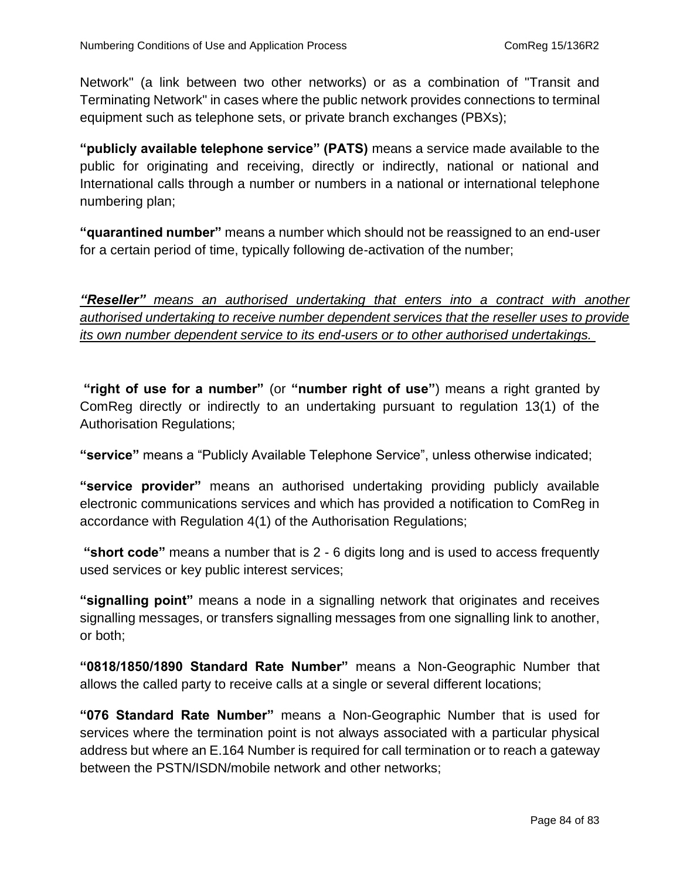Network" (a link between two other networks) or as a combination of "Transit and Terminating Network" in cases where the public network provides connections to terminal equipment such as telephone sets, or private branch exchanges (PBXs);

**"publicly available telephone service" (PATS)** means a service made available to the public for originating and receiving, directly or indirectly, national or national and International calls through a number or numbers in a national or international telephone numbering plan;

**"quarantined number"** means a number which should not be reassigned to an end-user for a certain period of time, typically following de-activation of the number;

***"Reseller"*** *means an authorised undertaking that enters into a contract with another authorised undertaking to receive number dependent services that the reseller uses to provide its own number dependent service to its end-users or to other authorised undertakings.*

**"right of use for a number"** (or **"number right of use"**) means a right granted by ComReg directly or indirectly to an undertaking pursuant to regulation 13(1) of the Authorisation Regulations;

**"service"** means a "Publicly Available Telephone Service", unless otherwise indicated;

**"service provider"** means an authorised undertaking providing publicly available electronic communications services and which has provided a notification to ComReg in accordance with Regulation 4(1) of the Authorisation Regulations;

**"short code"** means a number that is 2 - 6 digits long and is used to access frequently used services or key public interest services;

**"signalling point"** means a node in a signalling network that originates and receives signalling messages, or transfers signalling messages from one signalling link to another, or both;

**"0818/1850/1890 Standard Rate Number"** means a Non-Geographic Number that allows the called party to receive calls at a single or several different locations;

**"076 Standard Rate Number"** means a Non-Geographic Number that is used for services where the termination point is not always associated with a particular physical address but where an E.164 Number is required for call termination or to reach a gateway between the PSTN/ISDN/mobile network and other networks;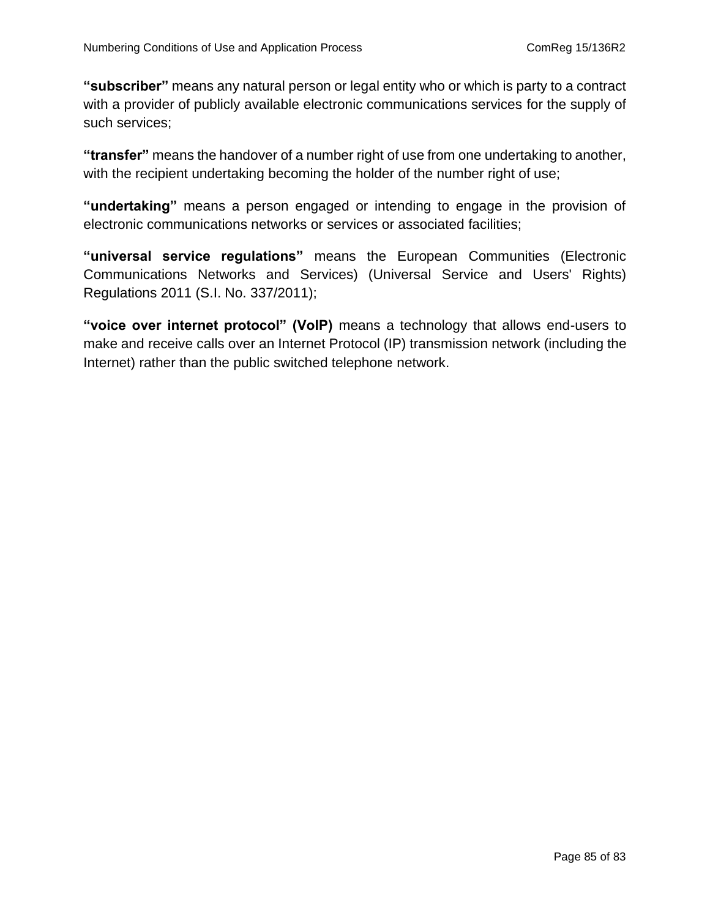**“subscriber”** means any natural person or legal entity who or which is party to a contract with a provider of publicly available electronic communications services for the supply of such services;

**“transfer”** means the handover of a number right of use from one undertaking to another, with the recipient undertaking becoming the holder of the number right of use;

**“undertaking”** means a person engaged or intending to engage in the provision of electronic communications networks or services or associated facilities;

**“universal service regulations”** means the European Communities (Electronic Communications Networks and Services) (Universal Service and Users' Rights) Regulations 2011 (S.I. No. 337/2011);

**“voice over internet protocol” (VoIP)** means a technology that allows end-users to make and receive calls over an Internet Protocol (IP) transmission network (including the Internet) rather than the public switched telephone network.